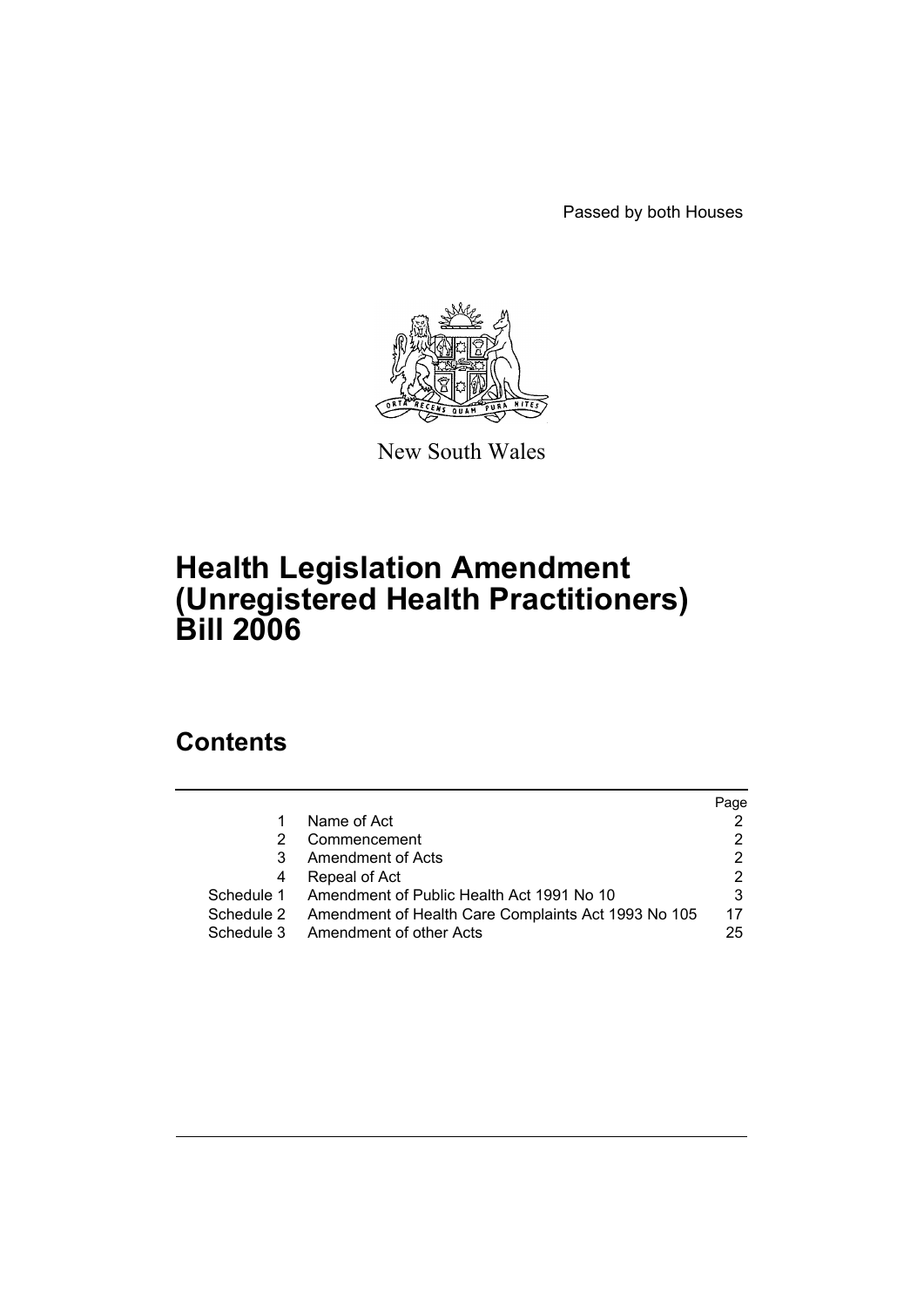Passed by both Houses

New South Wales

# Health Legislation Amendment (Unregistered Health Practitioners) Bill 2006

## Contents

| | | Page |
|---|---|---|
| 1 | Name of Act | 2 |
| 2 | Commencement | 2 |
| 3 | Amendment of Acts | 2 |
| 4 | Repeal of Act | 2 |
| Schedule 1 | Amendment of Public Health Act 1991 No 10 | 3 |
| Schedule 2 | Amendment of Health Care Complaints Act 1993 No 105 | 17 |
| Schedule 3 | Amendment of other Acts | 25 |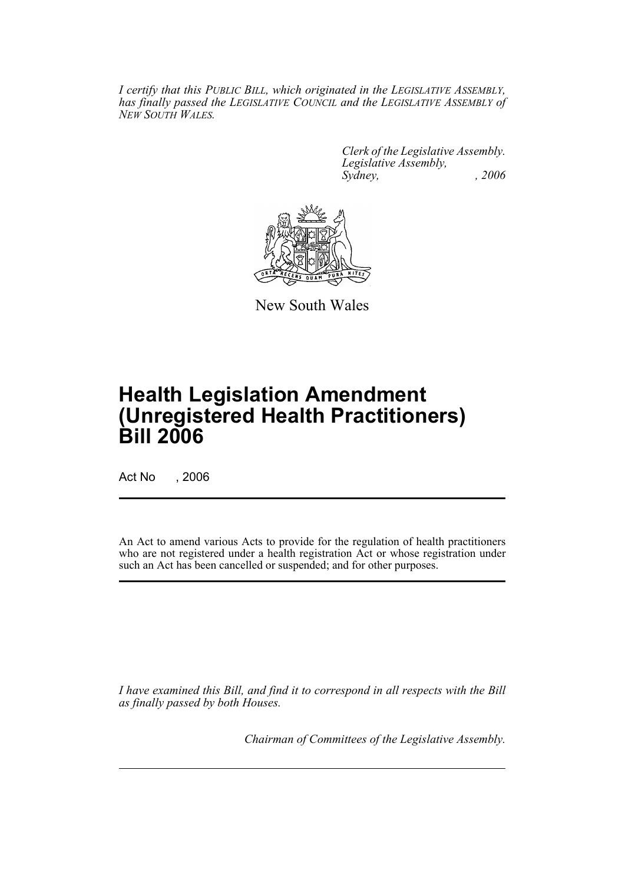*I certify that this PUBLIC BILL, which originated in the LEGISLATIVE ASSEMBLY, has finally passed the LEGISLATIVE COUNCIL and the LEGISLATIVE ASSEMBLY of NEW SOUTH WALES.*

*Clerk of the Legislative Assembly.*
*Legislative Assembly,*
*Sydney, , 2006*

New South Wales

# Health Legislation Amendment (Unregistered Health Practitioners) Bill 2006

Act No , 2006

An Act to amend various Acts to provide for the regulation of health practitioners who are not registered under a health registration Act or whose registration under such an Act has been cancelled or suspended; and for other purposes.

*I have examined this Bill, and find it to correspond in all respects with the Bill as finally passed by both Houses.*

*Chairman of Committees of the Legislative Assembly.*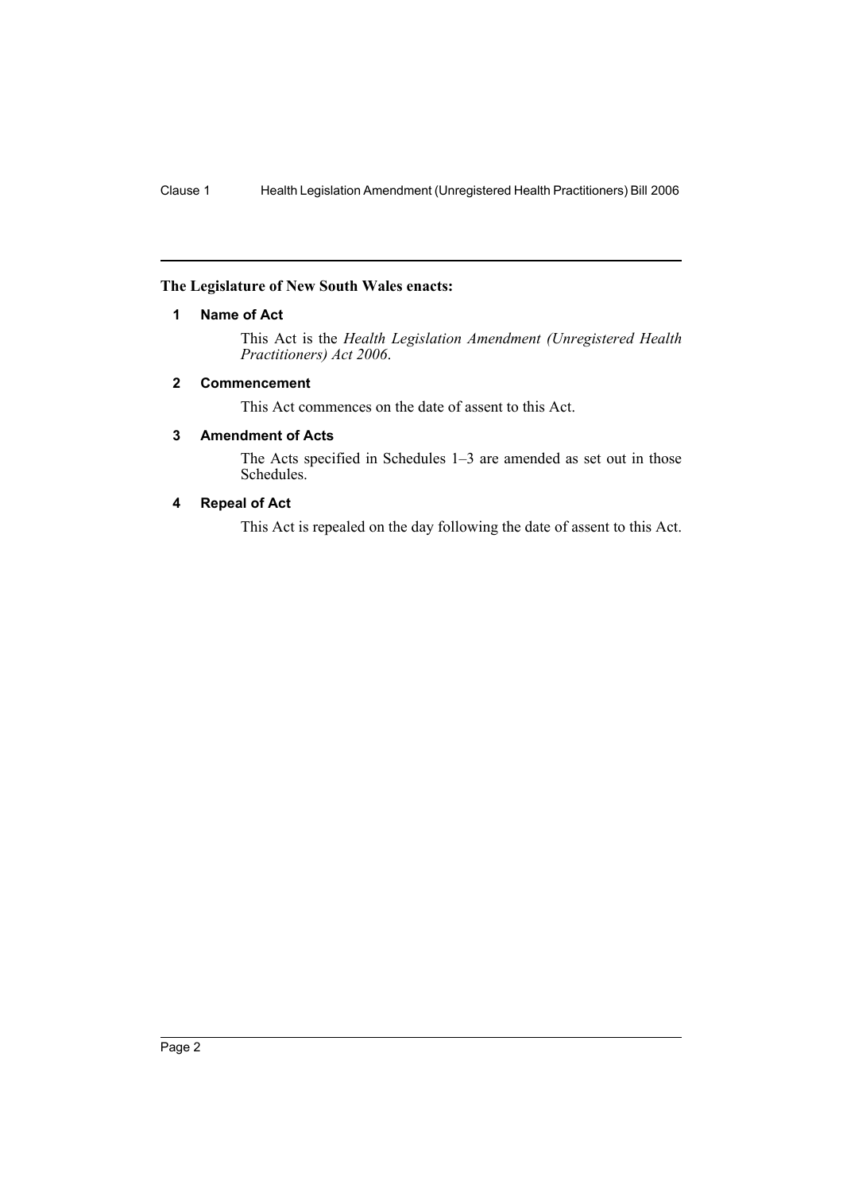**The Legislature of New South Wales enacts:**

## 1 Name of Act

This Act is the *Health Legislation Amendment (Unregistered Health Practitioners) Act 2006*.

## 2 Commencement

This Act commences on the date of assent to this Act.

## 3 Amendment of Acts

The Acts specified in Schedules 1–3 are amended as set out in those Schedules.

## 4 Repeal of Act

This Act is repealed on the day following the date of assent to this Act.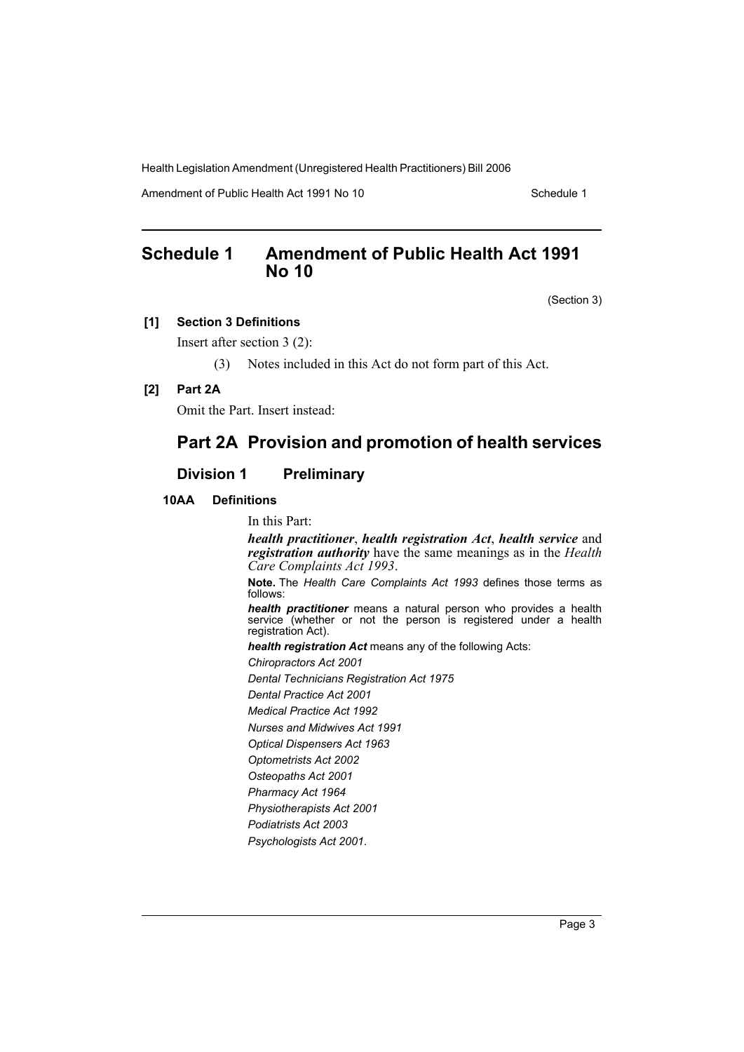# Schedule 1 Amendment of Public Health Act 1991 No 10

(Section 3)

**[1] Section 3 Definitions**

Insert after section 3 (2):

(3) Notes included in this Act do not form part of this Act.

**[2] Part 2A**

Omit the Part. Insert instead:

## Part 2A Provision and promotion of health services

### Division 1 Preliminary

**10AA Definitions**

In this Part:

***health practitioner***, ***health registration Act***, ***health service*** and ***registration authority*** have the same meanings as in the *Health Care Complaints Act 1993*.

**Note.** The *Health Care Complaints Act 1993* defines those terms as follows:

***health practitioner*** means a natural person who provides a health service (whether or not the person is registered under a health registration Act).

***health registration Act*** means any of the following Acts:

*Chiropractors Act 2001*

*Dental Technicians Registration Act 1975*

*Dental Practice Act 2001*

*Medical Practice Act 1992*

*Nurses and Midwives Act 1991*

*Optical Dispensers Act 1963*

*Optometrists Act 2002*

*Osteopaths Act 2001*

*Pharmacy Act 1964*

*Physiotherapists Act 2001*

*Podiatrists Act 2003*

*Psychologists Act 2001*.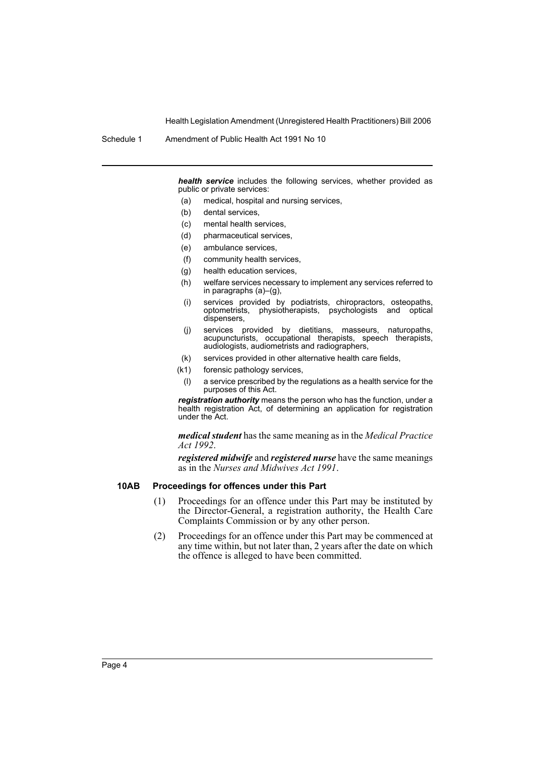***health service*** includes the following services, whether provided as public or private services:

(a) medical, hospital and nursing services,

(b) dental services,

(c) mental health services,

(d) pharmaceutical services,

(e) ambulance services,

(f) community health services,

(g) health education services,

(h) welfare services necessary to implement any services referred to in paragraphs (a)–(g),

(i) services provided by podiatrists, chiropractors, osteopaths, optometrists, physiotherapists, psychologists and optical dispensers,

(j) services provided by dietitians, masseurs, naturopaths, acupuncturists, occupational therapists, speech therapists, audiologists, audiometrists and radiographers,

(k) services provided in other alternative health care fields,

(k1) forensic pathology services,

(l) a service prescribed by the regulations as a health service for the purposes of this Act.

***registration authority*** means the person who has the function, under a health registration Act, of determining an application for registration under the Act.

***medical student*** has the same meaning as in the *Medical Practice Act 1992*.

***registered midwife*** and ***registered nurse*** have the same meanings as in the *Nurses and Midwives Act 1991*.

#### 10AB Proceedings for offences under this Part

(1) Proceedings for an offence under this Part may be instituted by the Director-General, a registration authority, the Health Care Complaints Commission or by any other person.

(2) Proceedings for an offence under this Part may be commenced at any time within, but not later than, 2 years after the date on which the offence is alleged to have been committed.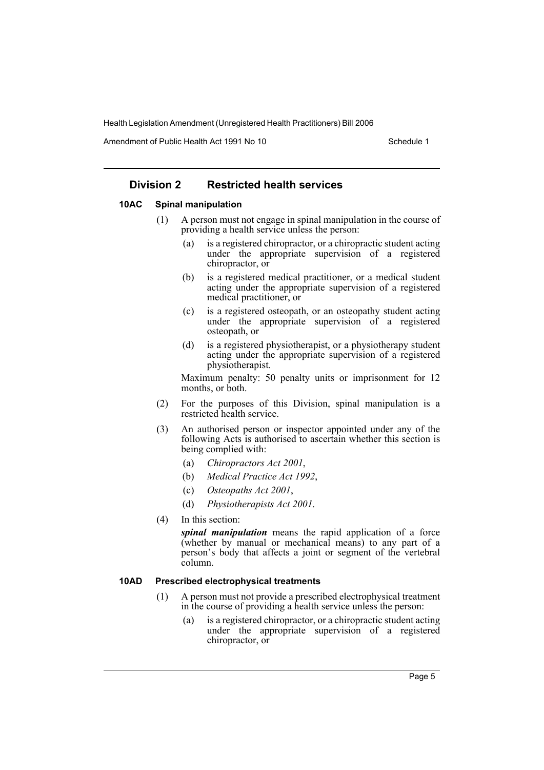## Division 2 Restricted health services

### 10AC Spinal manipulation

(1) A person must not engage in spinal manipulation in the course of providing a health service unless the person:

(a) is a registered chiropractor, or a chiropractic student acting under the appropriate supervision of a registered chiropractor, or

(b) is a registered medical practitioner, or a medical student acting under the appropriate supervision of a registered medical practitioner, or

(c) is a registered osteopath, or an osteopathy student acting under the appropriate supervision of a registered osteopath, or

(d) is a registered physiotherapist, or a physiotherapy student acting under the appropriate supervision of a registered physiotherapist.

Maximum penalty: 50 penalty units or imprisonment for 12 months, or both.

(2) For the purposes of this Division, spinal manipulation is a restricted health service.

(3) An authorised person or inspector appointed under any of the following Acts is authorised to ascertain whether this section is being complied with:

(a) *Chiropractors Act 2001*,

(b) *Medical Practice Act 1992*,

(c) *Osteopaths Act 2001*,

(d) *Physiotherapists Act 2001*.

(4) In this section:

***spinal manipulation*** means the rapid application of a force (whether by manual or mechanical means) to any part of a person's body that affects a joint or segment of the vertebral column.

### 10AD Prescribed electrophysical treatments

(1) A person must not provide a prescribed electrophysical treatment in the course of providing a health service unless the person:

(a) is a registered chiropractor, or a chiropractic student acting under the appropriate supervision of a registered chiropractor, or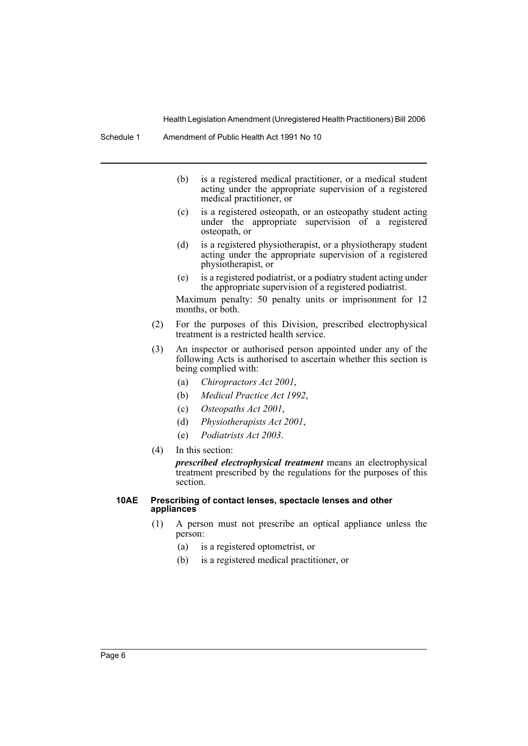(b) is a registered medical practitioner, or a medical student acting under the appropriate supervision of a registered medical practitioner, or

(c) is a registered osteopath, or an osteopathy student acting under the appropriate supervision of a registered osteopath, or

(d) is a registered physiotherapist, or a physiotherapy student acting under the appropriate supervision of a registered physiotherapist, or

(e) is a registered podiatrist, or a podiatry student acting under the appropriate supervision of a registered podiatrist.

Maximum penalty: 50 penalty units or imprisonment for 12 months, or both.

(2) For the purposes of this Division, prescribed electrophysical treatment is a restricted health service.

(3) An inspector or authorised person appointed under any of the following Acts is authorised to ascertain whether this section is being complied with:

(a) *Chiropractors Act 2001*,

(b) *Medical Practice Act 1992*,

(c) *Osteopaths Act 2001*,

(d) *Physiotherapists Act 2001*,

(e) *Podiatrists Act 2003*.

(4) In this section:

***prescribed electrophysical treatment*** means an electrophysical treatment prescribed by the regulations for the purposes of this section.

#### 10AE Prescribing of contact lenses, spectacle lenses and other appliances

(1) A person must not prescribe an optical appliance unless the person:

(a) is a registered optometrist, or

(b) is a registered medical practitioner, or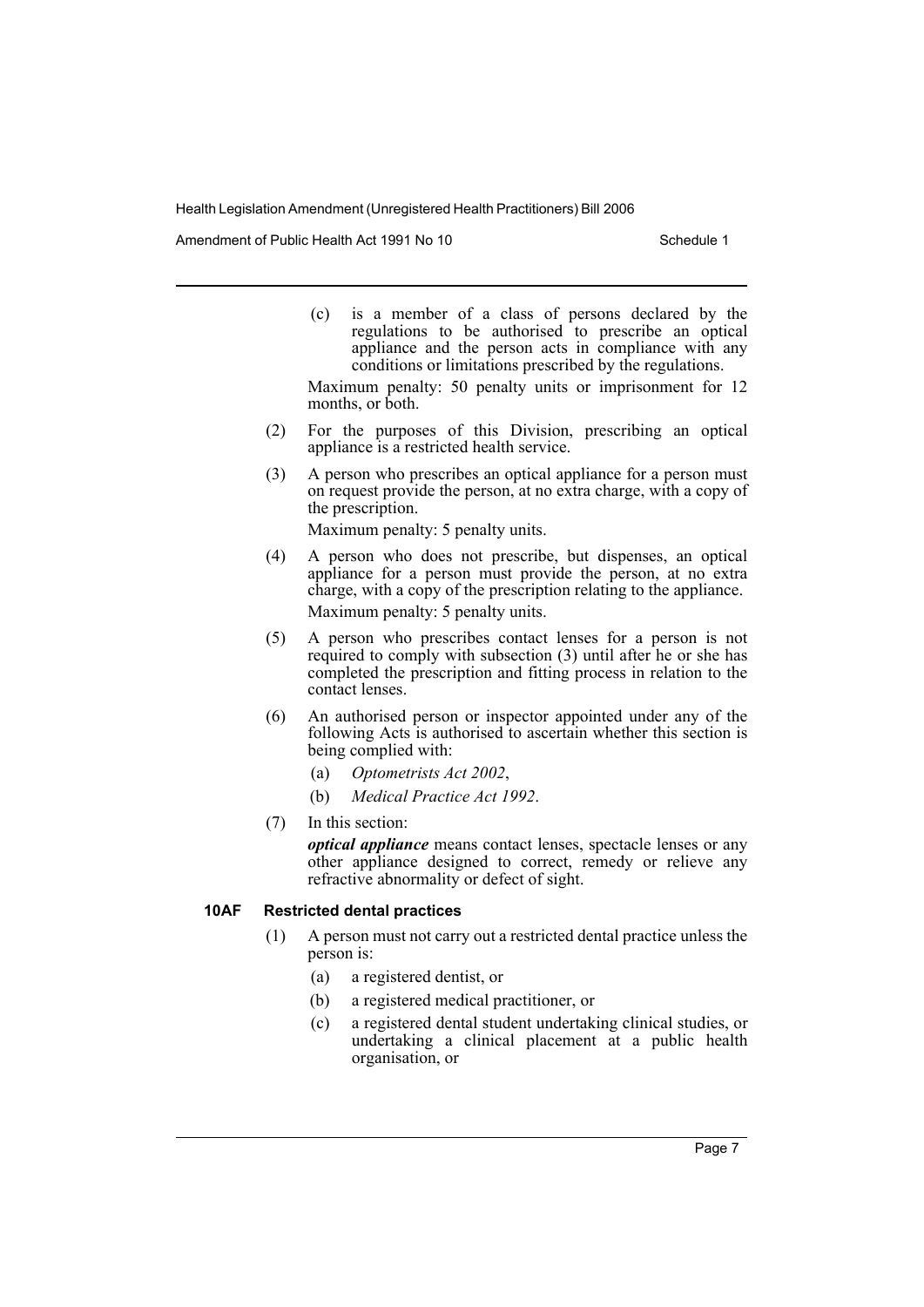(c) is a member of a class of persons declared by the regulations to be authorised to prescribe an optical appliance and the person acts in compliance with any conditions or limitations prescribed by the regulations.

Maximum penalty: 50 penalty units or imprisonment for 12 months, or both.

(2) For the purposes of this Division, prescribing an optical appliance is a restricted health service.

(3) A person who prescribes an optical appliance for a person must on request provide the person, at no extra charge, with a copy of the prescription.

Maximum penalty: 5 penalty units.

(4) A person who does not prescribe, but dispenses, an optical appliance for a person must provide the person, at no extra charge, with a copy of the prescription relating to the appliance.

Maximum penalty: 5 penalty units.

(5) A person who prescribes contact lenses for a person is not required to comply with subsection (3) until after he or she has completed the prescription and fitting process in relation to the contact lenses.

(6) An authorised person or inspector appointed under any of the following Acts is authorised to ascertain whether this section is being complied with:

(a) *Optometrists Act 2002*,

(b) *Medical Practice Act 1992*.

(7) In this section:

***optical appliance*** means contact lenses, spectacle lenses or any other appliance designed to correct, remedy or relieve any refractive abnormality or defect of sight.

### 10AF Restricted dental practices

(1) A person must not carry out a restricted dental practice unless the person is:

(a) a registered dentist, or

(b) a registered medical practitioner, or

(c) a registered dental student undertaking clinical studies, or undertaking a clinical placement at a public health organisation, or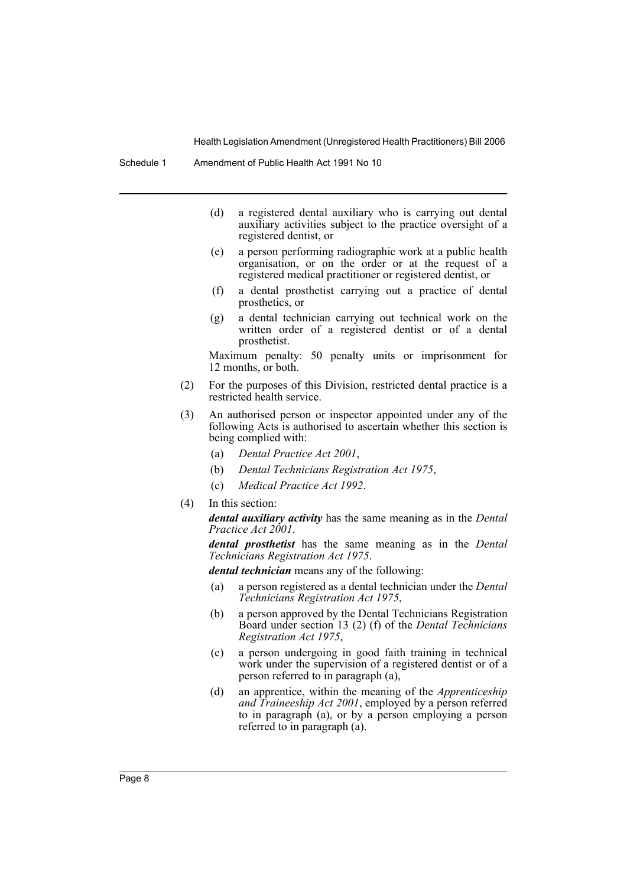(d) a registered dental auxiliary who is carrying out dental auxiliary activities subject to the practice oversight of a registered dentist, or

(e) a person performing radiographic work at a public health organisation, or on the order or at the request of a registered medical practitioner or registered dentist, or

(f) a dental prosthetist carrying out a practice of dental prosthetics, or

(g) a dental technician carrying out technical work on the written order of a registered dentist or of a dental prosthetist.

Maximum penalty: 50 penalty units or imprisonment for 12 months, or both.

(2) For the purposes of this Division, restricted dental practice is a restricted health service.

(3) An authorised person or inspector appointed under any of the following Acts is authorised to ascertain whether this section is being complied with:

(a) *Dental Practice Act 2001*,

(b) *Dental Technicians Registration Act 1975*,

(c) *Medical Practice Act 1992*.

(4) In this section:

***dental auxiliary activity*** has the same meaning as in the *Dental Practice Act 2001*.

***dental prosthetist*** has the same meaning as in the *Dental Technicians Registration Act 1975*.

***dental technician*** means any of the following:

(a) a person registered as a dental technician under the *Dental Technicians Registration Act 1975*,

(b) a person approved by the Dental Technicians Registration Board under section 13 (2) (f) of the *Dental Technicians Registration Act 1975*,

(c) a person undergoing in good faith training in technical work under the supervision of a registered dentist or of a person referred to in paragraph (a),

(d) an apprentice, within the meaning of the *Apprenticeship and Traineeship Act 2001*, employed by a person referred to in paragraph (a), or by a person employing a person referred to in paragraph (a).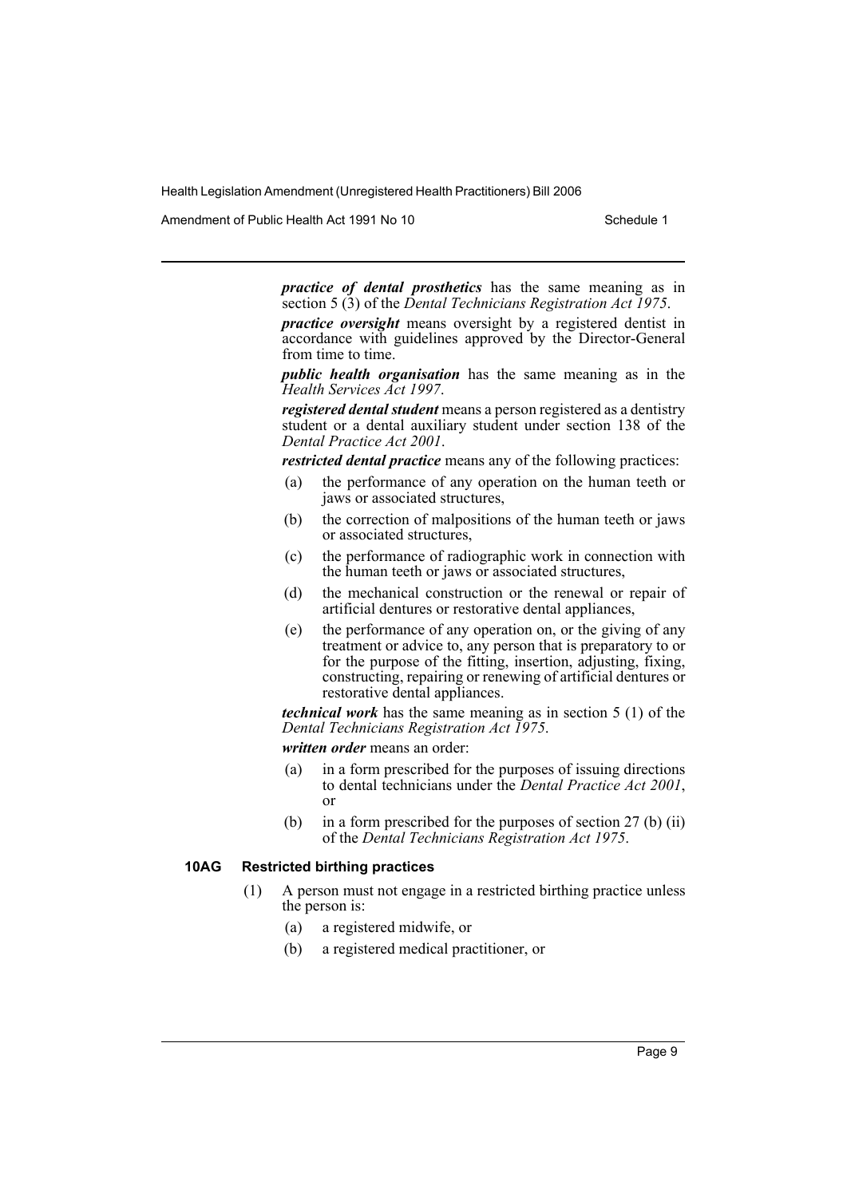***practice of dental prosthetics*** has the same meaning as in section 5 (3) of the *Dental Technicians Registration Act 1975*.

***practice oversight*** means oversight by a registered dentist in accordance with guidelines approved by the Director-General from time to time.

***public health organisation*** has the same meaning as in the *Health Services Act 1997*.

***registered dental student*** means a person registered as a dentistry student or a dental auxiliary student under section 138 of the *Dental Practice Act 2001*.

***restricted dental practice*** means any of the following practices:

- (a) the performance of any operation on the human teeth or jaws or associated structures,
- (b) the correction of malpositions of the human teeth or jaws or associated structures,
- (c) the performance of radiographic work in connection with the human teeth or jaws or associated structures,
- (d) the mechanical construction or the renewal or repair of artificial dentures or restorative dental appliances,
- (e) the performance of any operation on, or the giving of any treatment or advice to, any person that is preparatory to or for the purpose of the fitting, insertion, adjusting, fixing, constructing, repairing or renewing of artificial dentures or restorative dental appliances.

***technical work*** has the same meaning as in section 5 (1) of the *Dental Technicians Registration Act 1975*.

***written order*** means an order:

- (a) in a form prescribed for the purposes of issuing directions to dental technicians under the *Dental Practice Act 2001*, or
- (b) in a form prescribed for the purposes of section 27 (b) (ii) of the *Dental Technicians Registration Act 1975*.

**10AG Restricted birthing practices**

(1) A person must not engage in a restricted birthing practice unless the person is:

- (a) a registered midwife, or
- (b) a registered medical practitioner, or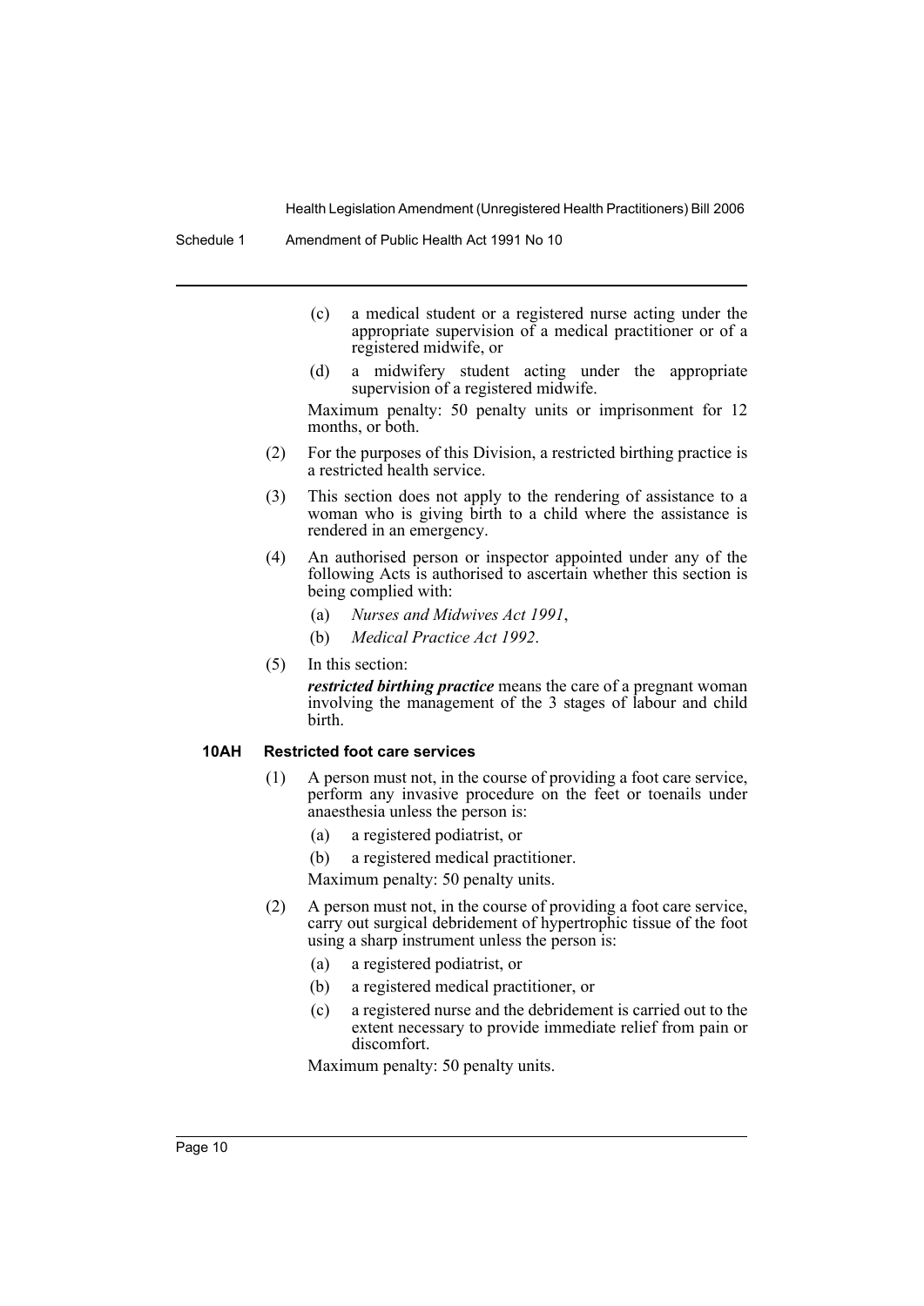(c) a medical student or a registered nurse acting under the appropriate supervision of a medical practitioner or of a registered midwife, or

(d) a midwifery student acting under the appropriate supervision of a registered midwife.

Maximum penalty: 50 penalty units or imprisonment for 12 months, or both.

(2) For the purposes of this Division, a restricted birthing practice is a restricted health service.

(3) This section does not apply to the rendering of assistance to a woman who is giving birth to a child where the assistance is rendered in an emergency.

(4) An authorised person or inspector appointed under any of the following Acts is authorised to ascertain whether this section is being complied with:

(a) *Nurses and Midwives Act 1991*,

(b) *Medical Practice Act 1992*.

(5) In this section:

***restricted birthing practice*** means the care of a pregnant woman involving the management of the 3 stages of labour and child birth.

#### 10AH Restricted foot care services

(1) A person must not, in the course of providing a foot care service, perform any invasive procedure on the feet or toenails under anaesthesia unless the person is:

(a) a registered podiatrist, or

(b) a registered medical practitioner.

Maximum penalty: 50 penalty units.

(2) A person must not, in the course of providing a foot care service, carry out surgical debridement of hypertrophic tissue of the foot using a sharp instrument unless the person is:

(a) a registered podiatrist, or

(b) a registered medical practitioner, or

(c) a registered nurse and the debridement is carried out to the extent necessary to provide immediate relief from pain or discomfort.

Maximum penalty: 50 penalty units.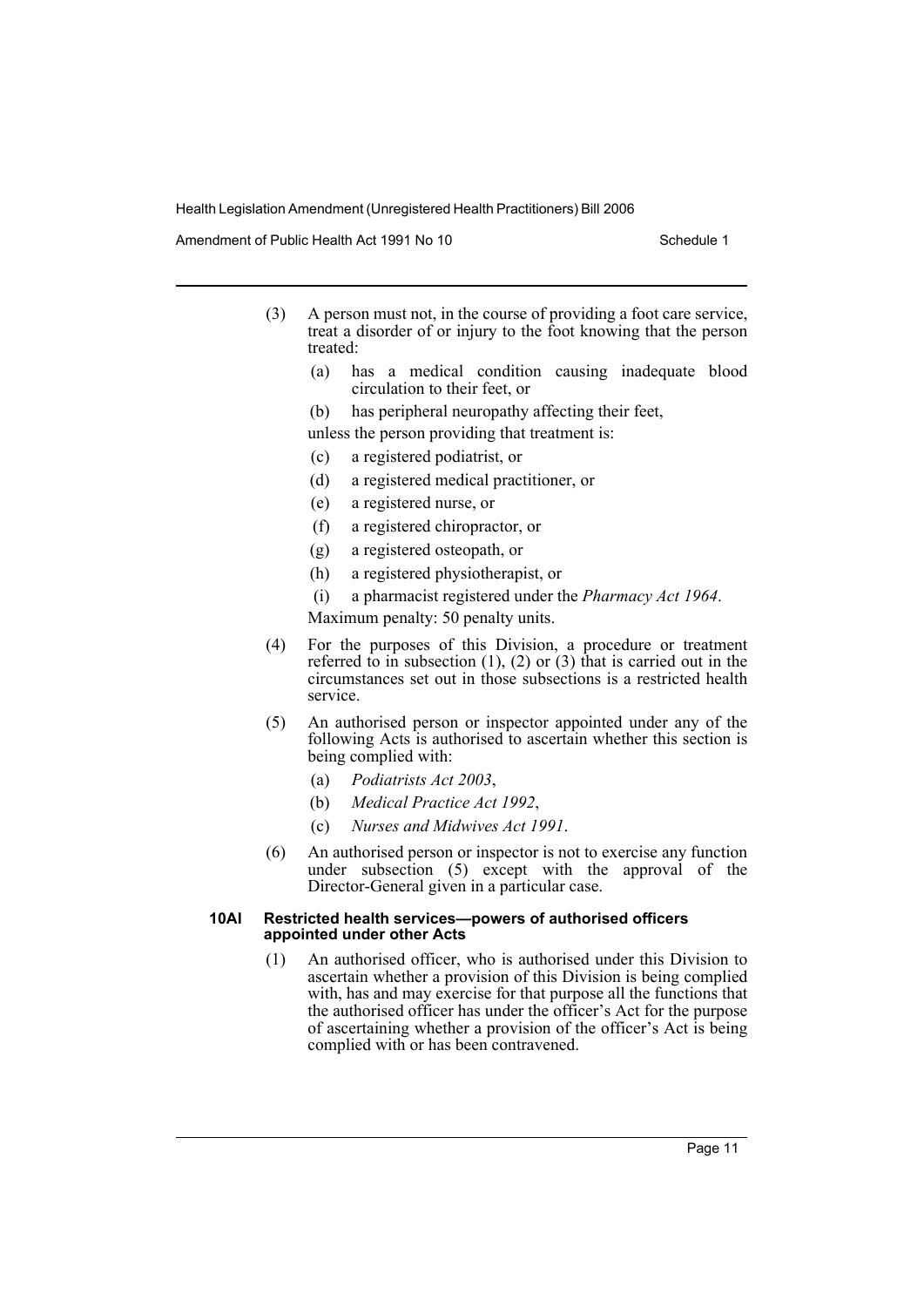(3) A person must not, in the course of providing a foot care service, treat a disorder of or injury to the foot knowing that the person treated:

- (a) has a medical condition causing inadequate blood circulation to their feet, or
- (b) has peripheral neuropathy affecting their feet,

unless the person providing that treatment is:

- (c) a registered podiatrist, or
- (d) a registered medical practitioner, or
- (e) a registered nurse, or
- (f) a registered chiropractor, or
- (g) a registered osteopath, or
- (h) a registered physiotherapist, or
- (i) a pharmacist registered under the *Pharmacy Act 1964*.

Maximum penalty: 50 penalty units.

(4) For the purposes of this Division, a procedure or treatment referred to in subsection (1), (2) or (3) that is carried out in the circumstances set out in those subsections is a restricted health service.

(5) An authorised person or inspector appointed under any of the following Acts is authorised to ascertain whether this section is being complied with:

- (a) *Podiatrists Act 2003*,
- (b) *Medical Practice Act 1992*,
- (c) *Nurses and Midwives Act 1991*.

(6) An authorised person or inspector is not to exercise any function under subsection (5) except with the approval of the Director-General given in a particular case.

**10AI Restricted health services—powers of authorised officers appointed under other Acts**

(1) An authorised officer, who is authorised under this Division to ascertain whether a provision of this Division is being complied with, has and may exercise for that purpose all the functions that the authorised officer has under the officer's Act for the purpose of ascertaining whether a provision of the officer's Act is being complied with or has been contravened.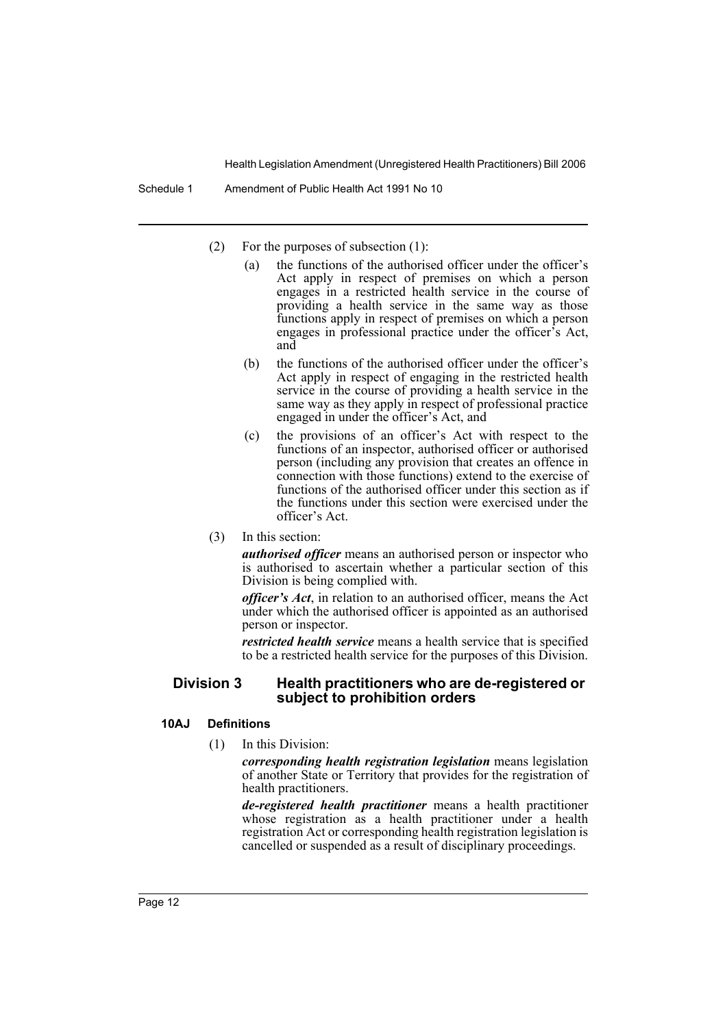(2) For the purposes of subsection (1):

- (a) the functions of the authorised officer under the officer's Act apply in respect of premises on which a person engages in a restricted health service in the course of providing a health service in the same way as those functions apply in respect of premises on which a person engages in professional practice under the officer's Act, and
- (b) the functions of the authorised officer under the officer's Act apply in respect of engaging in the restricted health service in the course of providing a health service in the same way as they apply in respect of professional practice engaged in under the officer's Act, and
- (c) the provisions of an officer's Act with respect to the functions of an inspector, authorised officer or authorised person (including any provision that creates an offence in connection with those functions) extend to the exercise of functions of the authorised officer under this section as if the functions under this section were exercised under the officer's Act.

(3) In this section:

***authorised officer*** means an authorised person or inspector who is authorised to ascertain whether a particular section of this Division is being complied with.

***officer's Act***, in relation to an authorised officer, means the Act under which the authorised officer is appointed as an authorised person or inspector.

***restricted health service*** means a health service that is specified to be a restricted health service for the purposes of this Division.

## Division 3 Health practitioners who are de-registered or subject to prohibition orders

### 10AJ Definitions

(1) In this Division:

***corresponding health registration legislation*** means legislation of another State or Territory that provides for the registration of health practitioners.

***de-registered health practitioner*** means a health practitioner whose registration as a health practitioner under a health registration Act or corresponding health registration legislation is cancelled or suspended as a result of disciplinary proceedings.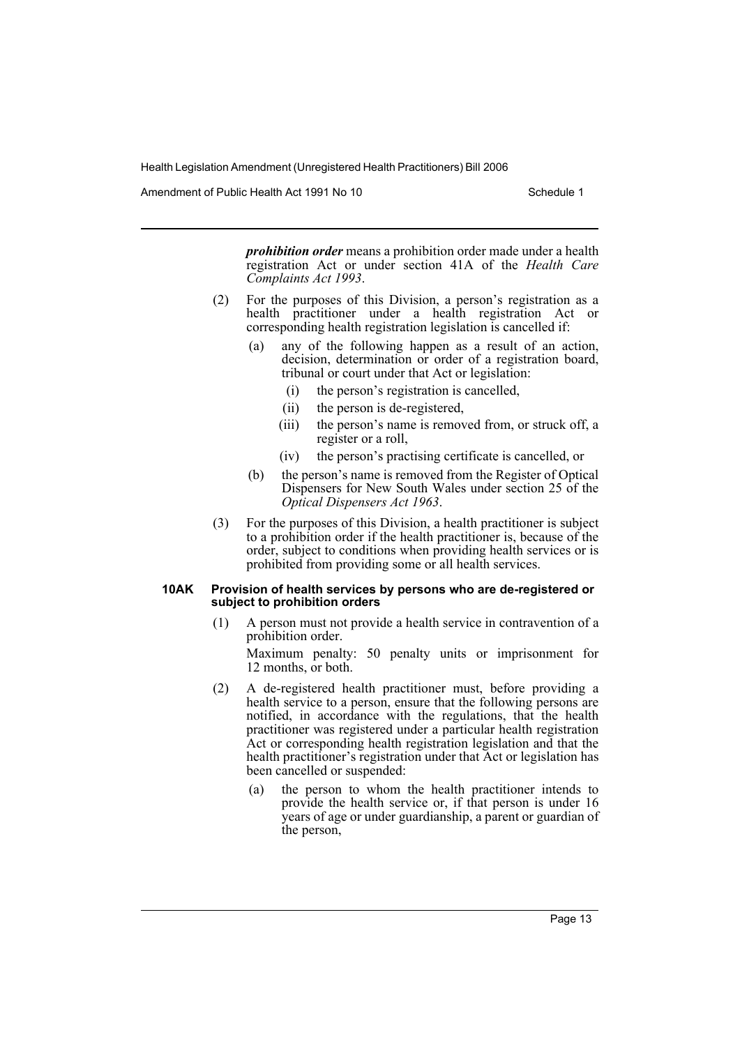***prohibition order*** means a prohibition order made under a health registration Act or under section 41A of the *Health Care Complaints Act 1993*.

(2) For the purposes of this Division, a person's registration as a health practitioner under a health registration Act or corresponding health registration legislation is cancelled if:

- (a) any of the following happen as a result of an action, decision, determination or order of a registration board, tribunal or court under that Act or legislation:
  - (i) the person's registration is cancelled,
  - (ii) the person is de-registered,
  - (iii) the person's name is removed from, or struck off, a register or a roll,
  - (iv) the person's practising certificate is cancelled, or
- (b) the person's name is removed from the Register of Optical Dispensers for New South Wales under section 25 of the *Optical Dispensers Act 1963*.

(3) For the purposes of this Division, a health practitioner is subject to a prohibition order if the health practitioner is, because of the order, subject to conditions when providing health services or is prohibited from providing some or all health services.

#### 10AK Provision of health services by persons who are de-registered or subject to prohibition orders

(1) A person must not provide a health service in contravention of a prohibition order.

Maximum penalty: 50 penalty units or imprisonment for 12 months, or both.

(2) A de-registered health practitioner must, before providing a health service to a person, ensure that the following persons are notified, in accordance with the regulations, that the health practitioner was registered under a particular health registration Act or corresponding health registration legislation and that the health practitioner's registration under that Act or legislation has been cancelled or suspended:

- (a) the person to whom the health practitioner intends to provide the health service or, if that person is under 16 years of age or under guardianship, a parent or guardian of the person,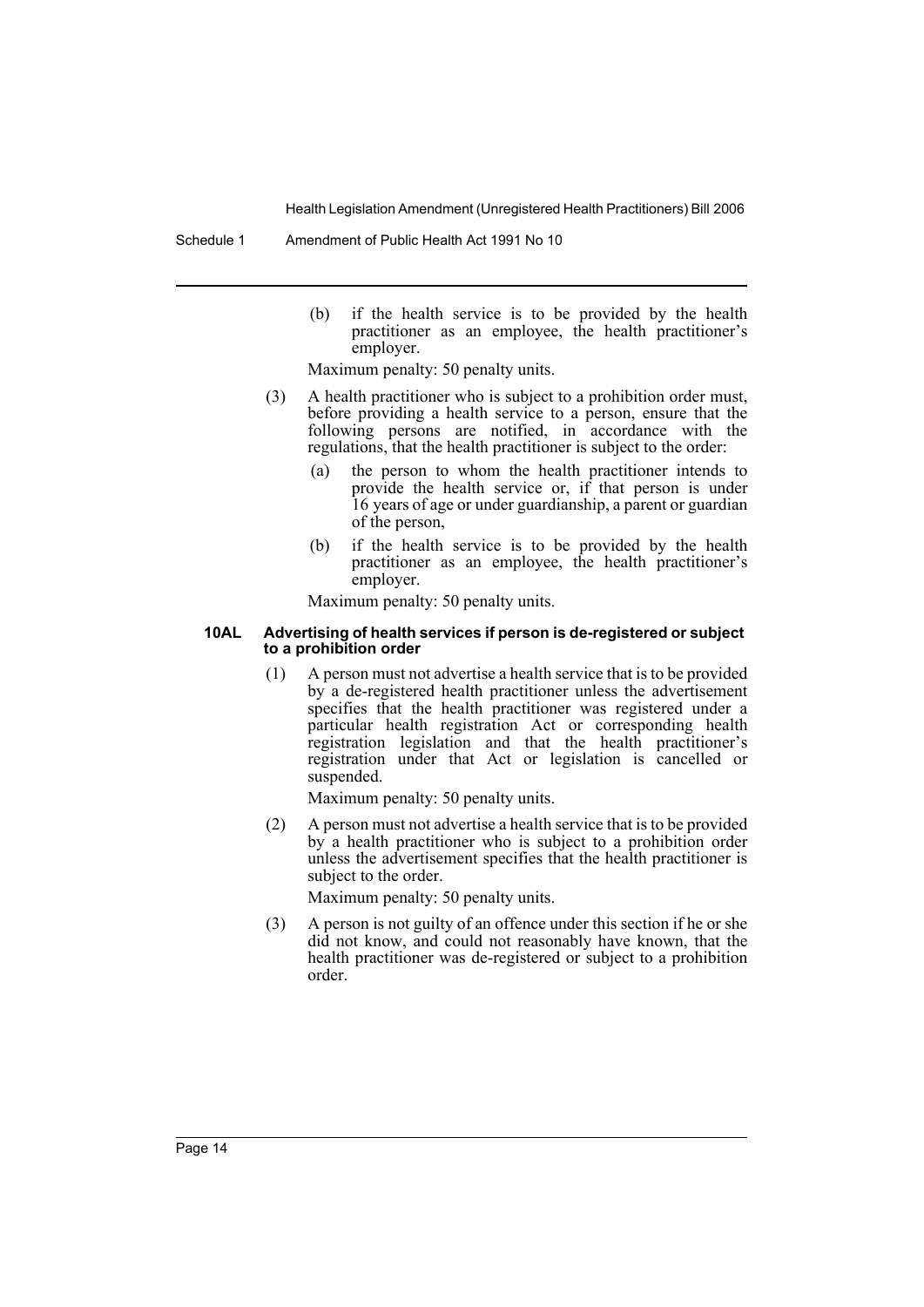(b) if the health service is to be provided by the health practitioner as an employee, the health practitioner's employer.

Maximum penalty: 50 penalty units.

(3) A health practitioner who is subject to a prohibition order must, before providing a health service to a person, ensure that the following persons are notified, in accordance with the regulations, that the health practitioner is subject to the order:

(a) the person to whom the health practitioner intends to provide the health service or, if that person is under 16 years of age or under guardianship, a parent or guardian of the person,

(b) if the health service is to be provided by the health practitioner as an employee, the health practitioner's employer.

Maximum penalty: 50 penalty units.

**10AL Advertising of health services if person is de-registered or subject to a prohibition order**

(1) A person must not advertise a health service that is to be provided by a de-registered health practitioner unless the advertisement specifies that the health practitioner was registered under a particular health registration Act or corresponding health registration legislation and that the health practitioner's registration under that Act or legislation is cancelled or suspended.

Maximum penalty: 50 penalty units.

(2) A person must not advertise a health service that is to be provided by a health practitioner who is subject to a prohibition order unless the advertisement specifies that the health practitioner is subject to the order.

Maximum penalty: 50 penalty units.

(3) A person is not guilty of an offence under this section if he or she did not know, and could not reasonably have known, that the health practitioner was de-registered or subject to a prohibition order.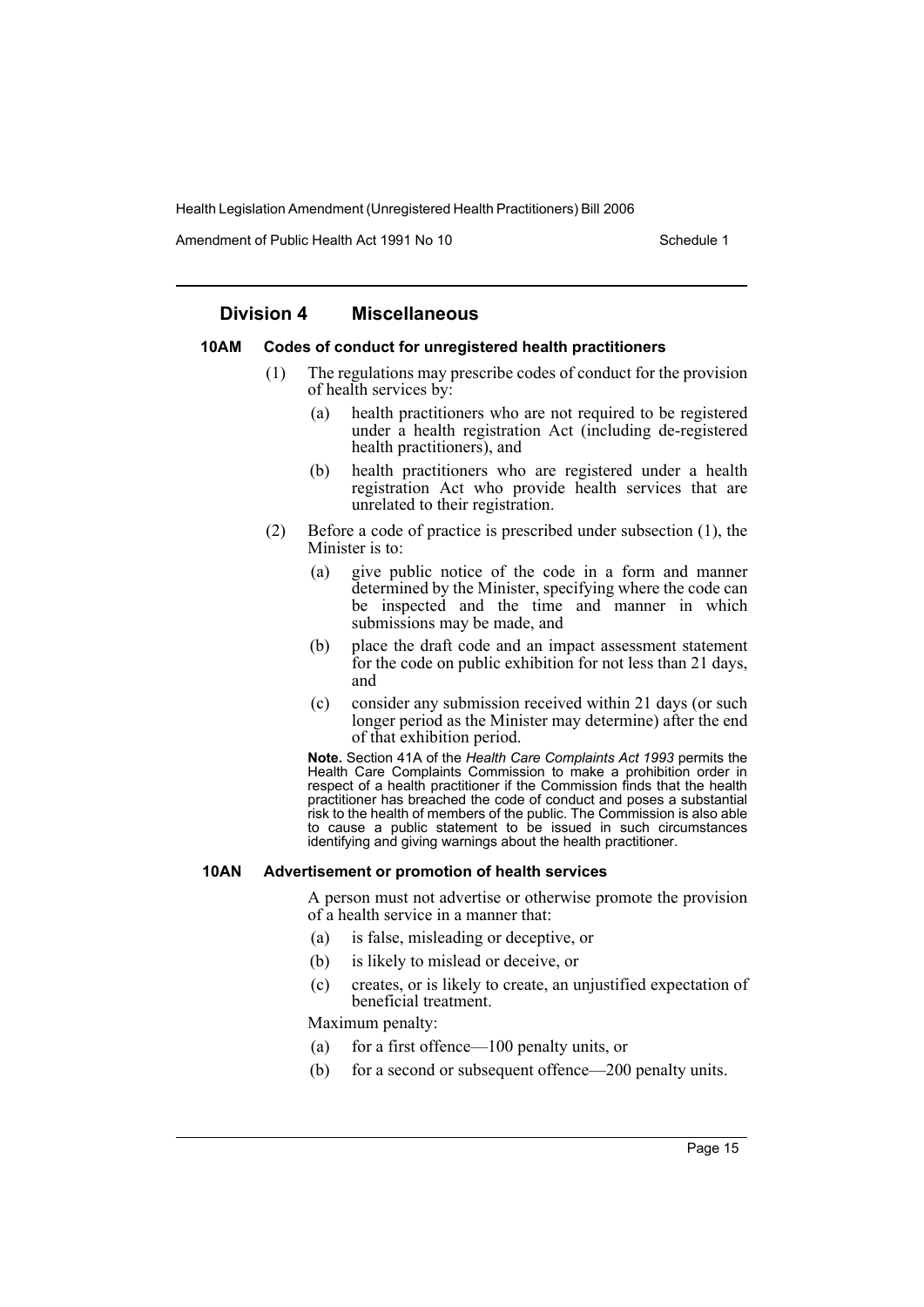## Division 4 Miscellaneous

### 10AM Codes of conduct for unregistered health practitioners

(1) The regulations may prescribe codes of conduct for the provision of health services by:

- (a) health practitioners who are not required to be registered under a health registration Act (including de-registered health practitioners), and
- (b) health practitioners who are registered under a health registration Act who provide health services that are unrelated to their registration.

(2) Before a code of practice is prescribed under subsection (1), the Minister is to:

- (a) give public notice of the code in a form and manner determined by the Minister, specifying where the code can be inspected and the time and manner in which submissions may be made, and
- (b) place the draft code and an impact assessment statement for the code on public exhibition for not less than 21 days, and
- (c) consider any submission received within 21 days (or such longer period as the Minister may determine) after the end of that exhibition period.

**Note.** Section 41A of the *Health Care Complaints Act 1993* permits the Health Care Complaints Commission to make a prohibition order in respect of a health practitioner if the Commission finds that the health practitioner has breached the code of conduct and poses a substantial risk to the health of members of the public. The Commission is also able to cause a public statement to be issued in such circumstances identifying and giving warnings about the health practitioner.

### 10AN Advertisement or promotion of health services

A person must not advertise or otherwise promote the provision of a health service in a manner that:

- (a) is false, misleading or deceptive, or
- (b) is likely to mislead or deceive, or
- (c) creates, or is likely to create, an unjustified expectation of beneficial treatment.

Maximum penalty:

- (a) for a first offence—100 penalty units, or
- (b) for a second or subsequent offence—200 penalty units.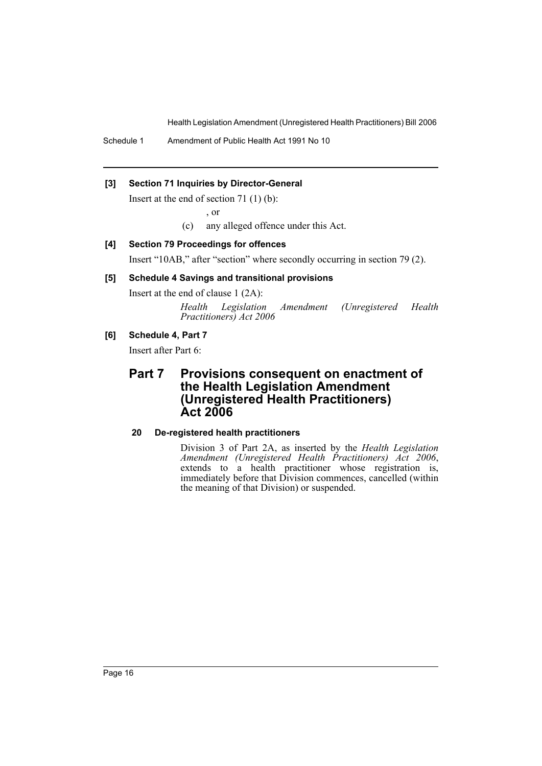**[3] Section 71 Inquiries by Director-General**

Insert at the end of section 71 (1) (b):

, or

(c) any alleged offence under this Act.

**[4] Section 79 Proceedings for offences**

Insert "10AB," after "section" where secondly occurring in section 79 (2).

**[5] Schedule 4 Savings and transitional provisions**

Insert at the end of clause 1 (2A):

*Health Legislation Amendment (Unregistered Health Practitioners) Act 2006*

**[6] Schedule 4, Part 7**

Insert after Part 6:

## Part 7 Provisions consequent on enactment of the Health Legislation Amendment (Unregistered Health Practitioners) Act 2006

**20 De-registered health practitioners**

Division 3 of Part 2A, as inserted by the *Health Legislation Amendment (Unregistered Health Practitioners) Act 2006*, extends to a health practitioner whose registration is, immediately before that Division commences, cancelled (within the meaning of that Division) or suspended.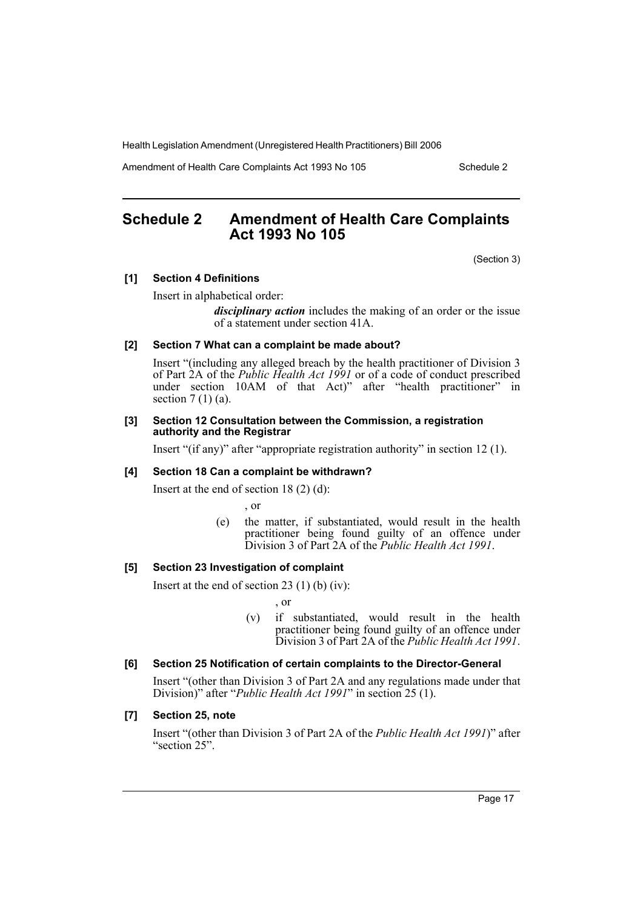# Schedule 2 Amendment of Health Care Complaints Act 1993 No 105

(Section 3)

**[1] Section 4 Definitions**

Insert in alphabetical order:

> ***disciplinary action*** includes the making of an order or the issue of a statement under section 41A.

**[2] Section 7 What can a complaint be made about?**

Insert "(including any alleged breach by the health practitioner of Division 3 of Part 2A of the *Public Health Act 1991* or of a code of conduct prescribed under section 10AM of that Act)" after "health practitioner" in section 7 (1) (a).

**[3] Section 12 Consultation between the Commission, a registration authority and the Registrar**

Insert "(if any)" after "appropriate registration authority" in section 12 (1).

**[4] Section 18 Can a complaint be withdrawn?**

Insert at the end of section 18 (2) (d):

> , or
>
> (e) the matter, if substantiated, would result in the health practitioner being found guilty of an offence under Division 3 of Part 2A of the *Public Health Act 1991*.

**[5] Section 23 Investigation of complaint**

Insert at the end of section 23 (1) (b) (iv):

> , or
>
> (v) if substantiated, would result in the health practitioner being found guilty of an offence under Division 3 of Part 2A of the *Public Health Act 1991*.

**[6] Section 25 Notification of certain complaints to the Director-General**

Insert "(other than Division 3 of Part 2A and any regulations made under that Division)" after "*Public Health Act 1991*" in section 25 (1).

**[7] Section 25, note**

Insert "(other than Division 3 of Part 2A of the *Public Health Act 1991*)" after "section 25".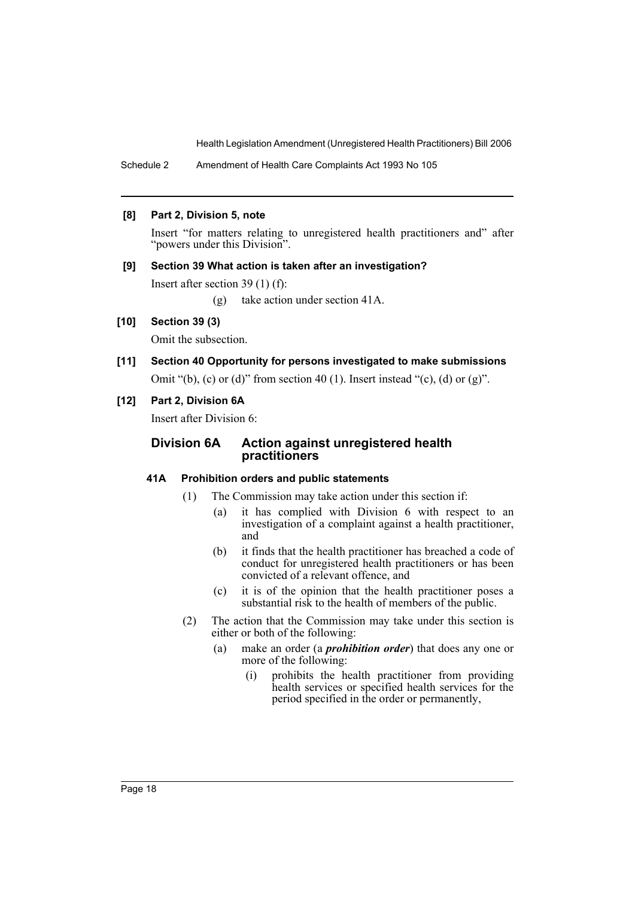**[8] Part 2, Division 5, note**

Insert "for matters relating to unregistered health practitioners and" after "powers under this Division".

**[9] Section 39 What action is taken after an investigation?**

Insert after section 39 (1) (f):

(g) take action under section 41A.

**[10] Section 39 (3)**

Omit the subsection.

**[11] Section 40 Opportunity for persons investigated to make submissions**

Omit "(b), (c) or (d)" from section 40 (1). Insert instead "(c), (d) or (g)".

**[12] Part 2, Division 6A**

Insert after Division 6:

## Division 6A Action against unregistered health practitioners

### 41A Prohibition orders and public statements

(1) The Commission may take action under this section if:

- (a) it has complied with Division 6 with respect to an investigation of a complaint against a health practitioner, and
- (b) it finds that the health practitioner has breached a code of conduct for unregistered health practitioners or has been convicted of a relevant offence, and
- (c) it is of the opinion that the health practitioner poses a substantial risk to the health of members of the public.

(2) The action that the Commission may take under this section is either or both of the following:

- (a) make an order (a ***prohibition order***) that does any one or more of the following:
  - (i) prohibits the health practitioner from providing health services or specified health services for the period specified in the order or permanently,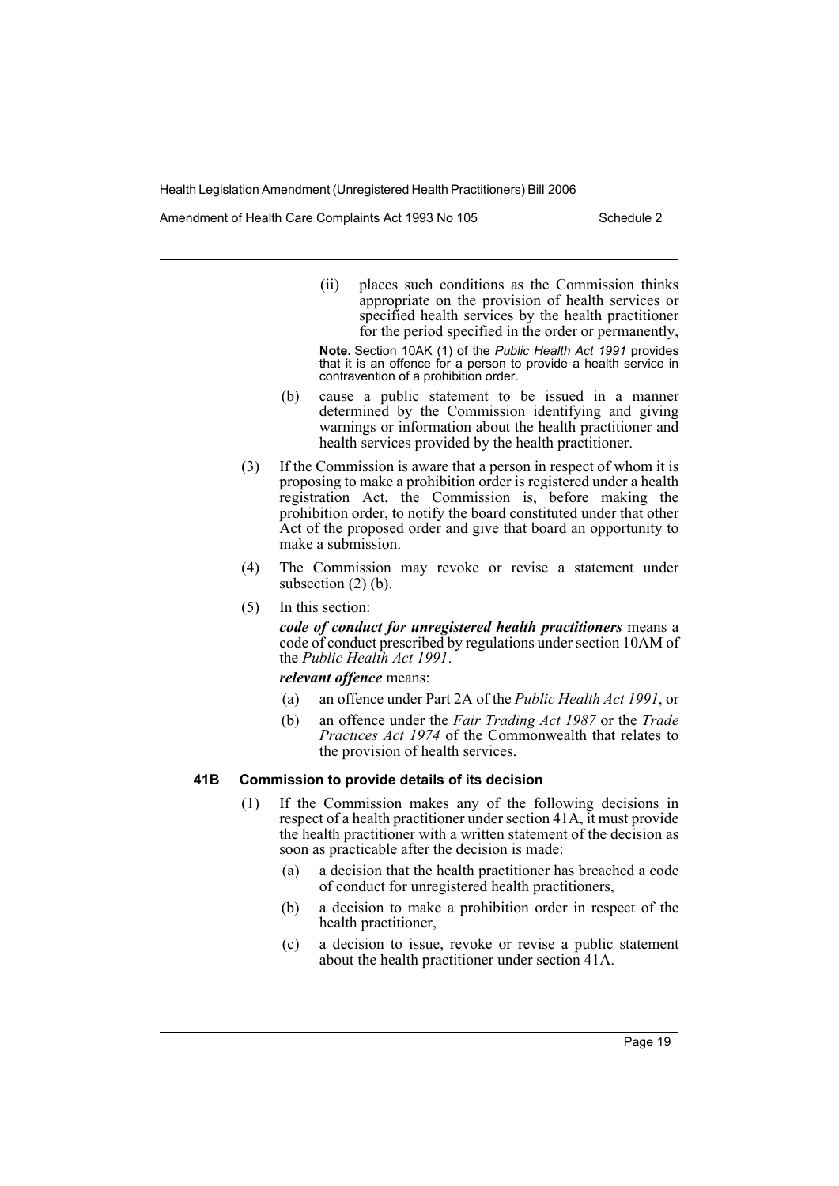(ii) places such conditions as the Commission thinks appropriate on the provision of health services or specified health services by the health practitioner for the period specified in the order or permanently,

**Note.** Section 10AK (1) of the *Public Health Act 1991* provides that it is an offence for a person to provide a health service in contravention of a prohibition order.

(b) cause a public statement to be issued in a manner determined by the Commission identifying and giving warnings or information about the health practitioner and health services provided by the health practitioner.

(3) If the Commission is aware that a person in respect of whom it is proposing to make a prohibition order is registered under a health registration Act, the Commission is, before making the prohibition order, to notify the board constituted under that other Act of the proposed order and give that board an opportunity to make a submission.

(4) The Commission may revoke or revise a statement under subsection (2) (b).

(5) In this section:

***code of conduct for unregistered health practitioners*** means a code of conduct prescribed by regulations under section 10AM of the *Public Health Act 1991*.

***relevant offence*** means:

(a) an offence under Part 2A of the *Public Health Act 1991*, or

(b) an offence under the *Fair Trading Act 1987* or the *Trade Practices Act 1974* of the Commonwealth that relates to the provision of health services.

### 41B Commission to provide details of its decision

(1) If the Commission makes any of the following decisions in respect of a health practitioner under section 41A, it must provide the health practitioner with a written statement of the decision as soon as practicable after the decision is made:

(a) a decision that the health practitioner has breached a code of conduct for unregistered health practitioners,

(b) a decision to make a prohibition order in respect of the health practitioner,

(c) a decision to issue, revoke or revise a public statement about the health practitioner under section 41A.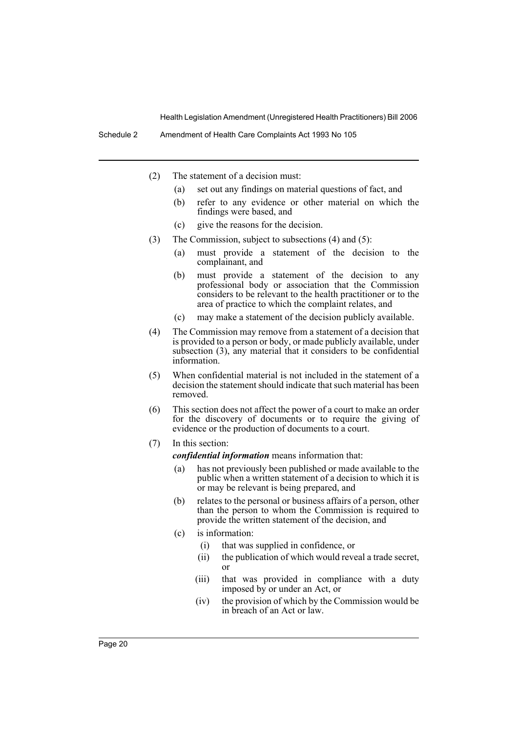(2) The statement of a decision must:

(a) set out any findings on material questions of fact, and

(b) refer to any evidence or other material on which the findings were based, and

(c) give the reasons for the decision.

(3) The Commission, subject to subsections (4) and (5):

(a) must provide a statement of the decision to the complainant, and

(b) must provide a statement of the decision to any professional body or association that the Commission considers to be relevant to the health practitioner or to the area of practice to which the complaint relates, and

(c) may make a statement of the decision publicly available.

(4) The Commission may remove from a statement of a decision that is provided to a person or body, or made publicly available, under subsection (3), any material that it considers to be confidential information.

(5) When confidential material is not included in the statement of a decision the statement should indicate that such material has been removed.

(6) This section does not affect the power of a court to make an order for the discovery of documents or to require the giving of evidence or the production of documents to a court.

(7) In this section:

***confidential information*** means information that:

(a) has not previously been published or made available to the public when a written statement of a decision to which it is or may be relevant is being prepared, and

(b) relates to the personal or business affairs of a person, other than the person to whom the Commission is required to provide the written statement of the decision, and

(c) is information:

(i) that was supplied in confidence, or

(ii) the publication of which would reveal a trade secret, or

(iii) that was provided in compliance with a duty imposed by or under an Act, or

(iv) the provision of which by the Commission would be in breach of an Act or law.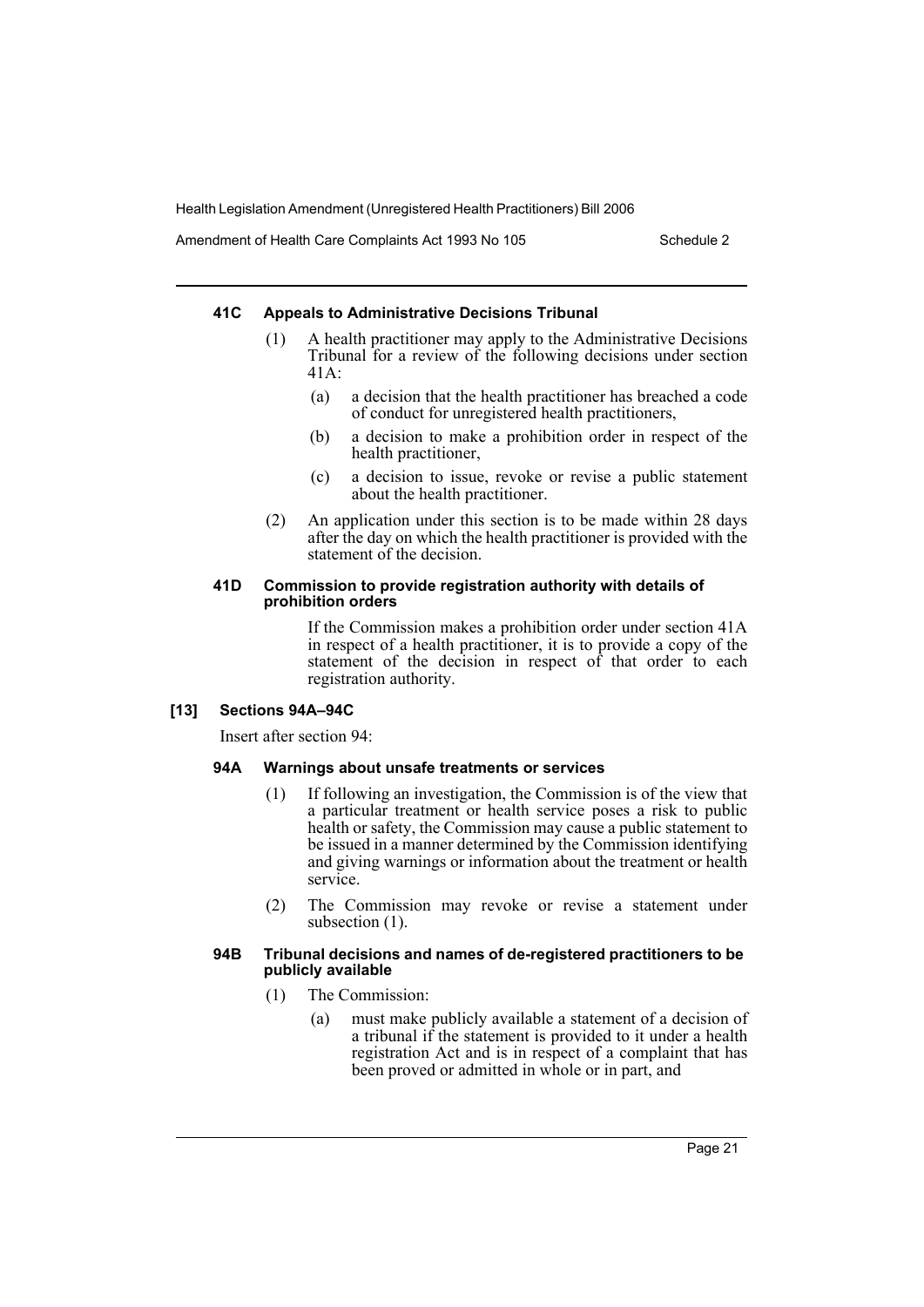#### 41C Appeals to Administrative Decisions Tribunal

(1) A health practitioner may apply to the Administrative Decisions Tribunal for a review of the following decisions under section 41A:

- (a) a decision that the health practitioner has breached a code of conduct for unregistered health practitioners,
- (b) a decision to make a prohibition order in respect of the health practitioner,
- (c) a decision to issue, revoke or revise a public statement about the health practitioner.

(2) An application under this section is to be made within 28 days after the day on which the health practitioner is provided with the statement of the decision.

#### 41D Commission to provide registration authority with details of prohibition orders

If the Commission makes a prohibition order under section 41A in respect of a health practitioner, it is to provide a copy of the statement of the decision in respect of that order to each registration authority.

### [13] Sections 94A–94C

Insert after section 94:

#### 94A Warnings about unsafe treatments or services

(1) If following an investigation, the Commission is of the view that a particular treatment or health service poses a risk to public health or safety, the Commission may cause a public statement to be issued in a manner determined by the Commission identifying and giving warnings or information about the treatment or health service.

(2) The Commission may revoke or revise a statement under subsection (1).

#### 94B Tribunal decisions and names of de-registered practitioners to be publicly available

(1) The Commission:

- (a) must make publicly available a statement of a decision of a tribunal if the statement is provided to it under a health registration Act and is in respect of a complaint that has been proved or admitted in whole or in part, and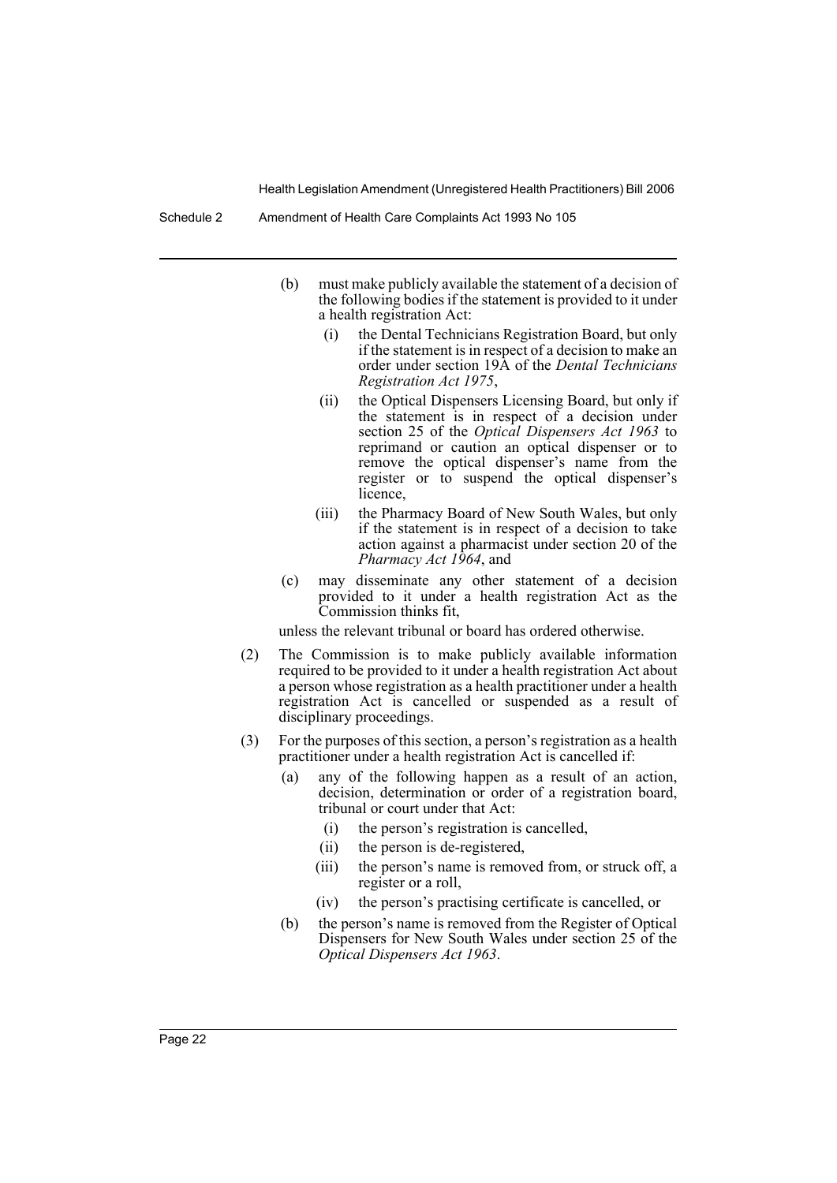(b) must make publicly available the statement of a decision of the following bodies if the statement is provided to it under a health registration Act:

  (i) the Dental Technicians Registration Board, but only if the statement is in respect of a decision to make an order under section 19A of the *Dental Technicians Registration Act 1975*,

  (ii) the Optical Dispensers Licensing Board, but only if the statement is in respect of a decision under section 25 of the *Optical Dispensers Act 1963* to reprimand or caution an optical dispenser or to remove the optical dispenser's name from the register or to suspend the optical dispenser's licence,

  (iii) the Pharmacy Board of New South Wales, but only if the statement is in respect of a decision to take action against a pharmacist under section 20 of the *Pharmacy Act 1964*, and

(c) may disseminate any other statement of a decision provided to it under a health registration Act as the Commission thinks fit,

unless the relevant tribunal or board has ordered otherwise.

(2) The Commission is to make publicly available information required to be provided to it under a health registration Act about a person whose registration as a health practitioner under a health registration Act is cancelled or suspended as a result of disciplinary proceedings.

(3) For the purposes of this section, a person's registration as a health practitioner under a health registration Act is cancelled if:

  (a) any of the following happen as a result of an action, decision, determination or order of a registration board, tribunal or court under that Act:

    (i) the person's registration is cancelled,

    (ii) the person is de-registered,

    (iii) the person's name is removed from, or struck off, a register or a roll,

    (iv) the person's practising certificate is cancelled, or

  (b) the person's name is removed from the Register of Optical Dispensers for New South Wales under section 25 of the *Optical Dispensers Act 1963*.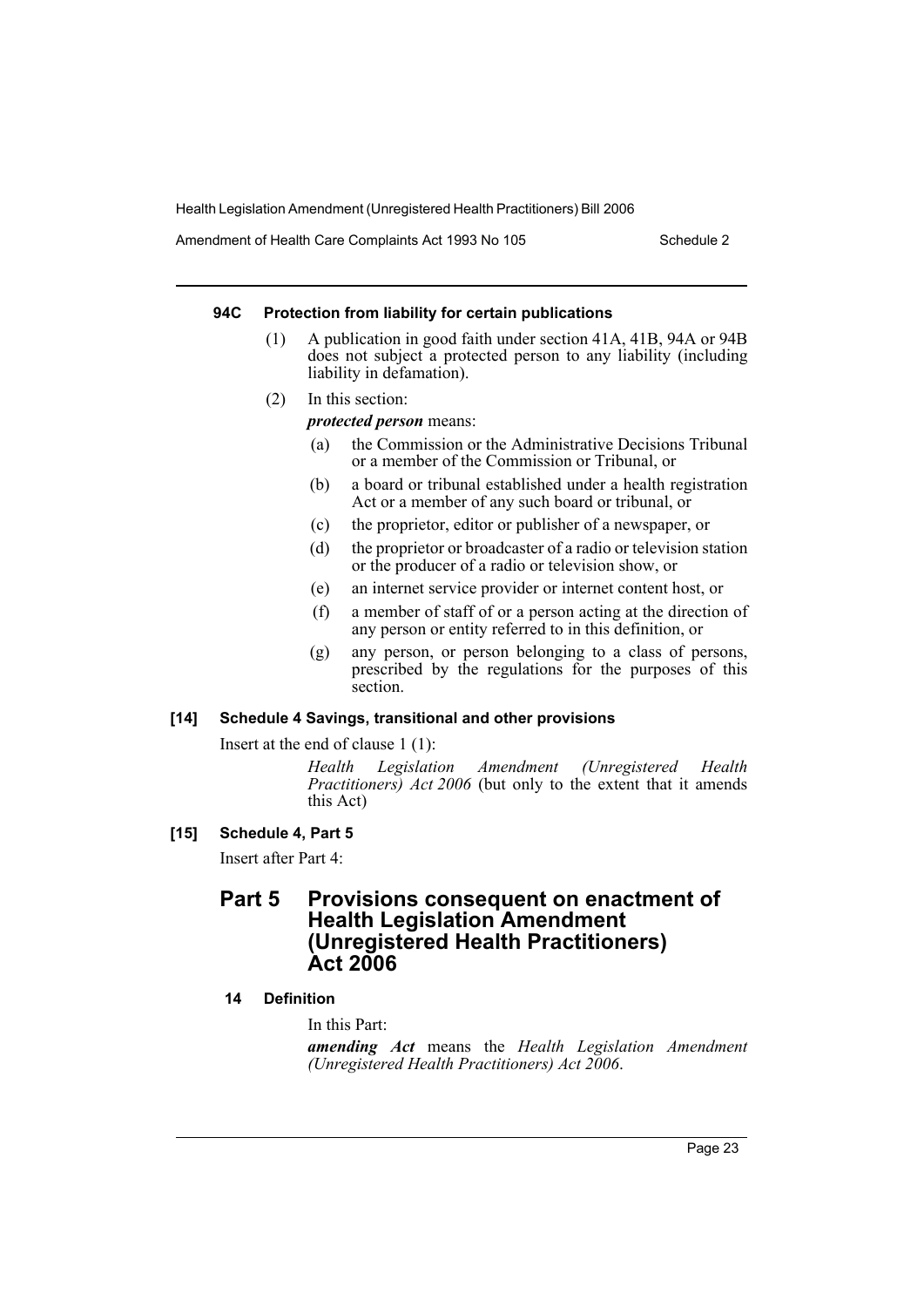#### 94C Protection from liability for certain publications

(1) A publication in good faith under section 41A, 41B, 94A or 94B does not subject a protected person to any liability (including liability in defamation).

(2) In this section:

***protected person*** means:

(a) the Commission or the Administrative Decisions Tribunal or a member of the Commission or Tribunal, or

(b) a board or tribunal established under a health registration Act or a member of any such board or tribunal, or

(c) the proprietor, editor or publisher of a newspaper, or

(d) the proprietor or broadcaster of a radio or television station or the producer of a radio or television show, or

(e) an internet service provider or internet content host, or

(f) a member of staff of or a person acting at the direction of any person or entity referred to in this definition, or

(g) any person, or person belonging to a class of persons, prescribed by the regulations for the purposes of this section.

#### [14] Schedule 4 Savings, transitional and other provisions

Insert at the end of clause 1 (1):

> *Health Legislation Amendment (Unregistered Health Practitioners) Act 2006* (but only to the extent that it amends this Act)

#### [15] Schedule 4, Part 5

Insert after Part 4:

## Part 5 Provisions consequent on enactment of Health Legislation Amendment (Unregistered Health Practitioners) Act 2006

#### 14 Definition

In this Part:

***amending Act*** means the *Health Legislation Amendment (Unregistered Health Practitioners) Act 2006*.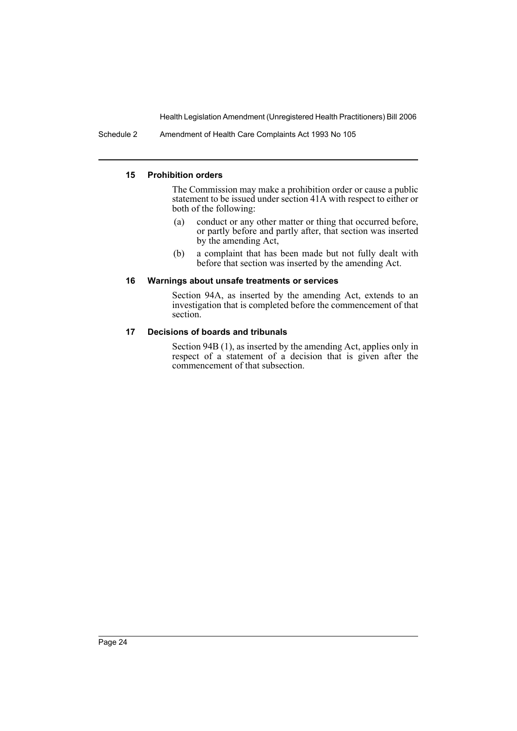#### 15 Prohibition orders

The Commission may make a prohibition order or cause a public statement to be issued under section 41A with respect to either or both of the following:

(a) conduct or any other matter or thing that occurred before, or partly before and partly after, that section was inserted by the amending Act,

(b) a complaint that has been made but not fully dealt with before that section was inserted by the amending Act.

#### 16 Warnings about unsafe treatments or services

Section 94A, as inserted by the amending Act, extends to an investigation that is completed before the commencement of that section.

#### 17 Decisions of boards and tribunals

Section 94B (1), as inserted by the amending Act, applies only in respect of a statement of a decision that is given after the commencement of that subsection.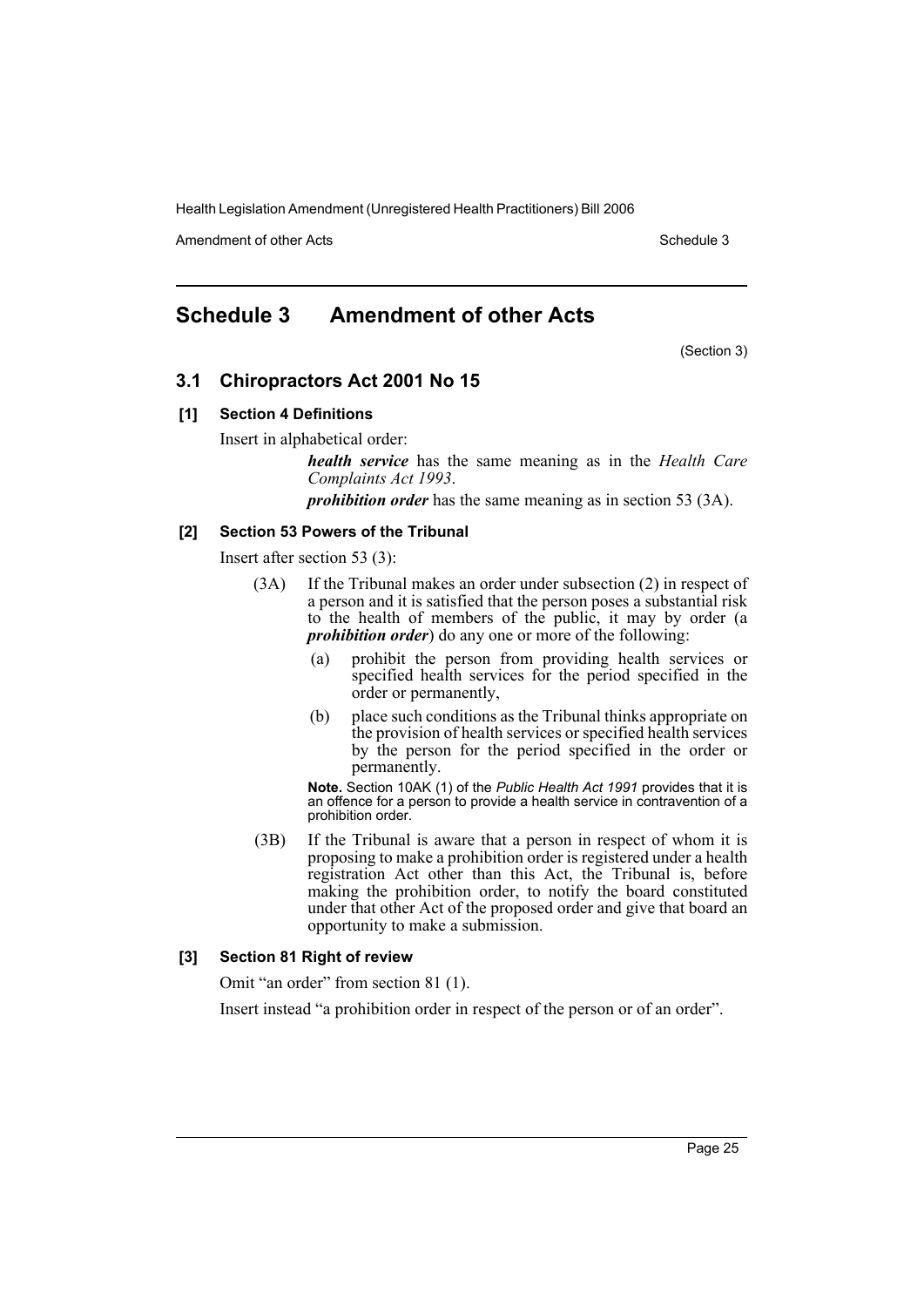## Schedule 3 Amendment of other Acts

(Section 3)

### 3.1 Chiropractors Act 2001 No 15

**[1] Section 4 Definitions**

Insert in alphabetical order:

> ***health service*** has the same meaning as in the *Health Care Complaints Act 1993*.
>
> ***prohibition order*** has the same meaning as in section 53 (3A).

**[2] Section 53 Powers of the Tribunal**

Insert after section 53 (3):

> (3A) If the Tribunal makes an order under subsection (2) in respect of a person and it is satisfied that the person poses a substantial risk to the health of members of the public, it may by order (a ***prohibition order***) do any one or more of the following:
>
> (a) prohibit the person from providing health services or specified health services for the period specified in the order or permanently,
>
> (b) place such conditions as the Tribunal thinks appropriate on the provision of health services or specified health services by the person for the period specified in the order or permanently.
>
> **Note.** Section 10AK (1) of the *Public Health Act 1991* provides that it is an offence for a person to provide a health service in contravention of a prohibition order.
>
> (3B) If the Tribunal is aware that a person in respect of whom it is proposing to make a prohibition order is registered under a health registration Act other than this Act, the Tribunal is, before making the prohibition order, to notify the board constituted under that other Act of the proposed order and give that board an opportunity to make a submission.

**[3] Section 81 Right of review**

Omit "an order" from section 81 (1).

Insert instead "a prohibition order in respect of the person or of an order".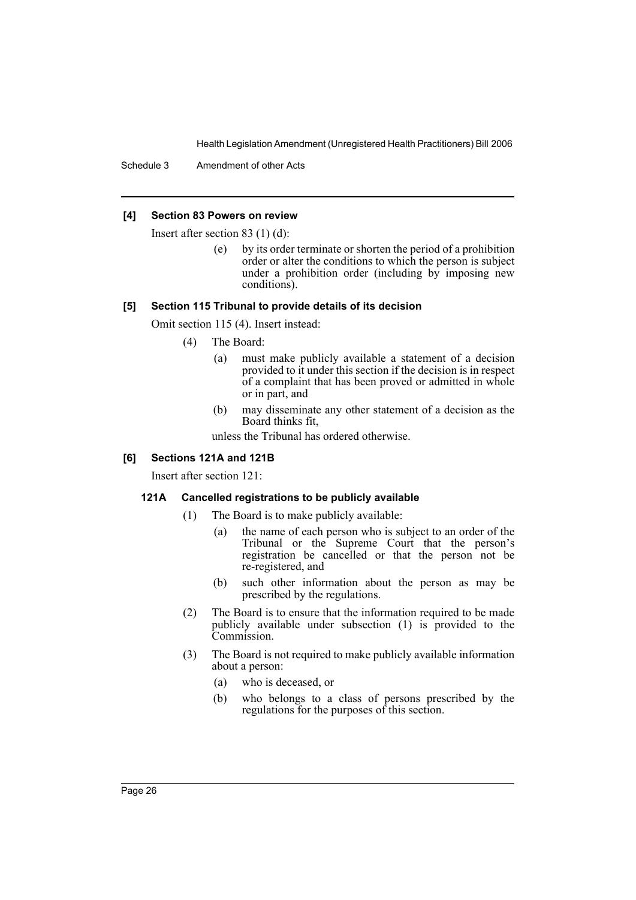**[4] Section 83 Powers on review**

Insert after section 83 (1) (d):

> (e) by its order terminate or shorten the period of a prohibition order or alter the conditions to which the person is subject under a prohibition order (including by imposing new conditions).

**[5] Section 115 Tribunal to provide details of its decision**

Omit section 115 (4). Insert instead:

> (4) The Board:
>
> (a) must make publicly available a statement of a decision provided to it under this section if the decision is in respect of a complaint that has been proved or admitted in whole or in part, and
>
> (b) may disseminate any other statement of a decision as the Board thinks fit,
>
> unless the Tribunal has ordered otherwise.

**[6] Sections 121A and 121B**

Insert after section 121:

**121A Cancelled registrations to be publicly available**

> (1) The Board is to make publicly available:
>
> (a) the name of each person who is subject to an order of the Tribunal or the Supreme Court that the person's registration be cancelled or that the person not be re-registered, and
>
> (b) such other information about the person as may be prescribed by the regulations.
>
> (2) The Board is to ensure that the information required to be made publicly available under subsection (1) is provided to the Commission.
>
> (3) The Board is not required to make publicly available information about a person:
>
> (a) who is deceased, or
>
> (b) who belongs to a class of persons prescribed by the regulations for the purposes of this section.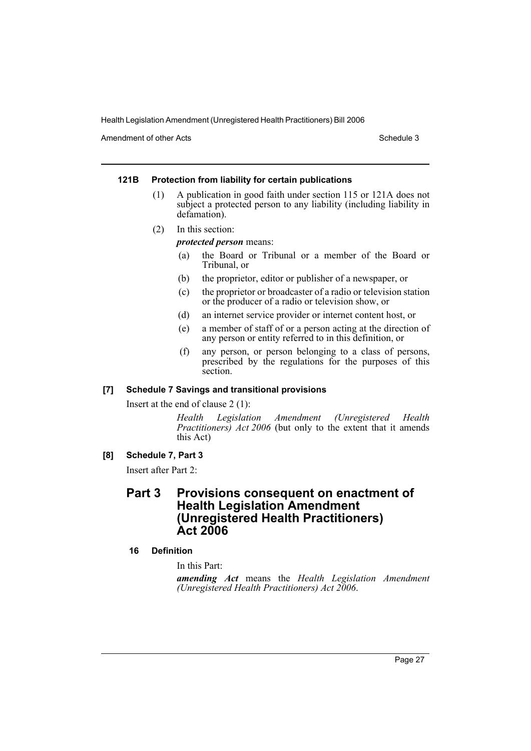#### 121B Protection from liability for certain publications

(1) A publication in good faith under section 115 or 121A does not subject a protected person to any liability (including liability in defamation).

(2) In this section:

***protected person*** means:

- (a) the Board or Tribunal or a member of the Board or Tribunal, or
- (b) the proprietor, editor or publisher of a newspaper, or
- (c) the proprietor or broadcaster of a radio or television station or the producer of a radio or television show, or
- (d) an internet service provider or internet content host, or
- (e) a member of staff of or a person acting at the direction of any person or entity referred to in this definition, or
- (f) any person, or person belonging to a class of persons, prescribed by the regulations for the purposes of this section.

#### [7] Schedule 7 Savings and transitional provisions

Insert at the end of clause 2 (1):

> *Health Legislation Amendment (Unregistered Health Practitioners) Act 2006* (but only to the extent that it amends this Act)

#### [8] Schedule 7, Part 3

Insert after Part 2:

## Part 3 Provisions consequent on enactment of Health Legislation Amendment (Unregistered Health Practitioners) Act 2006

#### 16 Definition

In this Part:

***amending Act*** means the *Health Legislation Amendment (Unregistered Health Practitioners) Act 2006*.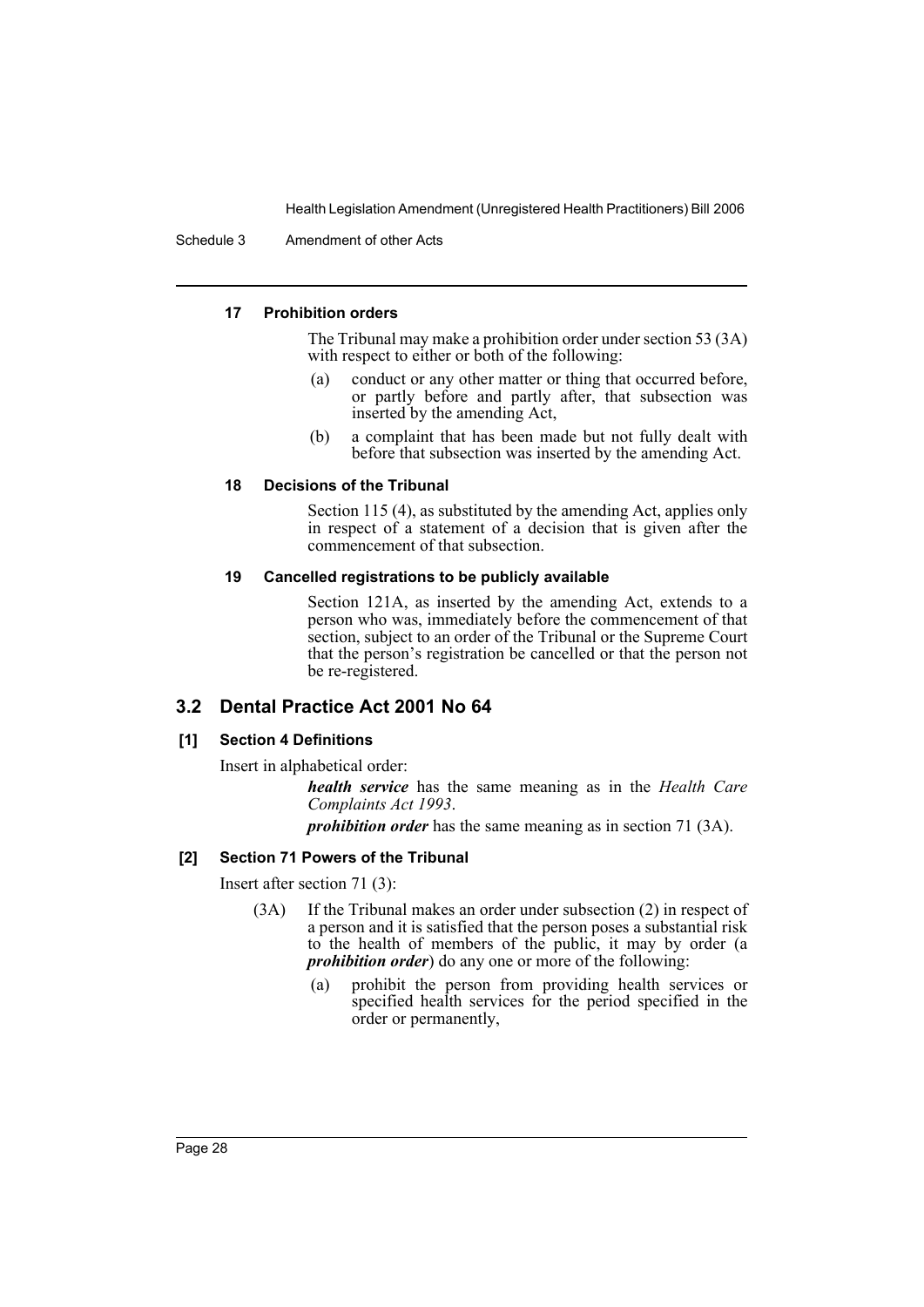#### 17 Prohibition orders

The Tribunal may make a prohibition order under section 53 (3A) with respect to either or both of the following:

(a) conduct or any other matter or thing that occurred before, or partly before and partly after, that subsection was inserted by the amending Act,

(b) a complaint that has been made but not fully dealt with before that subsection was inserted by the amending Act.

#### 18 Decisions of the Tribunal

Section 115 (4), as substituted by the amending Act, applies only in respect of a statement of a decision that is given after the commencement of that subsection.

#### 19 Cancelled registrations to be publicly available

Section 121A, as inserted by the amending Act, extends to a person who was, immediately before the commencement of that section, subject to an order of the Tribunal or the Supreme Court that the person's registration be cancelled or that the person not be re-registered.

## 3.2 Dental Practice Act 2001 No 64

### [1] Section 4 Definitions

Insert in alphabetical order:

***health service*** has the same meaning as in the *Health Care Complaints Act 1993*.

***prohibition order*** has the same meaning as in section 71 (3A).

### [2] Section 71 Powers of the Tribunal

Insert after section 71 (3):

(3A) If the Tribunal makes an order under subsection (2) in respect of a person and it is satisfied that the person poses a substantial risk to the health of members of the public, it may by order (a ***prohibition order***) do any one or more of the following:

(a) prohibit the person from providing health services or specified health services for the period specified in the order or permanently,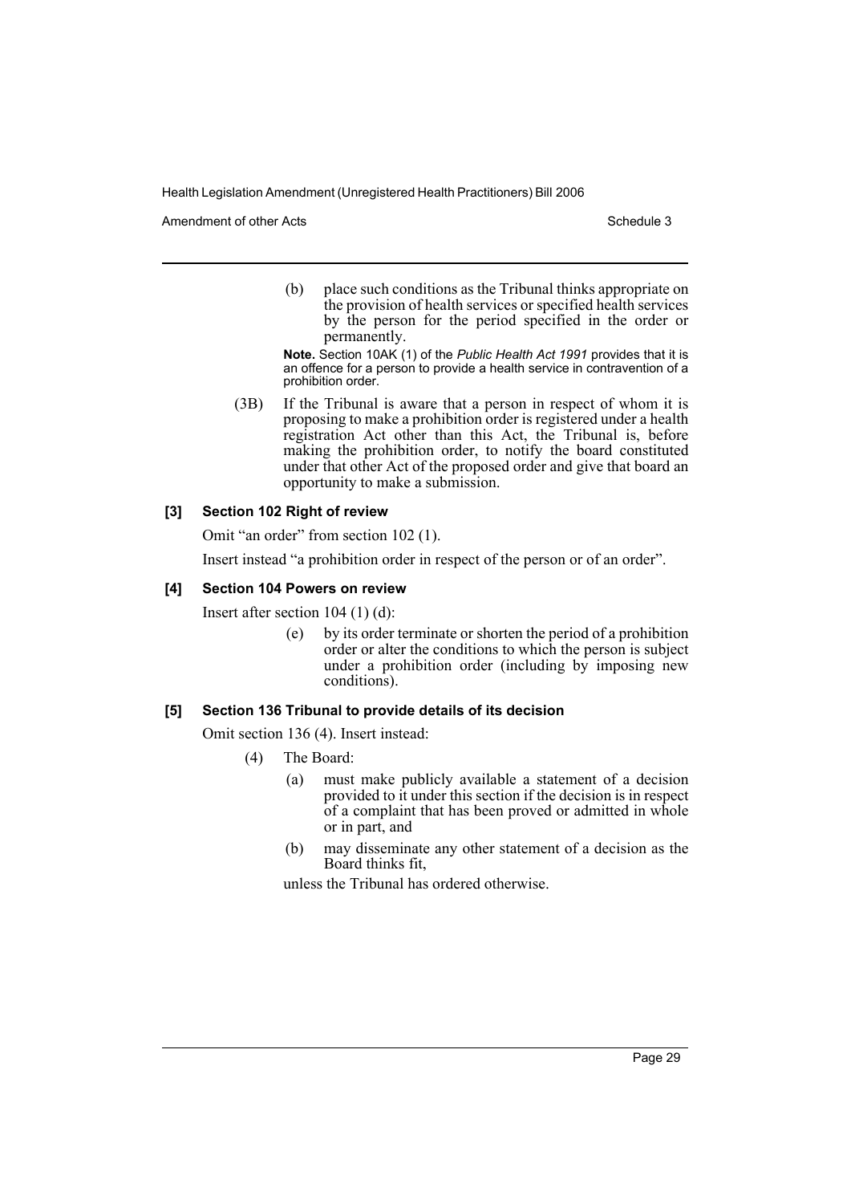(b) place such conditions as the Tribunal thinks appropriate on the provision of health services or specified health services by the person for the period specified in the order or permanently.

**Note.** Section 10AK (1) of the *Public Health Act 1991* provides that it is an offence for a person to provide a health service in contravention of a prohibition order.

(3B) If the Tribunal is aware that a person in respect of whom it is proposing to make a prohibition order is registered under a health registration Act other than this Act, the Tribunal is, before making the prohibition order, to notify the board constituted under that other Act of the proposed order and give that board an opportunity to make a submission.

#### [3] Section 102 Right of review

Omit "an order" from section 102 (1).

Insert instead "a prohibition order in respect of the person or of an order".

#### [4] Section 104 Powers on review

Insert after section 104 (1) (d):

(e) by its order terminate or shorten the period of a prohibition order or alter the conditions to which the person is subject under a prohibition order (including by imposing new conditions).

#### [5] Section 136 Tribunal to provide details of its decision

Omit section 136 (4). Insert instead:

(4) The Board:

(a) must make publicly available a statement of a decision provided to it under this section if the decision is in respect of a complaint that has been proved or admitted in whole or in part, and

(b) may disseminate any other statement of a decision as the Board thinks fit,

unless the Tribunal has ordered otherwise.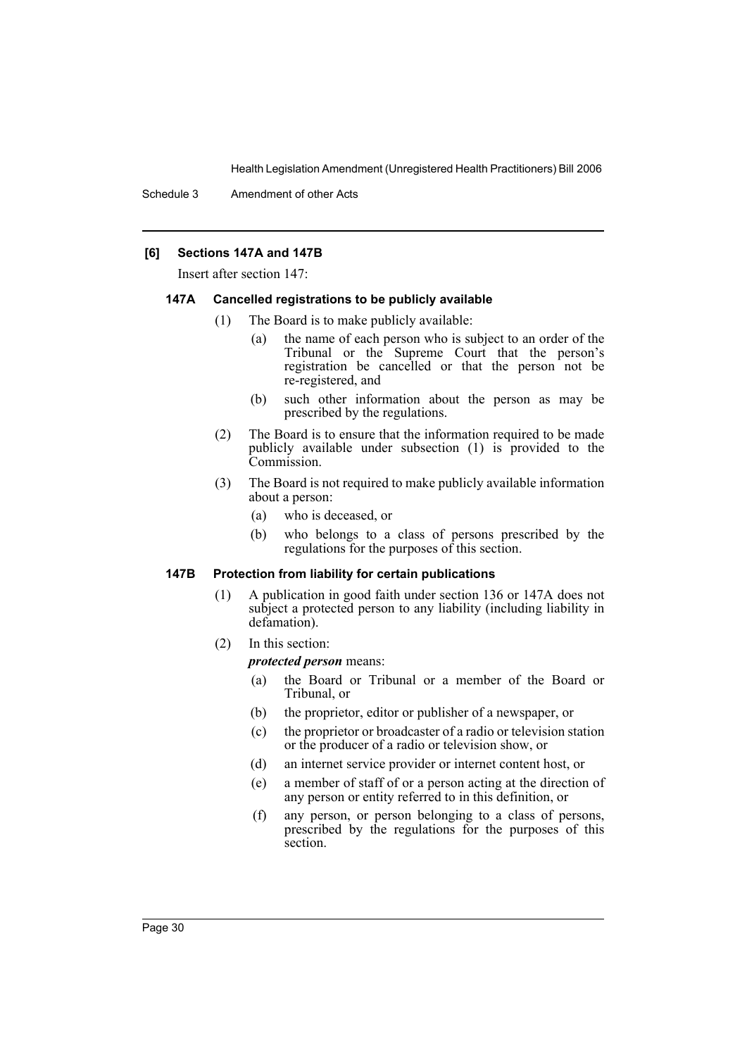**[6] Sections 147A and 147B**

Insert after section 147:

### 147A Cancelled registrations to be publicly available

(1) The Board is to make publicly available:

(a) the name of each person who is subject to an order of the Tribunal or the Supreme Court that the person's registration be cancelled or that the person not be re-registered, and

(b) such other information about the person as may be prescribed by the regulations.

(2) The Board is to ensure that the information required to be made publicly available under subsection (1) is provided to the Commission.

(3) The Board is not required to make publicly available information about a person:

(a) who is deceased, or

(b) who belongs to a class of persons prescribed by the regulations for the purposes of this section.

### 147B Protection from liability for certain publications

(1) A publication in good faith under section 136 or 147A does not subject a protected person to any liability (including liability in defamation).

(2) In this section:

***protected person*** means:

(a) the Board or Tribunal or a member of the Board or Tribunal, or

(b) the proprietor, editor or publisher of a newspaper, or

(c) the proprietor or broadcaster of a radio or television station or the producer of a radio or television show, or

(d) an internet service provider or internet content host, or

(e) a member of staff of or a person acting at the direction of any person or entity referred to in this definition, or

(f) any person, or person belonging to a class of persons, prescribed by the regulations for the purposes of this section.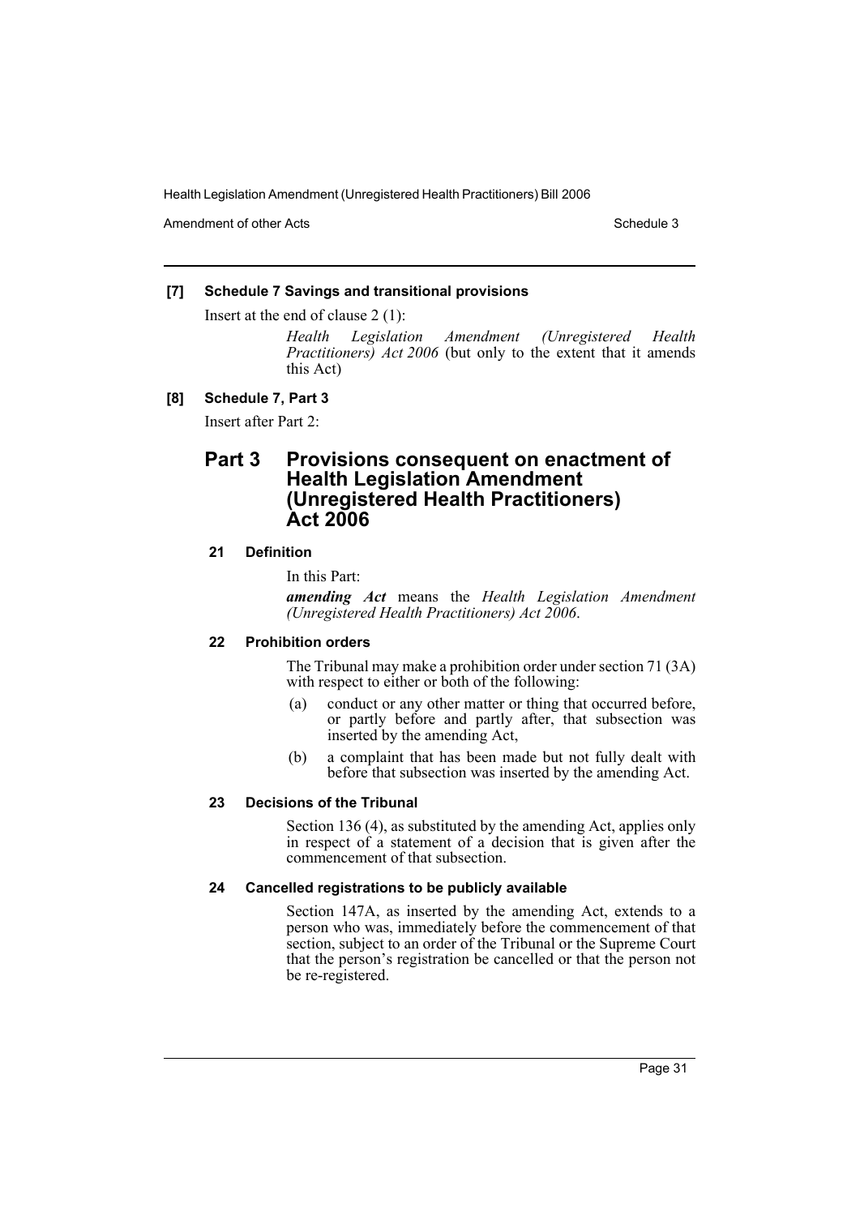**[7] Schedule 7 Savings and transitional provisions**

Insert at the end of clause 2 (1):

> *Health Legislation Amendment (Unregistered Health Practitioners) Act 2006* (but only to the extent that it amends this Act)

**[8] Schedule 7, Part 3**

Insert after Part 2:

## Part 3 Provisions consequent on enactment of Health Legislation Amendment (Unregistered Health Practitioners) Act 2006

### 21 Definition

In this Part:

***amending Act*** means the *Health Legislation Amendment (Unregistered Health Practitioners) Act 2006*.

### 22 Prohibition orders

The Tribunal may make a prohibition order under section 71 (3A) with respect to either or both of the following:

(a) conduct or any other matter or thing that occurred before, or partly before and partly after, that subsection was inserted by the amending Act,

(b) a complaint that has been made but not fully dealt with before that subsection was inserted by the amending Act.

### 23 Decisions of the Tribunal

Section 136 (4), as substituted by the amending Act, applies only in respect of a statement of a decision that is given after the commencement of that subsection.

### 24 Cancelled registrations to be publicly available

Section 147A, as inserted by the amending Act, extends to a person who was, immediately before the commencement of that section, subject to an order of the Tribunal or the Supreme Court that the person's registration be cancelled or that the person not be re-registered.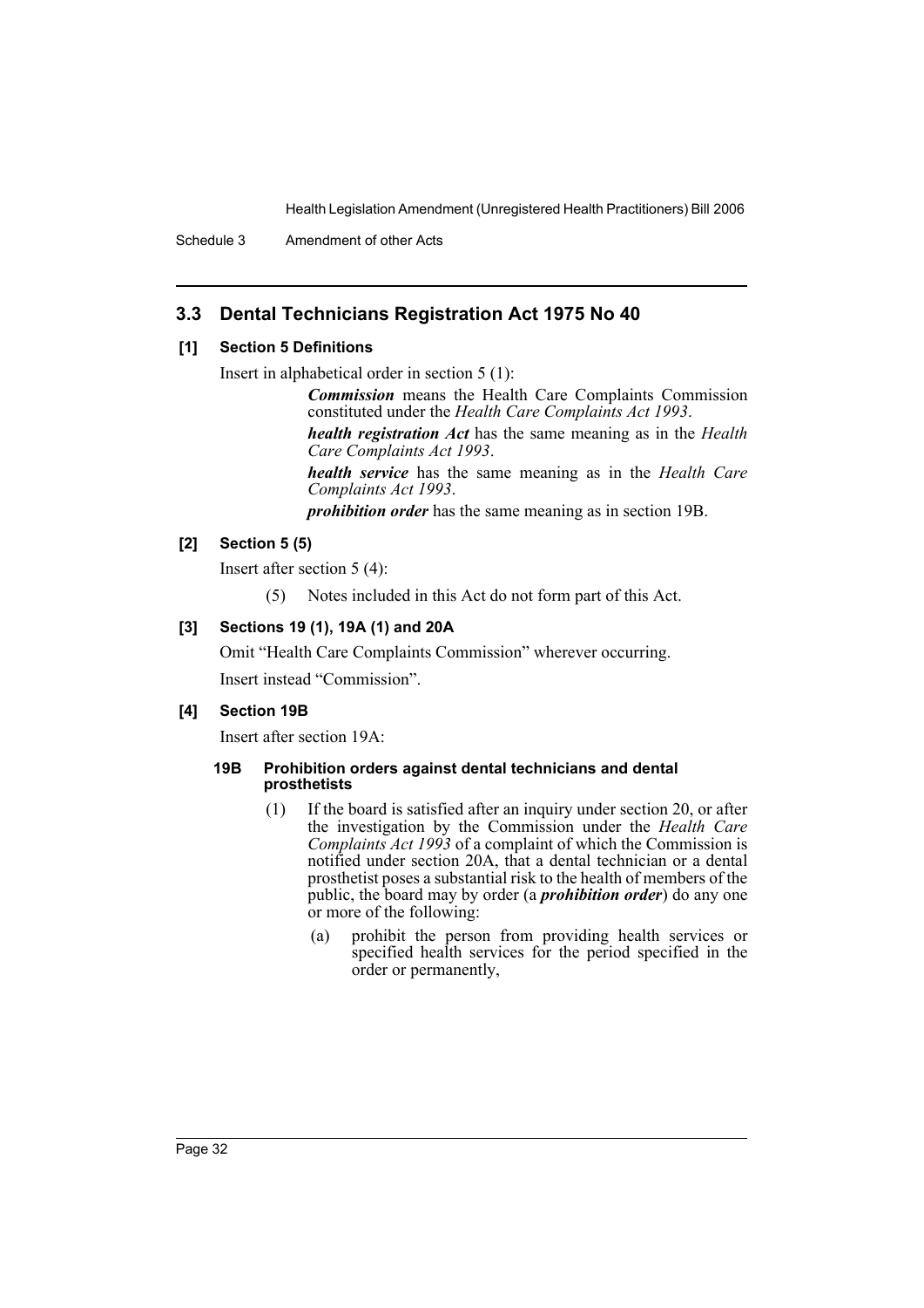## 3.3 Dental Technicians Registration Act 1975 No 40

### [1] Section 5 Definitions

Insert in alphabetical order in section 5 (1):

> ***Commission*** means the Health Care Complaints Commission constituted under the *Health Care Complaints Act 1993*.
>
> ***health registration Act*** has the same meaning as in the *Health Care Complaints Act 1993*.
>
> ***health service*** has the same meaning as in the *Health Care Complaints Act 1993*.
>
> ***prohibition order*** has the same meaning as in section 19B.

### [2] Section 5 (5)

Insert after section 5 (4):

> (5) Notes included in this Act do not form part of this Act.

### [3] Sections 19 (1), 19A (1) and 20A

Omit "Health Care Complaints Commission" wherever occurring.

Insert instead "Commission".

### [4] Section 19B

Insert after section 19A:

#### 19B Prohibition orders against dental technicians and dental prosthetists

(1) If the board is satisfied after an inquiry under section 20, or after the investigation by the Commission under the *Health Care Complaints Act 1993* of a complaint of which the Commission is notified under section 20A, that a dental technician or a dental prosthetist poses a substantial risk to the health of members of the public, the board may by order (a ***prohibition order***) do any one or more of the following:

- (a) prohibit the person from providing health services or specified health services for the period specified in the order or permanently,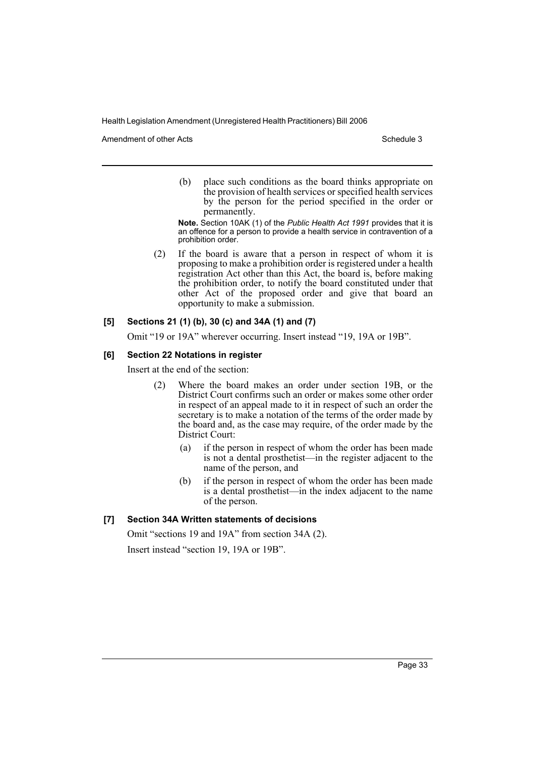(b) place such conditions as the board thinks appropriate on the provision of health services or specified health services by the person for the period specified in the order or permanently.

**Note.** Section 10AK (1) of the *Public Health Act 1991* provides that it is an offence for a person to provide a health service in contravention of a prohibition order.

(2) If the board is aware that a person in respect of whom it is proposing to make a prohibition order is registered under a health registration Act other than this Act, the board is, before making the prohibition order, to notify the board constituted under that other Act of the proposed order and give that board an opportunity to make a submission.

#### [5] Sections 21 (1) (b), 30 (c) and 34A (1) and (7)

Omit "19 or 19A" wherever occurring. Insert instead "19, 19A or 19B".

#### [6] Section 22 Notations in register

Insert at the end of the section:

(2) Where the board makes an order under section 19B, or the District Court confirms such an order or makes some other order in respect of an appeal made to it in respect of such an order the secretary is to make a notation of the terms of the order made by the board and, as the case may require, of the order made by the District Court:

(a) if the person in respect of whom the order has been made is not a dental prosthetist—in the register adjacent to the name of the person, and

(b) if the person in respect of whom the order has been made is a dental prosthetist—in the index adjacent to the name of the person.

#### [7] Section 34A Written statements of decisions

Omit "sections 19 and 19A" from section 34A (2).

Insert instead "section 19, 19A or 19B".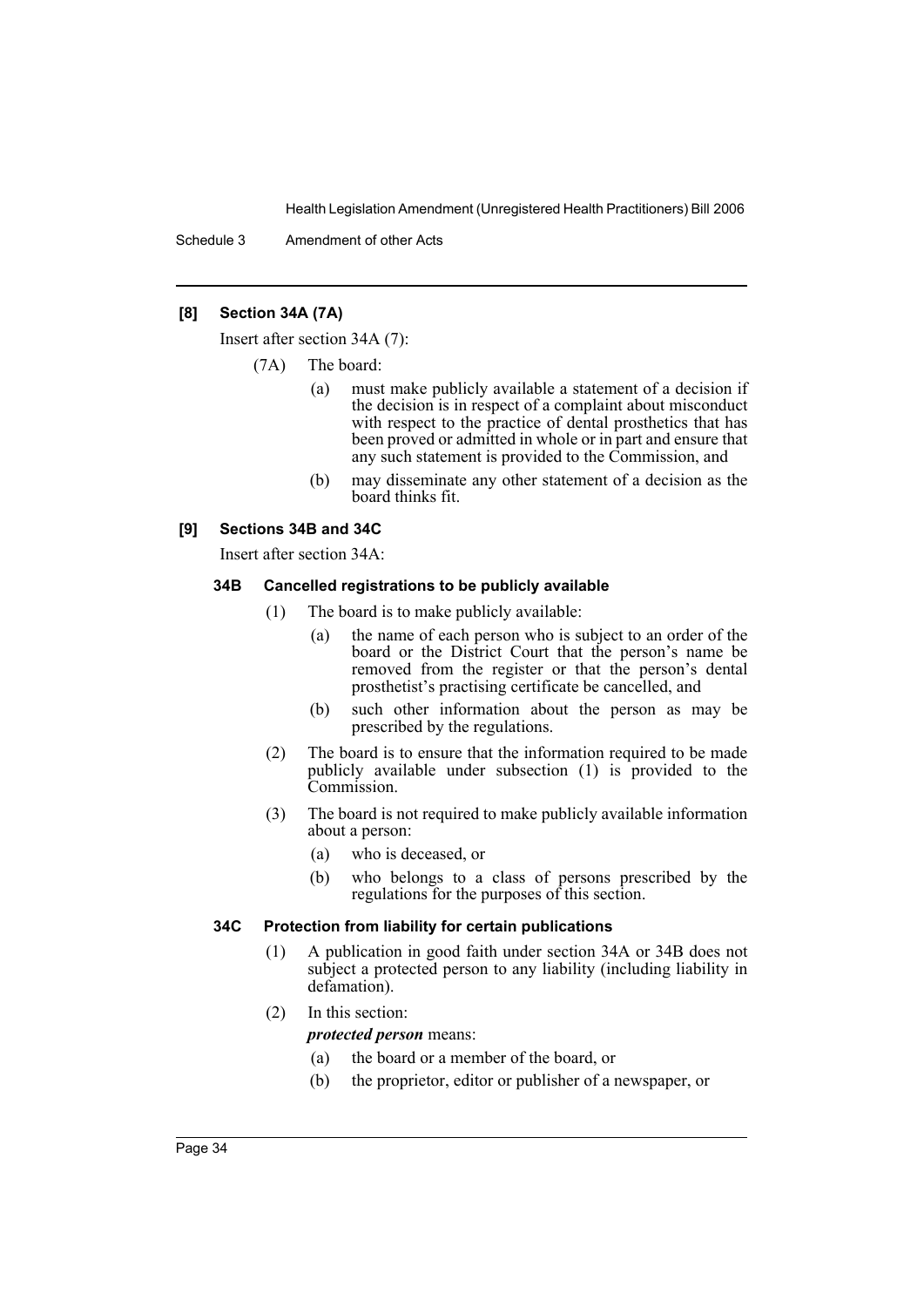### [8] Section 34A (7A)

Insert after section 34A (7):

(7A) The board:

(a) must make publicly available a statement of a decision if the decision is in respect of a complaint about misconduct with respect to the practice of dental prosthetics that has been proved or admitted in whole or in part and ensure that any such statement is provided to the Commission, and

(b) may disseminate any other statement of a decision as the board thinks fit.

### [9] Sections 34B and 34C

Insert after section 34A:

#### 34B Cancelled registrations to be publicly available

(1) The board is to make publicly available:

(a) the name of each person who is subject to an order of the board or the District Court that the person's name be removed from the register or that the person's dental prosthetist's practising certificate be cancelled, and

(b) such other information about the person as may be prescribed by the regulations.

(2) The board is to ensure that the information required to be made publicly available under subsection (1) is provided to the Commission.

(3) The board is not required to make publicly available information about a person:

(a) who is deceased, or

(b) who belongs to a class of persons prescribed by the regulations for the purposes of this section.

#### 34C Protection from liability for certain publications

(1) A publication in good faith under section 34A or 34B does not subject a protected person to any liability (including liability in defamation).

(2) In this section:

***protected person*** means:

(a) the board or a member of the board, or

(b) the proprietor, editor or publisher of a newspaper, or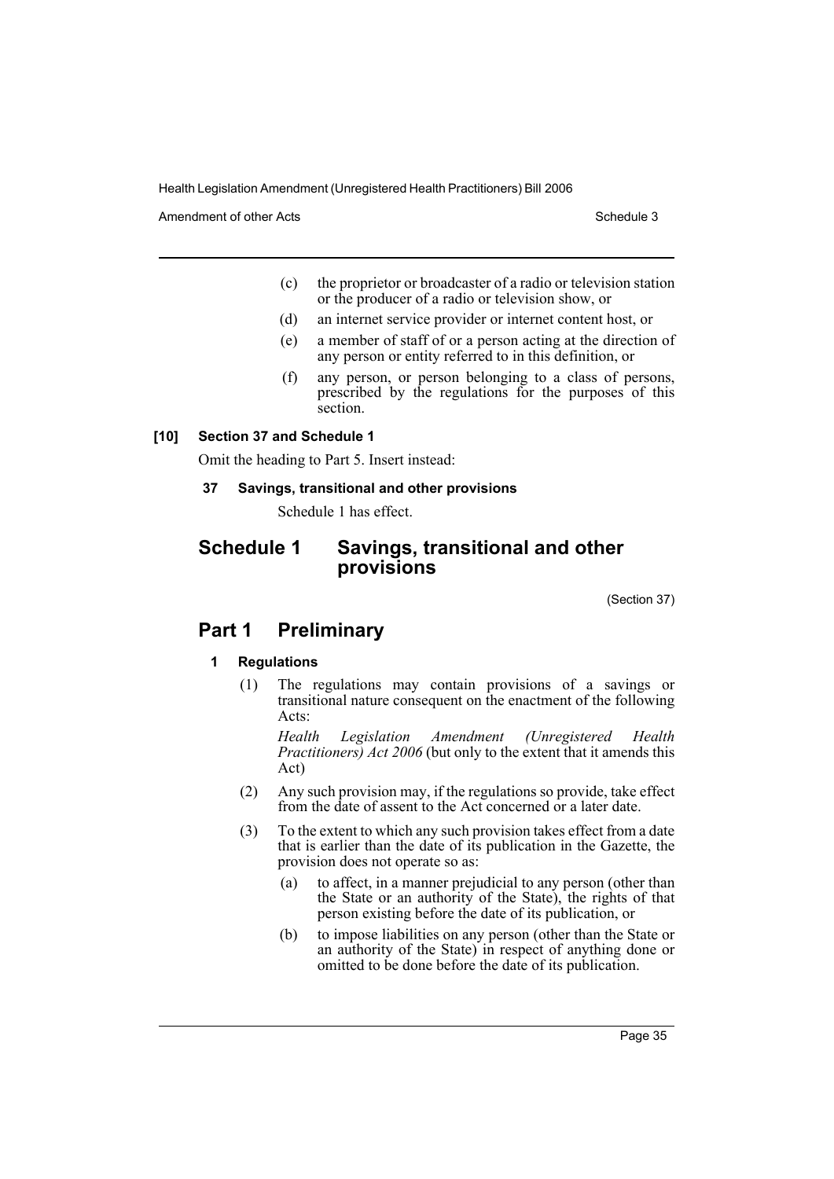(c) the proprietor or broadcaster of a radio or television station or the producer of a radio or television show, or

(d) an internet service provider or internet content host, or

(e) a member of staff of or a person acting at the direction of any person or entity referred to in this definition, or

(f) any person, or person belonging to a class of persons, prescribed by the regulations for the purposes of this section.

**[10] Section 37 and Schedule 1**

Omit the heading to Part 5. Insert instead:

**37 Savings, transitional and other provisions**

Schedule 1 has effect.

## Schedule 1 Savings, transitional and other provisions

(Section 37)

## Part 1 Preliminary

**1 Regulations**

(1) The regulations may contain provisions of a savings or transitional nature consequent on the enactment of the following Acts:

*Health Legislation Amendment (Unregistered Health Practitioners) Act 2006* (but only to the extent that it amends this Act)

(2) Any such provision may, if the regulations so provide, take effect from the date of assent to the Act concerned or a later date.

(3) To the extent to which any such provision takes effect from a date that is earlier than the date of its publication in the Gazette, the provision does not operate so as:

(a) to affect, in a manner prejudicial to any person (other than the State or an authority of the State), the rights of that person existing before the date of its publication, or

(b) to impose liabilities on any person (other than the State or an authority of the State) in respect of anything done or omitted to be done before the date of its publication.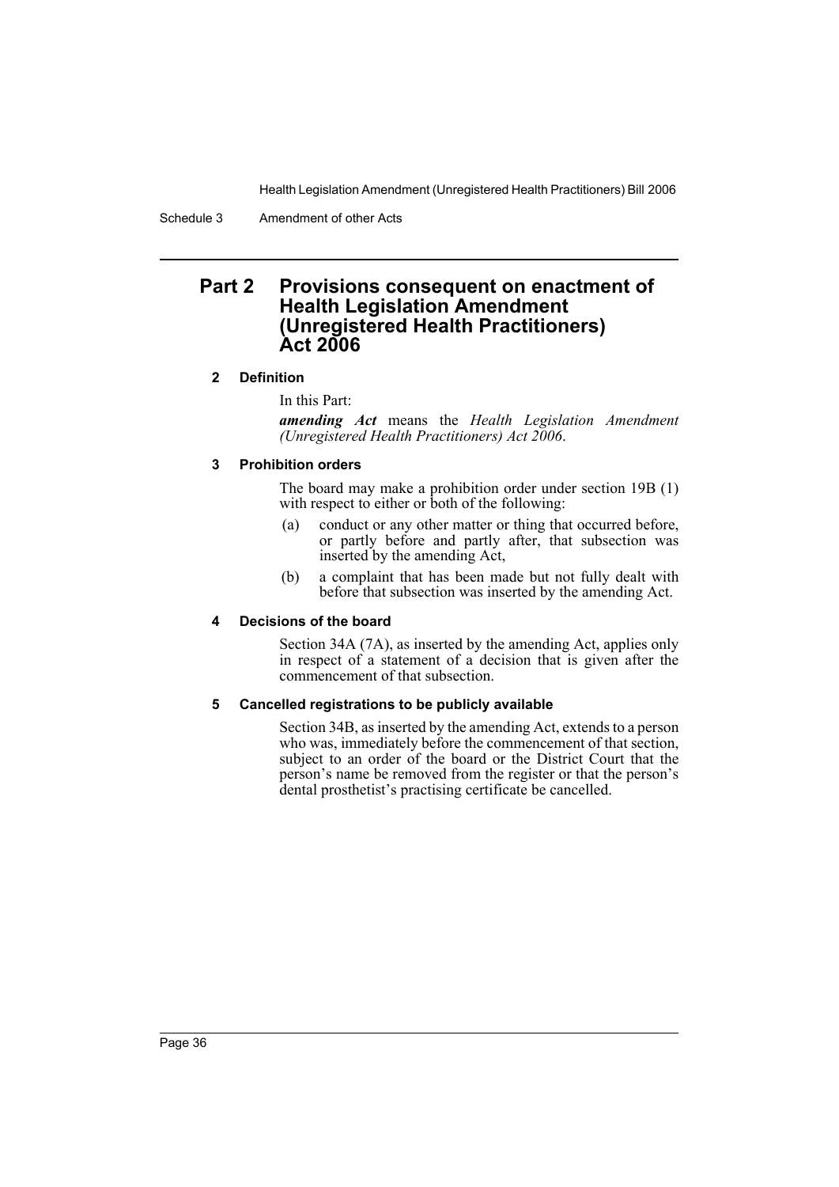## Part 2 Provisions consequent on enactment of Health Legislation Amendment (Unregistered Health Practitioners) Act 2006

### 2 Definition

In this Part:

***amending Act*** means the *Health Legislation Amendment (Unregistered Health Practitioners) Act 2006*.

### 3 Prohibition orders

The board may make a prohibition order under section 19B (1) with respect to either or both of the following:

- (a) conduct or any other matter or thing that occurred before, or partly before and partly after, that subsection was inserted by the amending Act,
- (b) a complaint that has been made but not fully dealt with before that subsection was inserted by the amending Act.

### 4 Decisions of the board

Section 34A (7A), as inserted by the amending Act, applies only in respect of a statement of a decision that is given after the commencement of that subsection.

### 5 Cancelled registrations to be publicly available

Section 34B, as inserted by the amending Act, extends to a person who was, immediately before the commencement of that section, subject to an order of the board or the District Court that the person's name be removed from the register or that the person's dental prosthetist's practising certificate be cancelled.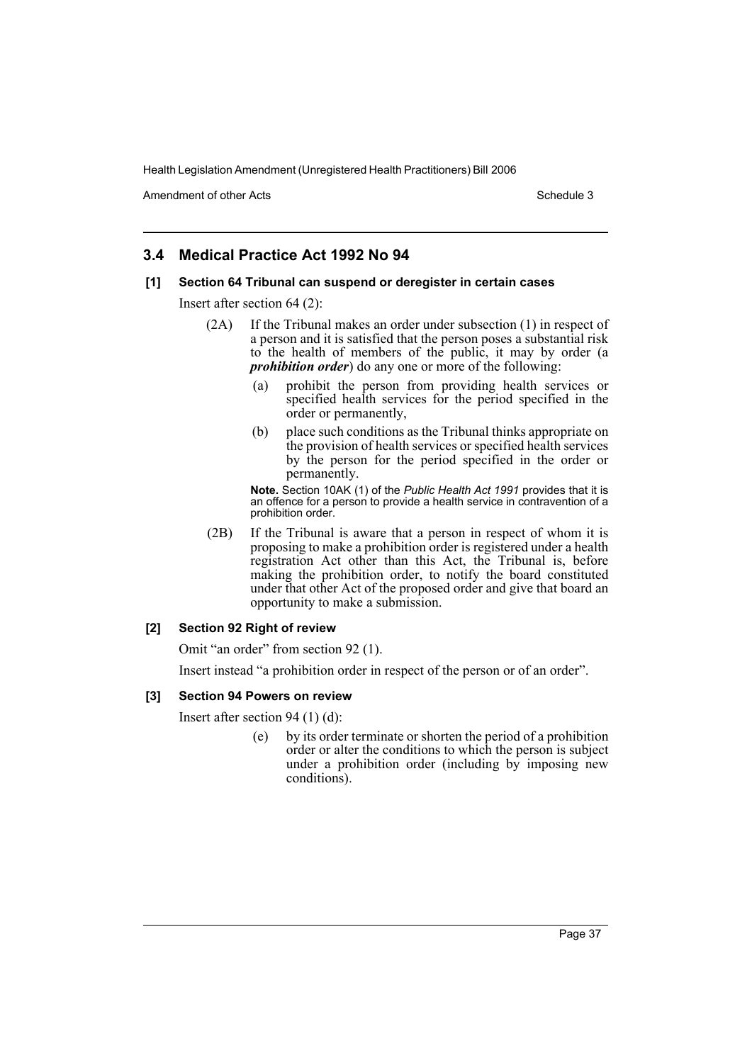## 3.4 Medical Practice Act 1992 No 94

### [1] Section 64 Tribunal can suspend or deregister in certain cases

Insert after section 64 (2):

(2A) If the Tribunal makes an order under subsection (1) in respect of a person and it is satisfied that the person poses a substantial risk to the health of members of the public, it may by order (a ***prohibition order***) do any one or more of the following:

(a) prohibit the person from providing health services or specified health services for the period specified in the order or permanently,

(b) place such conditions as the Tribunal thinks appropriate on the provision of health services or specified health services by the person for the period specified in the order or permanently.

**Note.** Section 10AK (1) of the *Public Health Act 1991* provides that it is an offence for a person to provide a health service in contravention of a prohibition order.

(2B) If the Tribunal is aware that a person in respect of whom it is proposing to make a prohibition order is registered under a health registration Act other than this Act, the Tribunal is, before making the prohibition order, to notify the board constituted under that other Act of the proposed order and give that board an opportunity to make a submission.

### [2] Section 92 Right of review

Omit "an order" from section 92 (1).

Insert instead "a prohibition order in respect of the person or of an order".

### [3] Section 94 Powers on review

Insert after section 94 (1) (d):

(e) by its order terminate or shorten the period of a prohibition order or alter the conditions to which the person is subject under a prohibition order (including by imposing new conditions).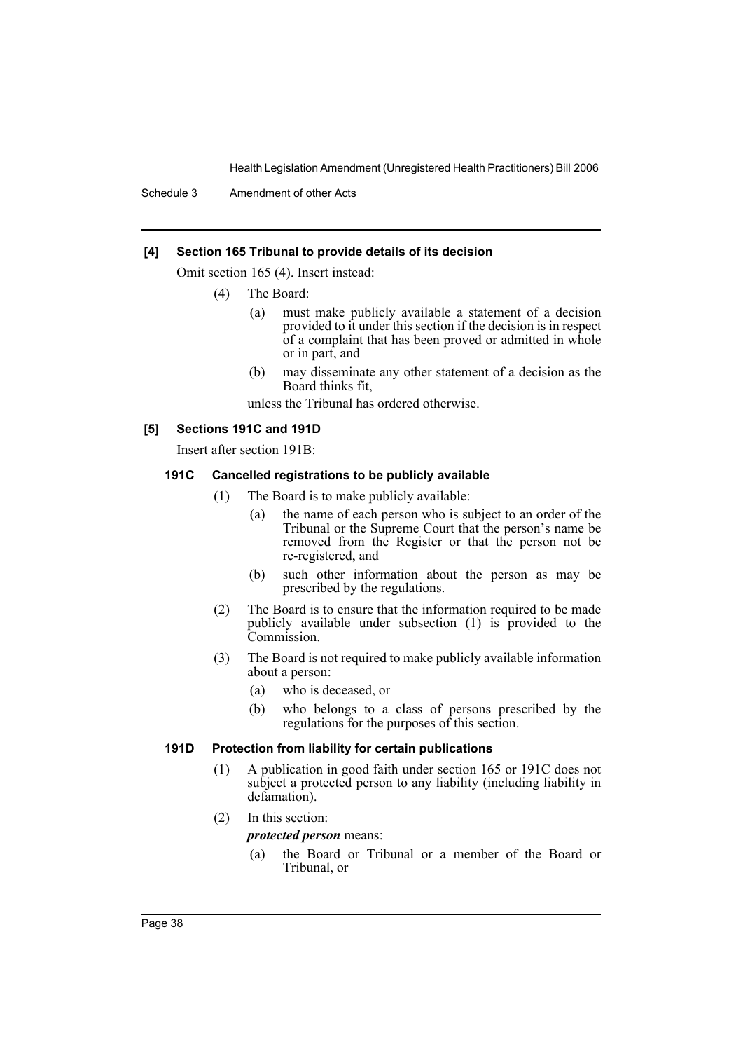### [4] Section 165 Tribunal to provide details of its decision

Omit section 165 (4). Insert instead:

(4) The Board:

(a) must make publicly available a statement of a decision provided to it under this section if the decision is in respect of a complaint that has been proved or admitted in whole or in part, and

(b) may disseminate any other statement of a decision as the Board thinks fit,

unless the Tribunal has ordered otherwise.

### [5] Sections 191C and 191D

Insert after section 191B:

#### 191C Cancelled registrations to be publicly available

(1) The Board is to make publicly available:

(a) the name of each person who is subject to an order of the Tribunal or the Supreme Court that the person's name be removed from the Register or that the person not be re-registered, and

(b) such other information about the person as may be prescribed by the regulations.

(2) The Board is to ensure that the information required to be made publicly available under subsection (1) is provided to the Commission.

(3) The Board is not required to make publicly available information about a person:

(a) who is deceased, or

(b) who belongs to a class of persons prescribed by the regulations for the purposes of this section.

#### 191D Protection from liability for certain publications

(1) A publication in good faith under section 165 or 191C does not subject a protected person to any liability (including liability in defamation).

(2) In this section:

***protected person*** means:

(a) the Board or Tribunal or a member of the Board or Tribunal, or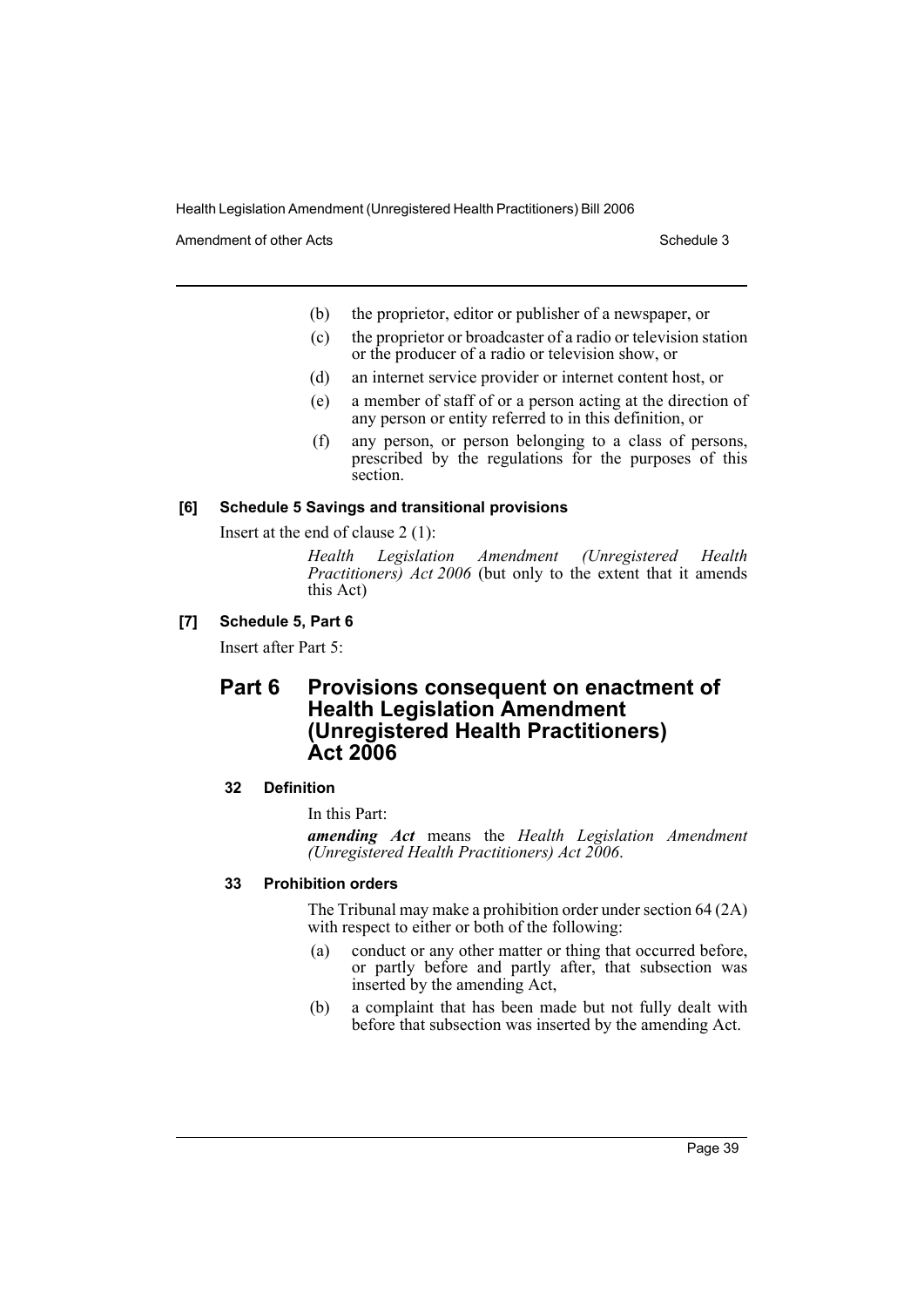(b) the proprietor, editor or publisher of a newspaper, or

(c) the proprietor or broadcaster of a radio or television station or the producer of a radio or television show, or

(d) an internet service provider or internet content host, or

(e) a member of staff of or a person acting at the direction of any person or entity referred to in this definition, or

(f) any person, or person belonging to a class of persons, prescribed by the regulations for the purposes of this section.

#### [6] Schedule 5 Savings and transitional provisions

Insert at the end of clause 2 (1):

*Health Legislation Amendment (Unregistered Health Practitioners) Act 2006* (but only to the extent that it amends this Act)

#### [7] Schedule 5, Part 6

Insert after Part 5:

## Part 6 Provisions consequent on enactment of Health Legislation Amendment (Unregistered Health Practitioners) Act 2006

#### 32 Definition

In this Part:

***amending Act*** means the *Health Legislation Amendment (Unregistered Health Practitioners) Act 2006*.

#### 33 Prohibition orders

The Tribunal may make a prohibition order under section 64 (2A) with respect to either or both of the following:

(a) conduct or any other matter or thing that occurred before, or partly before and partly after, that subsection was inserted by the amending Act,

(b) a complaint that has been made but not fully dealt with before that subsection was inserted by the amending Act.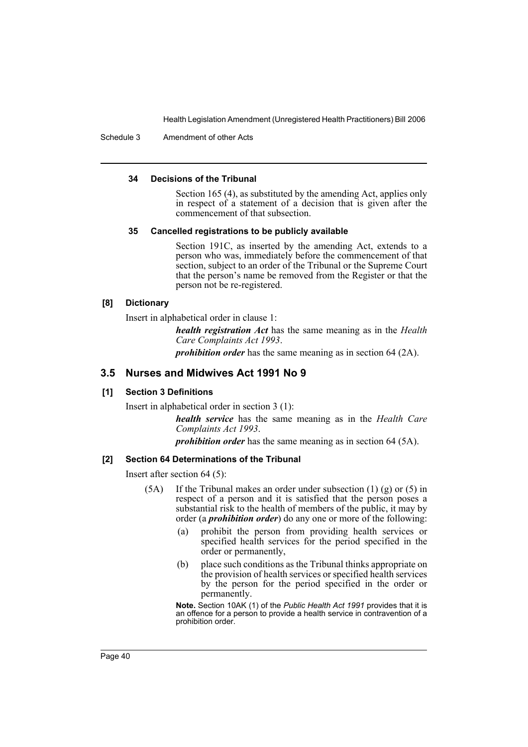#### 34 Decisions of the Tribunal

Section 165 (4), as substituted by the amending Act, applies only in respect of a statement of a decision that is given after the commencement of that subsection.

#### 35 Cancelled registrations to be publicly available

Section 191C, as inserted by the amending Act, extends to a person who was, immediately before the commencement of that section, subject to an order of the Tribunal or the Supreme Court that the person's name be removed from the Register or that the person not be re-registered.

#### [8] Dictionary

Insert in alphabetical order in clause 1:

> ***health registration Act*** has the same meaning as in the *Health Care Complaints Act 1993*.
>
> ***prohibition order*** has the same meaning as in section 64 (2A).

## 3.5 Nurses and Midwives Act 1991 No 9

#### [1] Section 3 Definitions

Insert in alphabetical order in section 3 (1):

> ***health service*** has the same meaning as in the *Health Care Complaints Act 1993*.
>
> ***prohibition order*** has the same meaning as in section 64 (5A).

#### [2] Section 64 Determinations of the Tribunal

Insert after section 64 (5):

> (5A) If the Tribunal makes an order under subsection (1) (g) or (5) in respect of a person and it is satisfied that the person poses a substantial risk to the health of members of the public, it may by order (a ***prohibition order***) do any one or more of the following:
>
> (a) prohibit the person from providing health services or specified health services for the period specified in the order or permanently,
>
> (b) place such conditions as the Tribunal thinks appropriate on the provision of health services or specified health services by the person for the period specified in the order or permanently.
>
> **Note.** Section 10AK (1) of the *Public Health Act 1991* provides that it is an offence for a person to provide a health service in contravention of a prohibition order.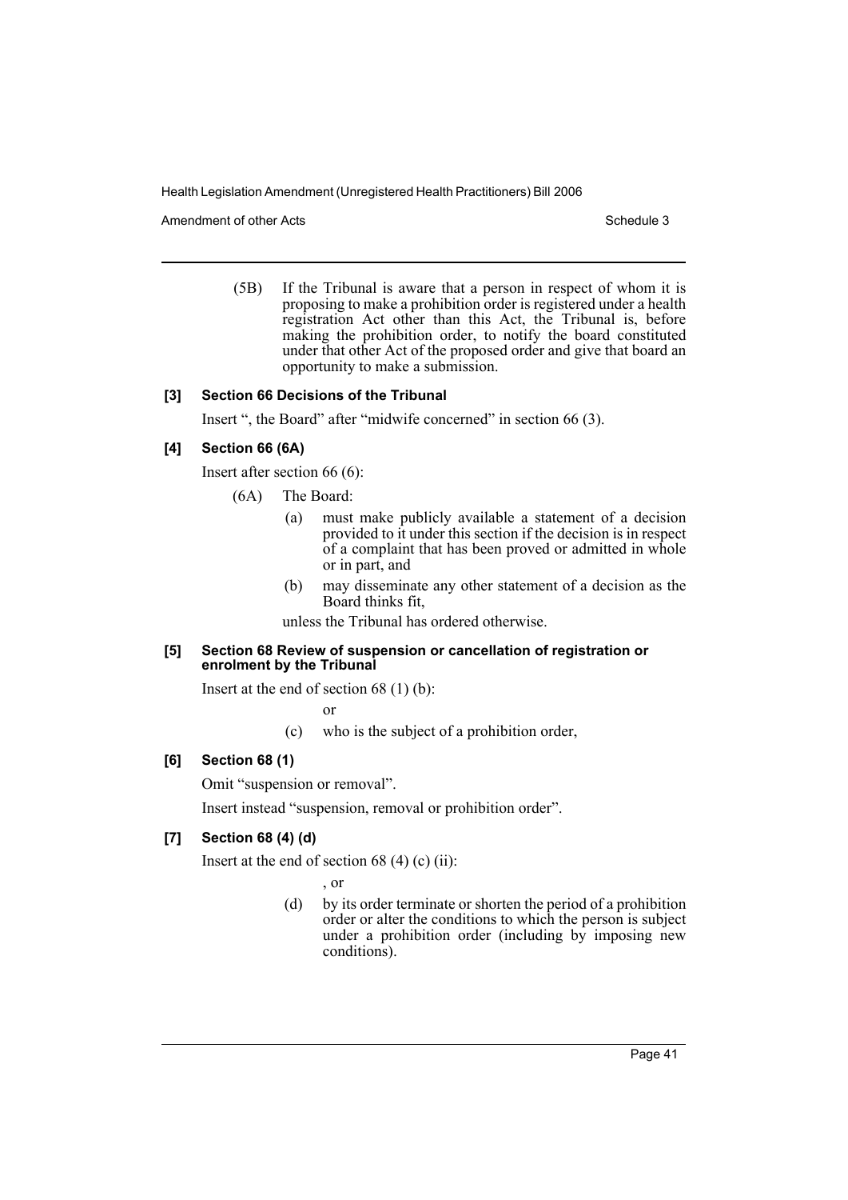(5B) If the Tribunal is aware that a person in respect of whom it is proposing to make a prohibition order is registered under a health registration Act other than this Act, the Tribunal is, before making the prohibition order, to notify the board constituted under that other Act of the proposed order and give that board an opportunity to make a submission.

### [3] Section 66 Decisions of the Tribunal

Insert ", the Board" after "midwife concerned" in section 66 (3).

### [4] Section 66 (6A)

Insert after section 66 (6):

(6A) The Board:

(a) must make publicly available a statement of a decision provided to it under this section if the decision is in respect of a complaint that has been proved or admitted in whole or in part, and

(b) may disseminate any other statement of a decision as the Board thinks fit,

unless the Tribunal has ordered otherwise.

### [5] Section 68 Review of suspension or cancellation of registration or enrolment by the Tribunal

Insert at the end of section 68 (1) (b):

or

(c) who is the subject of a prohibition order,

### [6] Section 68 (1)

Omit "suspension or removal".

Insert instead "suspension, removal or prohibition order".

### [7] Section 68 (4) (d)

Insert at the end of section 68 (4) (c) (ii):

, or

(d) by its order terminate or shorten the period of a prohibition order or alter the conditions to which the person is subject under a prohibition order (including by imposing new conditions).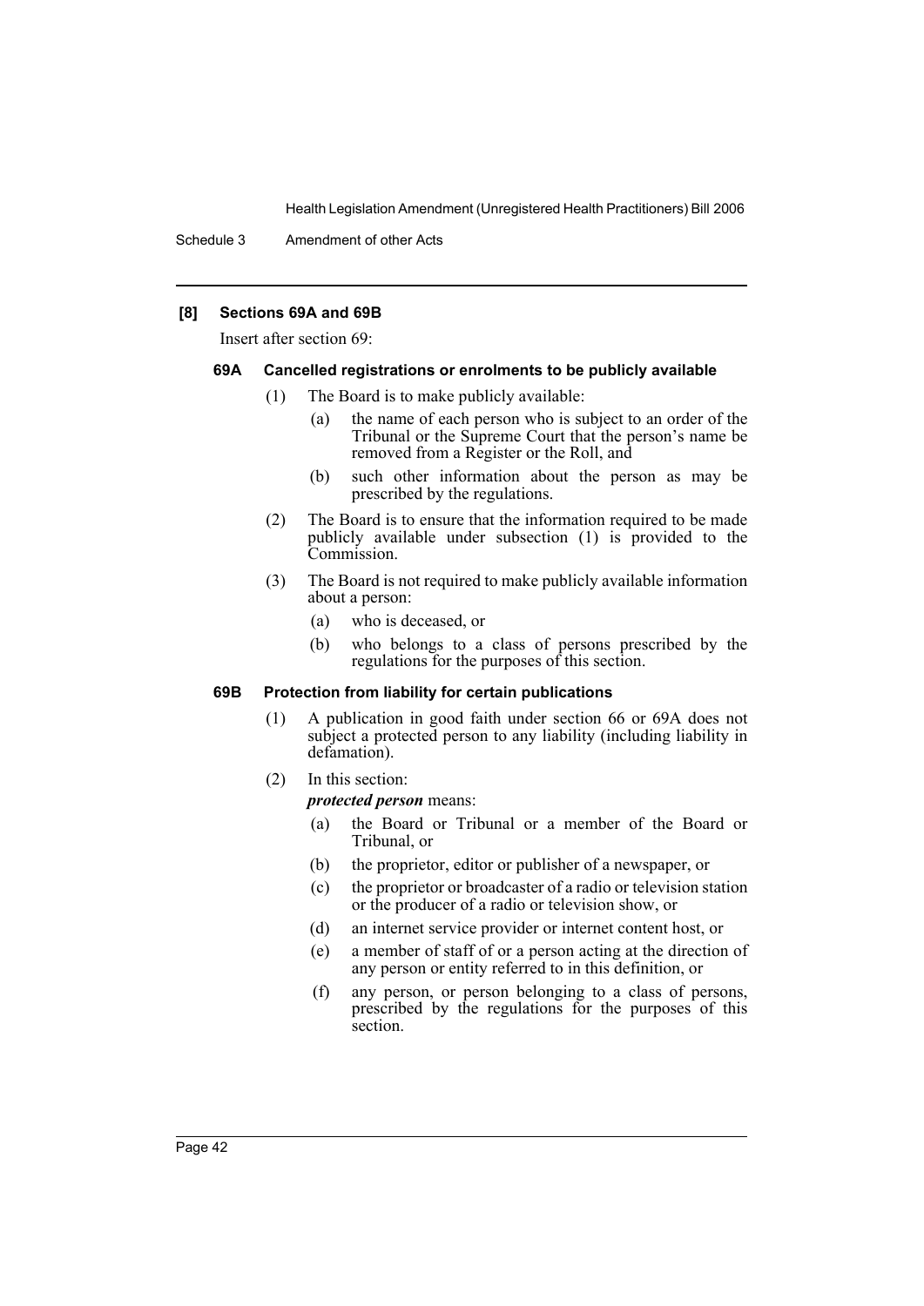**[8] Sections 69A and 69B**

Insert after section 69:

**69A Cancelled registrations or enrolments to be publicly available**

(1) The Board is to make publicly available:

(a) the name of each person who is subject to an order of the Tribunal or the Supreme Court that the person's name be removed from a Register or the Roll, and

(b) such other information about the person as may be prescribed by the regulations.

(2) The Board is to ensure that the information required to be made publicly available under subsection (1) is provided to the Commission.

(3) The Board is not required to make publicly available information about a person:

(a) who is deceased, or

(b) who belongs to a class of persons prescribed by the regulations for the purposes of this section.

**69B Protection from liability for certain publications**

(1) A publication in good faith under section 66 or 69A does not subject a protected person to any liability (including liability in defamation).

(2) In this section:

***protected person*** means:

(a) the Board or Tribunal or a member of the Board or Tribunal, or

(b) the proprietor, editor or publisher of a newspaper, or

(c) the proprietor or broadcaster of a radio or television station or the producer of a radio or television show, or

(d) an internet service provider or internet content host, or

(e) a member of staff of or a person acting at the direction of any person or entity referred to in this definition, or

(f) any person, or person belonging to a class of persons, prescribed by the regulations for the purposes of this section.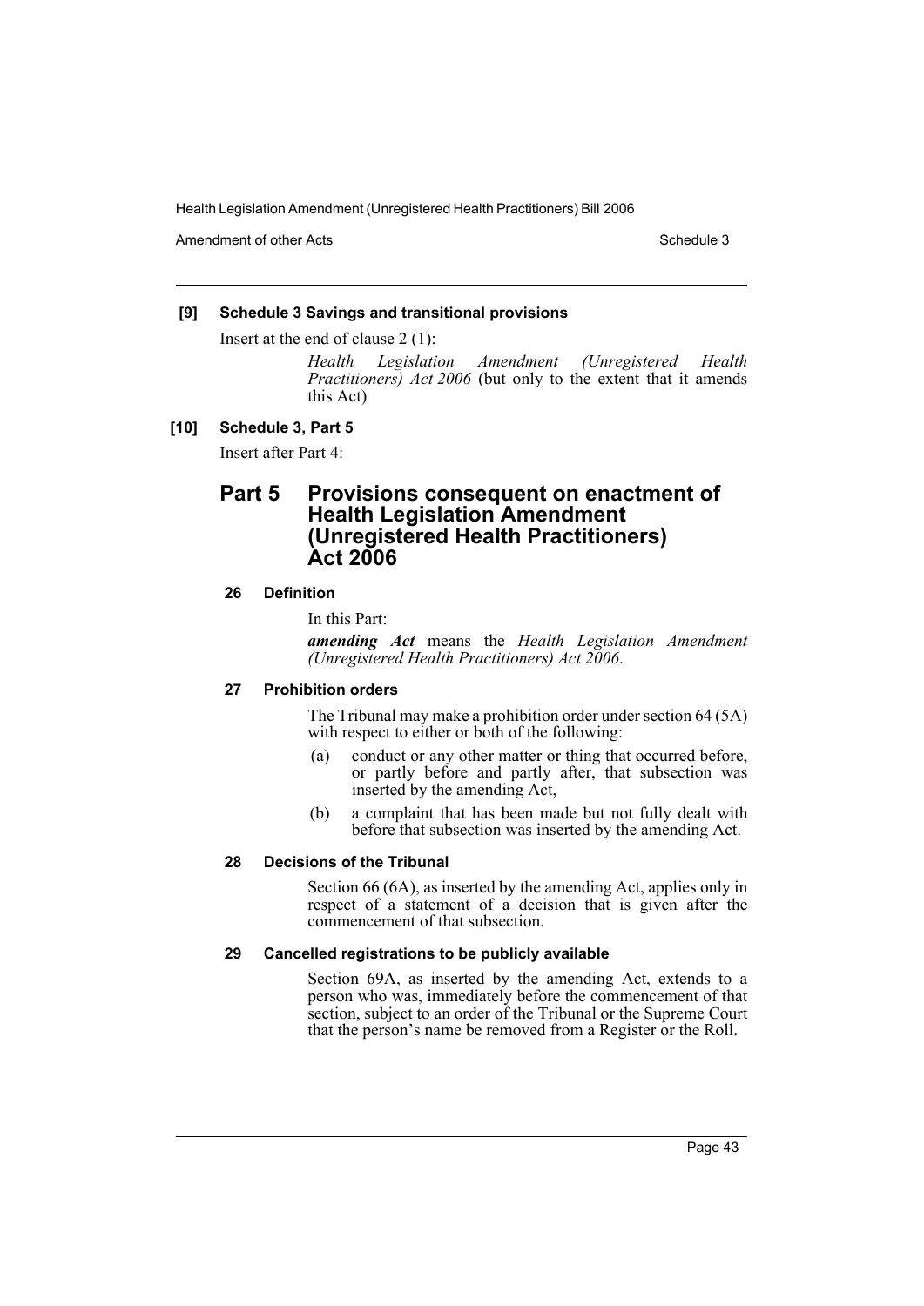**[9] Schedule 3 Savings and transitional provisions**

Insert at the end of clause 2 (1):

> *Health Legislation Amendment (Unregistered Health Practitioners) Act 2006* (but only to the extent that it amends this Act)

**[10] Schedule 3, Part 5**

Insert after Part 4:

## Part 5 Provisions consequent on enactment of Health Legislation Amendment (Unregistered Health Practitioners) Act 2006

### 26 Definition

In this Part:

***amending Act*** means the *Health Legislation Amendment (Unregistered Health Practitioners) Act 2006*.

### 27 Prohibition orders

The Tribunal may make a prohibition order under section 64 (5A) with respect to either or both of the following:

(a) conduct or any other matter or thing that occurred before, or partly before and partly after, that subsection was inserted by the amending Act,

(b) a complaint that has been made but not fully dealt with before that subsection was inserted by the amending Act.

### 28 Decisions of the Tribunal

Section 66 (6A), as inserted by the amending Act, applies only in respect of a statement of a decision that is given after the commencement of that subsection.

### 29 Cancelled registrations to be publicly available

Section 69A, as inserted by the amending Act, extends to a person who was, immediately before the commencement of that section, subject to an order of the Tribunal or the Supreme Court that the person's name be removed from a Register or the Roll.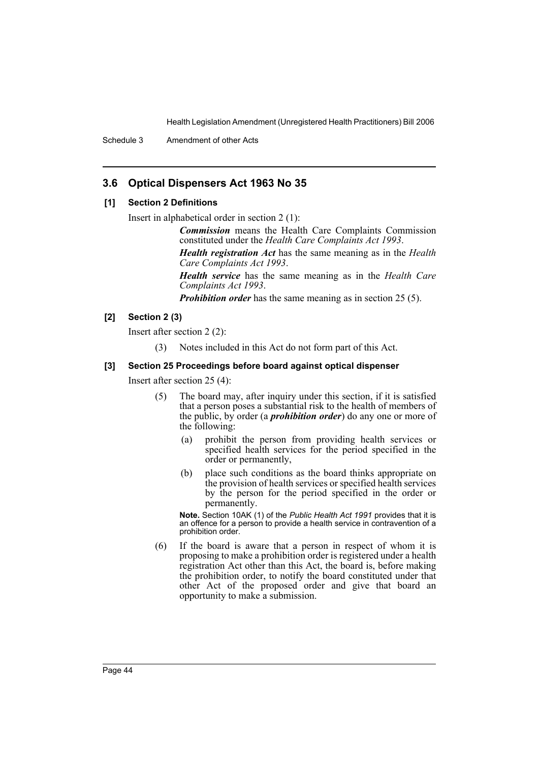## 3.6 Optical Dispensers Act 1963 No 35

### [1] Section 2 Definitions

Insert in alphabetical order in section 2 (1):

> ***Commission*** means the Health Care Complaints Commission constituted under the *Health Care Complaints Act 1993*.
>
> ***Health registration Act*** has the same meaning as in the *Health Care Complaints Act 1993*.
>
> ***Health service*** has the same meaning as in the *Health Care Complaints Act 1993*.
>
> ***Prohibition order*** has the same meaning as in section 25 (5).

### [2] Section 2 (3)

Insert after section 2 (2):

> (3) Notes included in this Act do not form part of this Act.

### [3] Section 25 Proceedings before board against optical dispenser

Insert after section 25 (4):

> (5) The board may, after inquiry under this section, if it is satisfied that a person poses a substantial risk to the health of members of the public, by order (a ***prohibition order***) do any one or more of the following:
>
> (a) prohibit the person from providing health services or specified health services for the period specified in the order or permanently,
>
> (b) place such conditions as the board thinks appropriate on the provision of health services or specified health services by the person for the period specified in the order or permanently.
>
> **Note.** Section 10AK (1) of the *Public Health Act 1991* provides that it is an offence for a person to provide a health service in contravention of a prohibition order.
>
> (6) If the board is aware that a person in respect of whom it is proposing to make a prohibition order is registered under a health registration Act other than this Act, the board is, before making the prohibition order, to notify the board constituted under that other Act of the proposed order and give that board an opportunity to make a submission.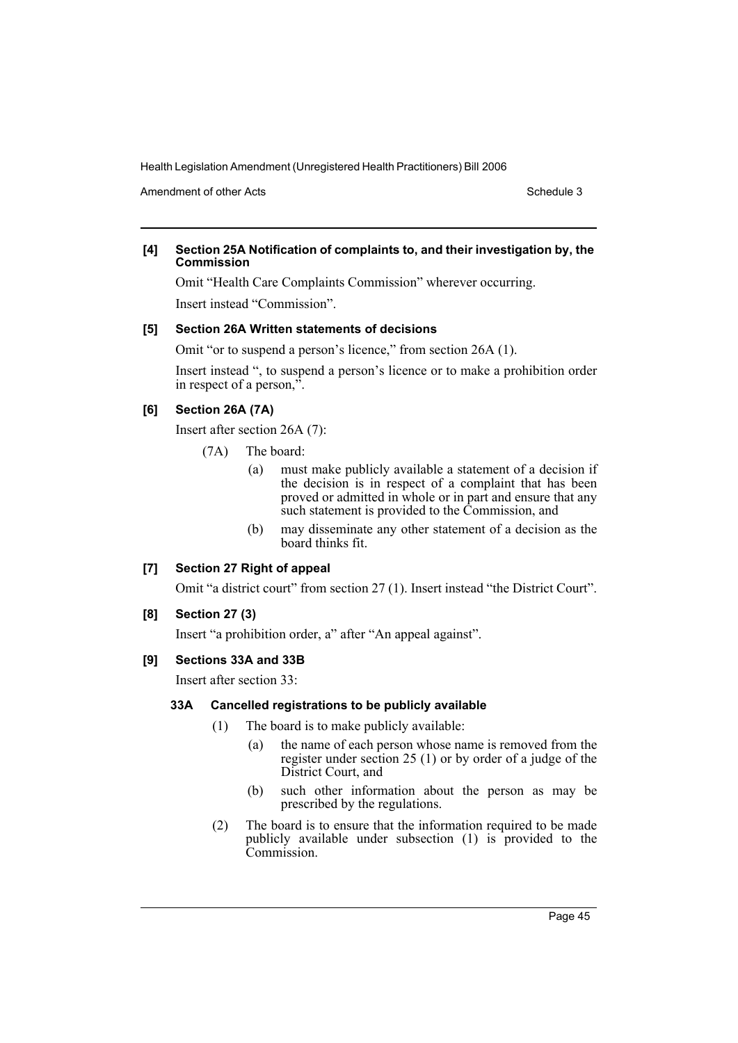**[4] Section 25A Notification of complaints to, and their investigation by, the Commission**

Omit "Health Care Complaints Commission" wherever occurring.

Insert instead "Commission".

**[5] Section 26A Written statements of decisions**

Omit "or to suspend a person's licence," from section 26A (1).

Insert instead ", to suspend a person's licence or to make a prohibition order in respect of a person,".

**[6] Section 26A (7A)**

Insert after section 26A (7):

(7A) The board:

- (a) must make publicly available a statement of a decision if the decision is in respect of a complaint that has been proved or admitted in whole or in part and ensure that any such statement is provided to the Commission, and
- (b) may disseminate any other statement of a decision as the board thinks fit.

**[7] Section 27 Right of appeal**

Omit "a district court" from section 27 (1). Insert instead "the District Court".

**[8] Section 27 (3)**

Insert "a prohibition order, a" after "An appeal against".

**[9] Sections 33A and 33B**

Insert after section 33:

**33A Cancelled registrations to be publicly available**

(1) The board is to make publicly available:

- (a) the name of each person whose name is removed from the register under section 25 (1) or by order of a judge of the District Court, and
- (b) such other information about the person as may be prescribed by the regulations.

(2) The board is to ensure that the information required to be made publicly available under subsection (1) is provided to the Commission.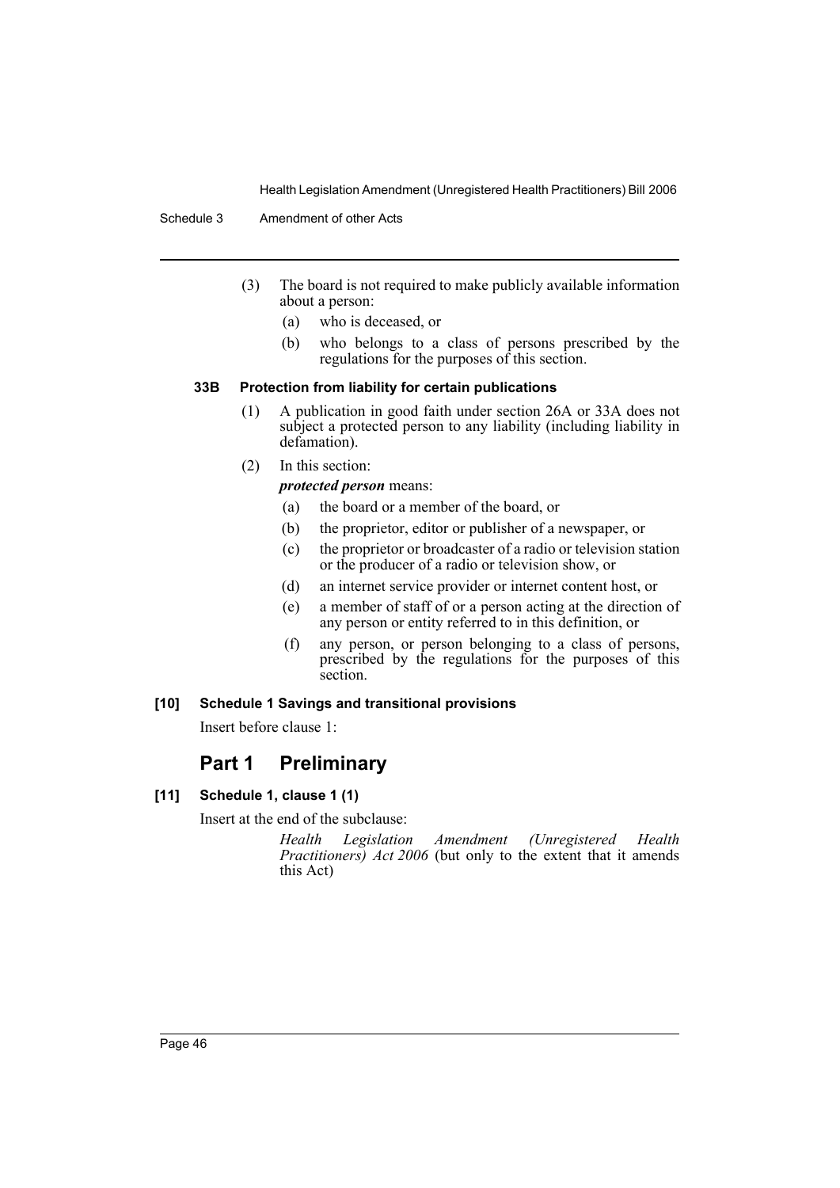(3) The board is not required to make publicly available information about a person:

(a) who is deceased, or

(b) who belongs to a class of persons prescribed by the regulations for the purposes of this section.

#### 33B Protection from liability for certain publications

(1) A publication in good faith under section 26A or 33A does not subject a protected person to any liability (including liability in defamation).

(2) In this section:

***protected person*** means:

(a) the board or a member of the board, or

(b) the proprietor, editor or publisher of a newspaper, or

(c) the proprietor or broadcaster of a radio or television station or the producer of a radio or television show, or

(d) an internet service provider or internet content host, or

(e) a member of staff of or a person acting at the direction of any person or entity referred to in this definition, or

(f) any person, or person belonging to a class of persons, prescribed by the regulations for the purposes of this section.

#### [10] Schedule 1 Savings and transitional provisions

Insert before clause 1:

## Part 1 Preliminary

#### [11] Schedule 1, clause 1 (1)

Insert at the end of the subclause:

*Health Legislation Amendment (Unregistered Health Practitioners) Act 2006* (but only to the extent that it amends this Act)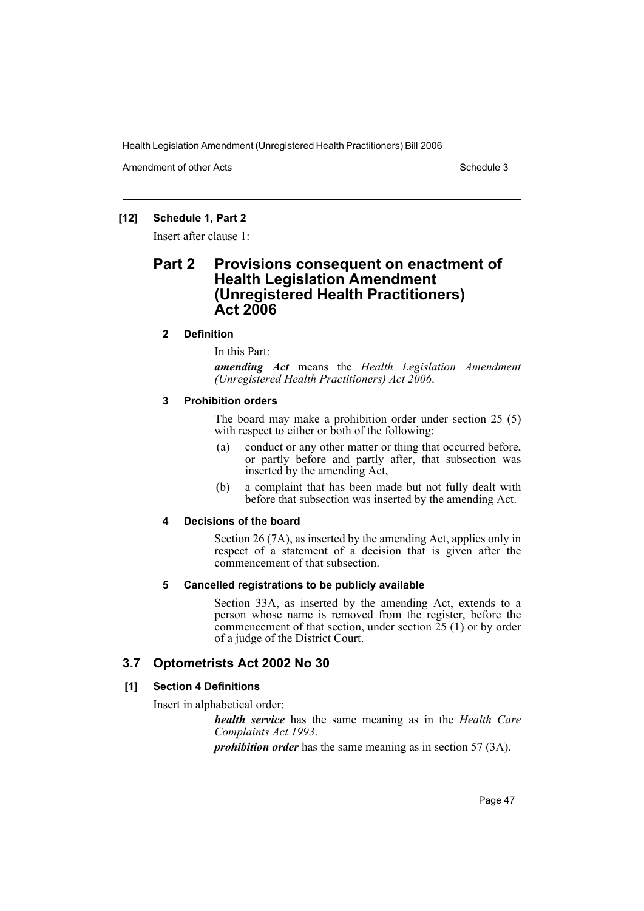**[12] Schedule 1, Part 2**

Insert after clause 1:

## Part 2 Provisions consequent on enactment of Health Legislation Amendment (Unregistered Health Practitioners) Act 2006

**2 Definition**

In this Part:

***amending Act*** means the *Health Legislation Amendment (Unregistered Health Practitioners) Act 2006*.

**3 Prohibition orders**

The board may make a prohibition order under section 25 (5) with respect to either or both of the following:

(a) conduct or any other matter or thing that occurred before, or partly before and partly after, that subsection was inserted by the amending Act,

(b) a complaint that has been made but not fully dealt with before that subsection was inserted by the amending Act.

**4 Decisions of the board**

Section 26 (7A), as inserted by the amending Act, applies only in respect of a statement of a decision that is given after the commencement of that subsection.

**5 Cancelled registrations to be publicly available**

Section 33A, as inserted by the amending Act, extends to a person whose name is removed from the register, before the commencement of that section, under section 25 (1) or by order of a judge of the District Court.

## 3.7 Optometrists Act 2002 No 30

**[1] Section 4 Definitions**

Insert in alphabetical order:

***health service*** has the same meaning as in the *Health Care Complaints Act 1993*.

***prohibition order*** has the same meaning as in section 57 (3A).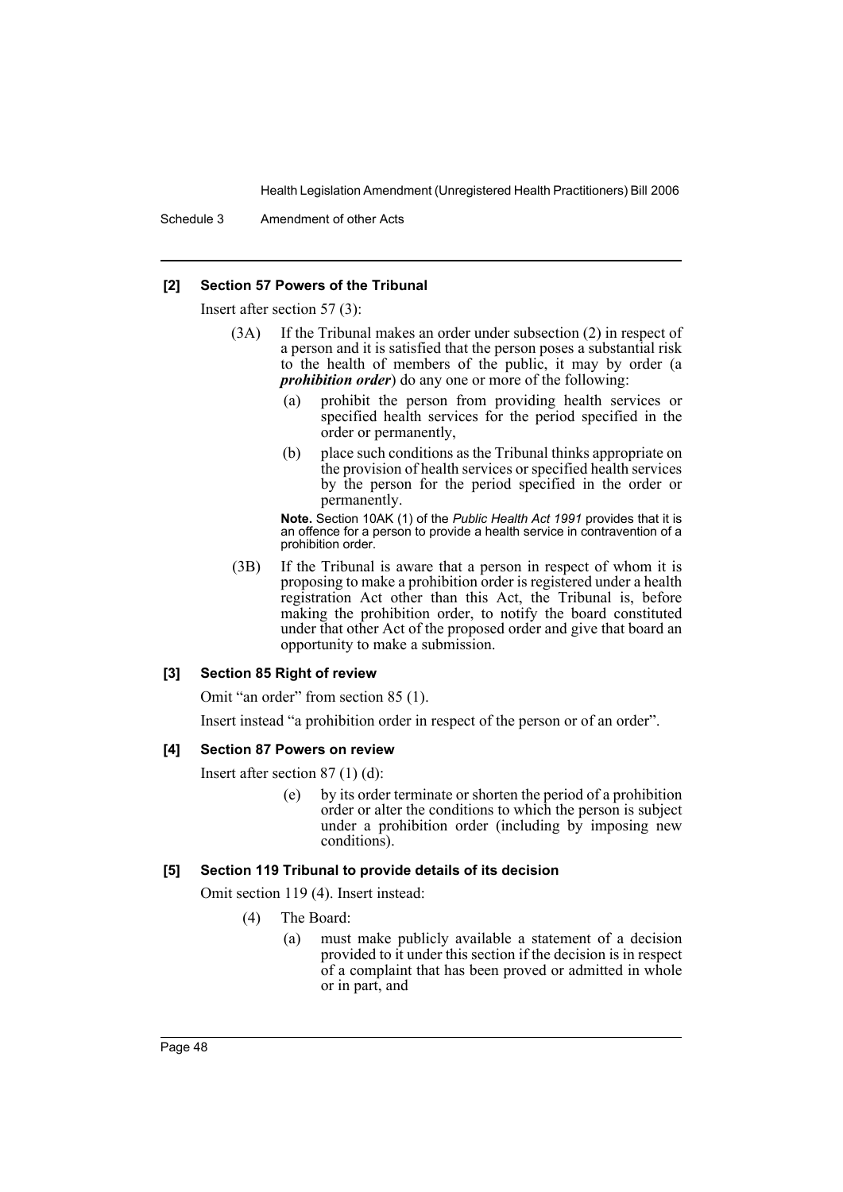#### [2] Section 57 Powers of the Tribunal

Insert after section 57 (3):

(3A) If the Tribunal makes an order under subsection (2) in respect of a person and it is satisfied that the person poses a substantial risk to the health of members of the public, it may by order (a ***prohibition order***) do any one or more of the following:

(a) prohibit the person from providing health services or specified health services for the period specified in the order or permanently,

(b) place such conditions as the Tribunal thinks appropriate on the provision of health services or specified health services by the person for the period specified in the order or permanently.

**Note.** Section 10AK (1) of the *Public Health Act 1991* provides that it is an offence for a person to provide a health service in contravention of a prohibition order.

(3B) If the Tribunal is aware that a person in respect of whom it is proposing to make a prohibition order is registered under a health registration Act other than this Act, the Tribunal is, before making the prohibition order, to notify the board constituted under that other Act of the proposed order and give that board an opportunity to make a submission.

#### [3] Section 85 Right of review

Omit "an order" from section 85 (1).

Insert instead "a prohibition order in respect of the person or of an order".

#### [4] Section 87 Powers on review

Insert after section 87 (1) (d):

(e) by its order terminate or shorten the period of a prohibition order or alter the conditions to which the person is subject under a prohibition order (including by imposing new conditions).

#### [5] Section 119 Tribunal to provide details of its decision

Omit section 119 (4). Insert instead:

(4) The Board:

(a) must make publicly available a statement of a decision provided to it under this section if the decision is in respect of a complaint that has been proved or admitted in whole or in part, and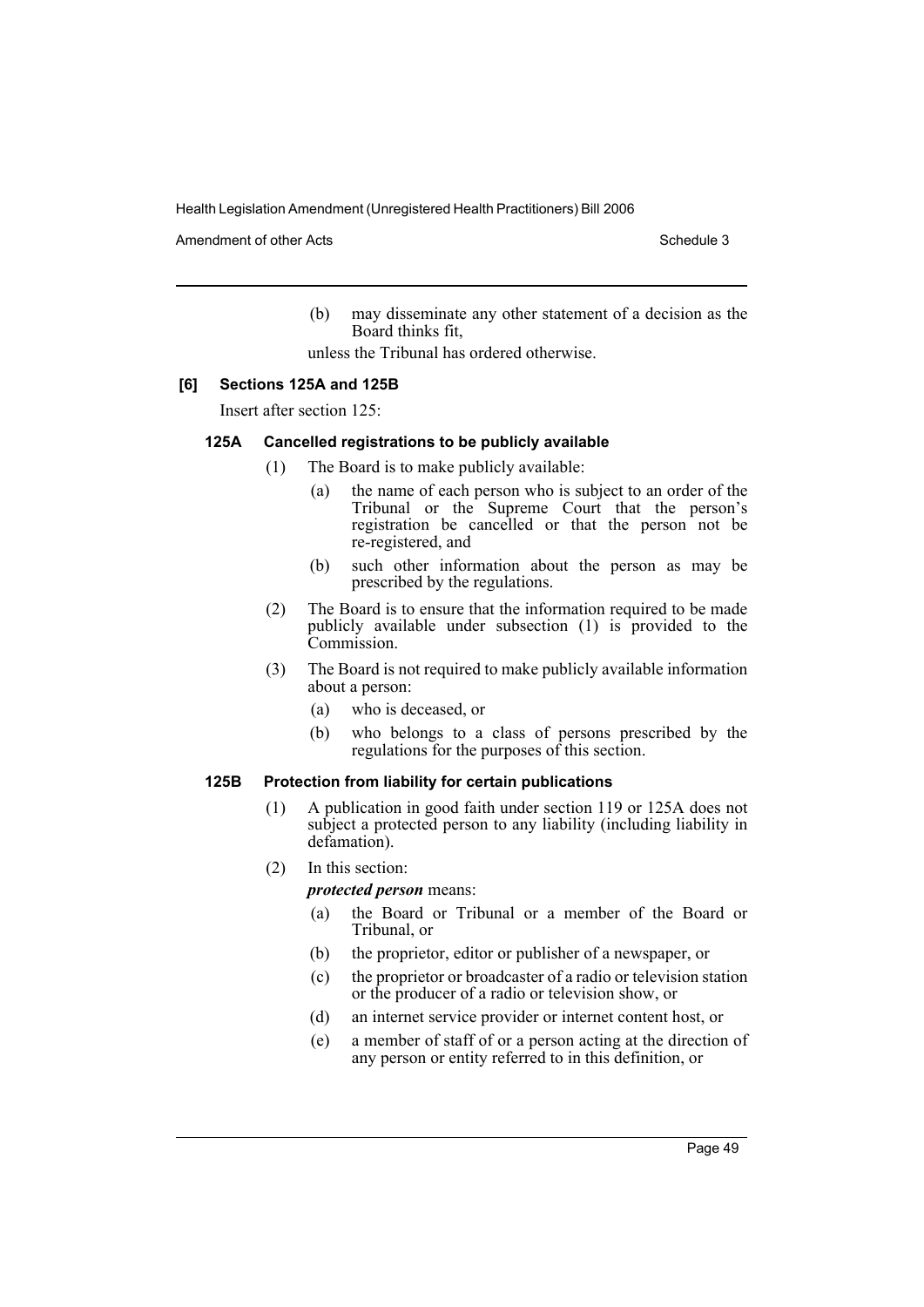(b) may disseminate any other statement of a decision as the Board thinks fit,

unless the Tribunal has ordered otherwise.

### [6] Sections 125A and 125B

Insert after section 125:

#### 125A Cancelled registrations to be publicly available

(1) The Board is to make publicly available:

(a) the name of each person who is subject to an order of the Tribunal or the Supreme Court that the person's registration be cancelled or that the person not be re-registered, and

(b) such other information about the person as may be prescribed by the regulations.

(2) The Board is to ensure that the information required to be made publicly available under subsection (1) is provided to the Commission.

(3) The Board is not required to make publicly available information about a person:

(a) who is deceased, or

(b) who belongs to a class of persons prescribed by the regulations for the purposes of this section.

#### 125B Protection from liability for certain publications

(1) A publication in good faith under section 119 or 125A does not subject a protected person to any liability (including liability in defamation).

(2) In this section:

***protected person*** means:

(a) the Board or Tribunal or a member of the Board or Tribunal, or

(b) the proprietor, editor or publisher of a newspaper, or

(c) the proprietor or broadcaster of a radio or television station or the producer of a radio or television show, or

(d) an internet service provider or internet content host, or

(e) a member of staff of or a person acting at the direction of any person or entity referred to in this definition, or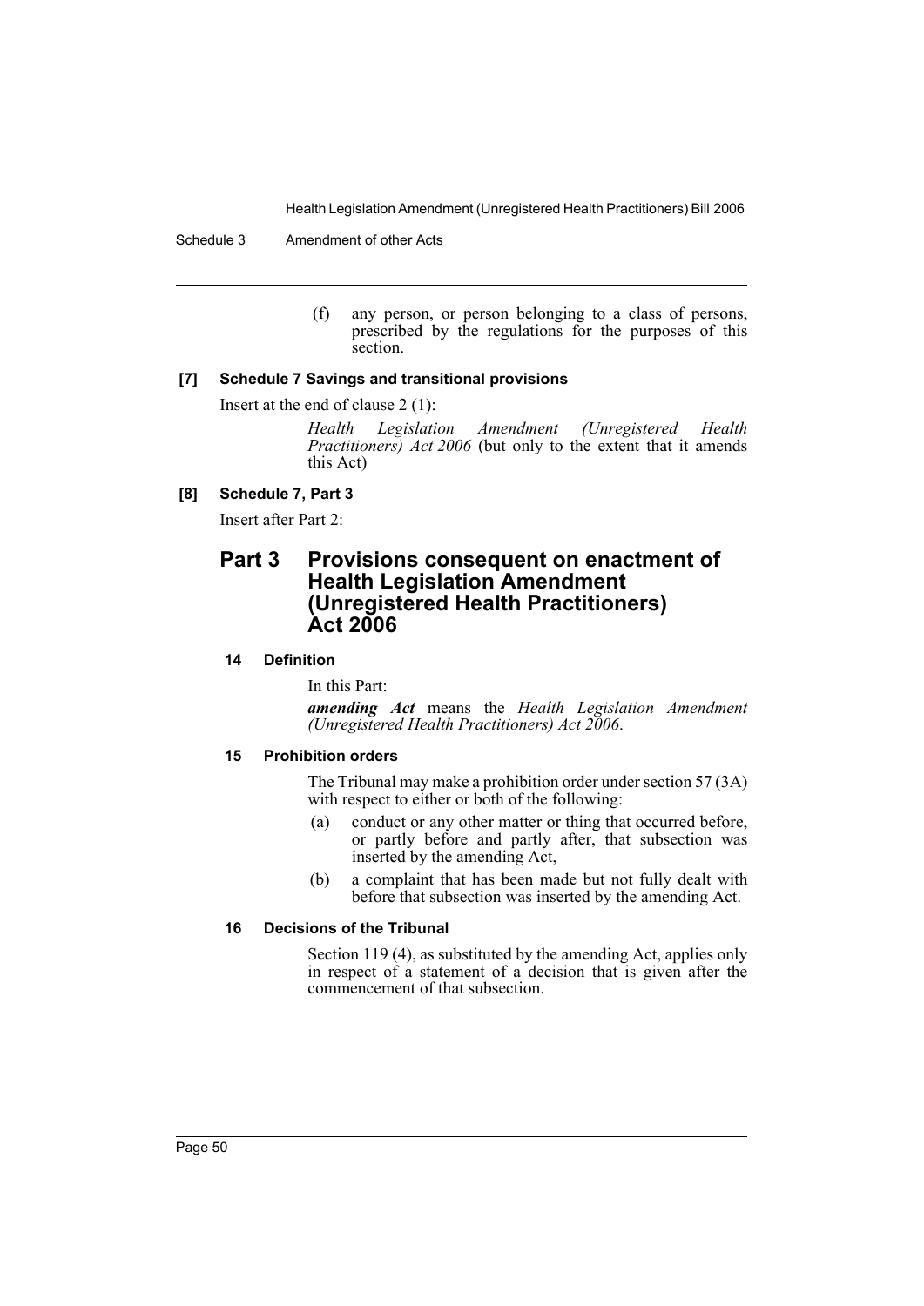(f) any person, or person belonging to a class of persons, prescribed by the regulations for the purposes of this section.

**[7] Schedule 7 Savings and transitional provisions**

Insert at the end of clause 2 (1):

*Health Legislation Amendment (Unregistered Health Practitioners) Act 2006* (but only to the extent that it amends this Act)

**[8] Schedule 7, Part 3**

Insert after Part 2:

## Part 3 Provisions consequent on enactment of Health Legislation Amendment (Unregistered Health Practitioners) Act 2006

### 14 Definition

In this Part:

***amending Act*** means the *Health Legislation Amendment (Unregistered Health Practitioners) Act 2006*.

### 15 Prohibition orders

The Tribunal may make a prohibition order under section 57 (3A) with respect to either or both of the following:

(a) conduct or any other matter or thing that occurred before, or partly before and partly after, that subsection was inserted by the amending Act,

(b) a complaint that has been made but not fully dealt with before that subsection was inserted by the amending Act.

### 16 Decisions of the Tribunal

Section 119 (4), as substituted by the amending Act, applies only in respect of a statement of a decision that is given after the commencement of that subsection.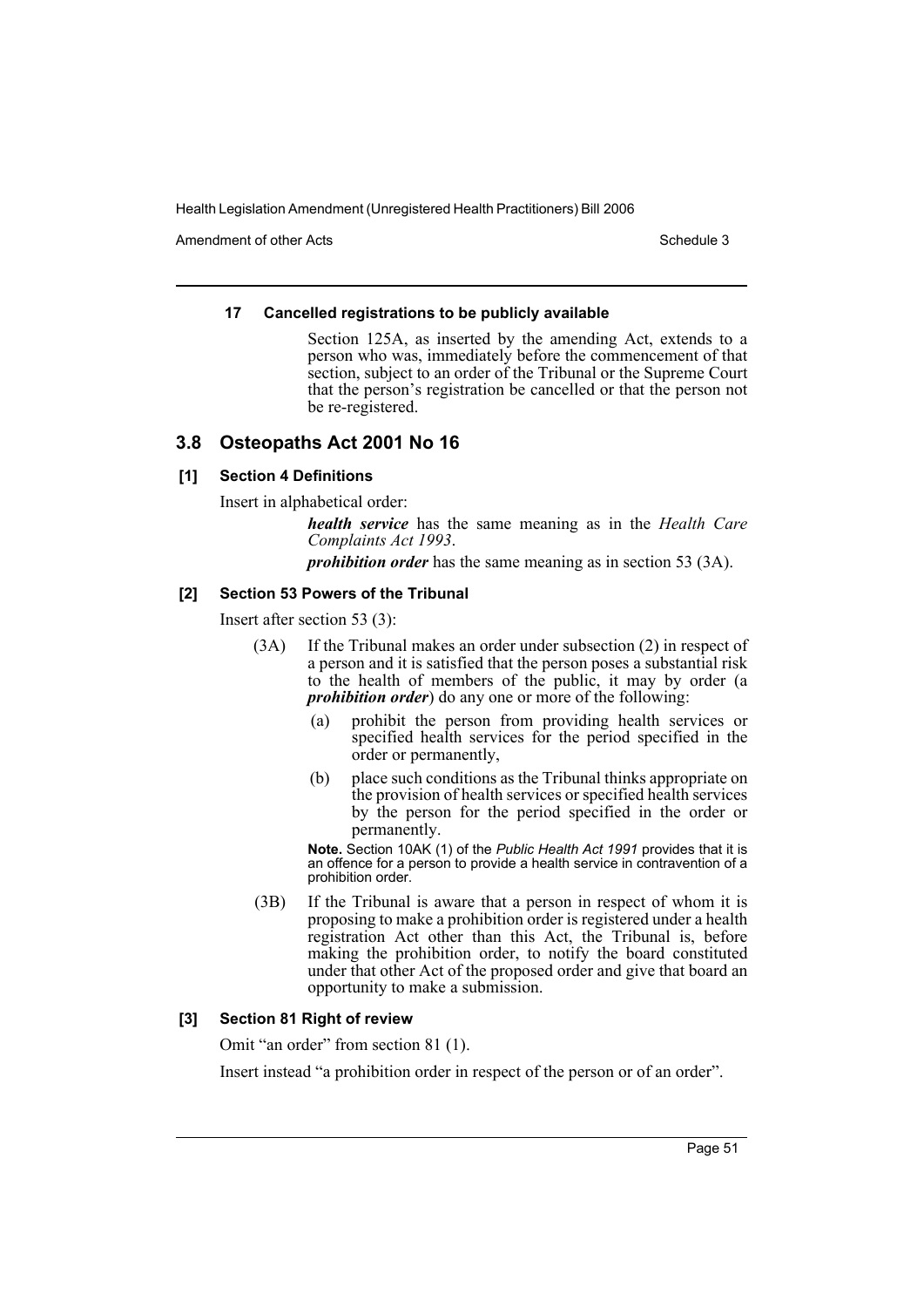#### 17 Cancelled registrations to be publicly available

Section 125A, as inserted by the amending Act, extends to a person who was, immediately before the commencement of that section, subject to an order of the Tribunal or the Supreme Court that the person's registration be cancelled or that the person not be re-registered.

## 3.8 Osteopaths Act 2001 No 16

#### [1] Section 4 Definitions

Insert in alphabetical order:

> ***health service*** has the same meaning as in the *Health Care Complaints Act 1993*.
>
> ***prohibition order*** has the same meaning as in section 53 (3A).

#### [2] Section 53 Powers of the Tribunal

Insert after section 53 (3):

> (3A) If the Tribunal makes an order under subsection (2) in respect of a person and it is satisfied that the person poses a substantial risk to the health of members of the public, it may by order (a ***prohibition order***) do any one or more of the following:
>
> (a) prohibit the person from providing health services or specified health services for the period specified in the order or permanently,
>
> (b) place such conditions as the Tribunal thinks appropriate on the provision of health services or specified health services by the person for the period specified in the order or permanently.
>
> **Note.** Section 10AK (1) of the *Public Health Act 1991* provides that it is an offence for a person to provide a health service in contravention of a prohibition order.
>
> (3B) If the Tribunal is aware that a person in respect of whom it is proposing to make a prohibition order is registered under a health registration Act other than this Act, the Tribunal is, before making the prohibition order, to notify the board constituted under that other Act of the proposed order and give that board an opportunity to make a submission.

#### [3] Section 81 Right of review

Omit "an order" from section 81 (1).

Insert instead "a prohibition order in respect of the person or of an order".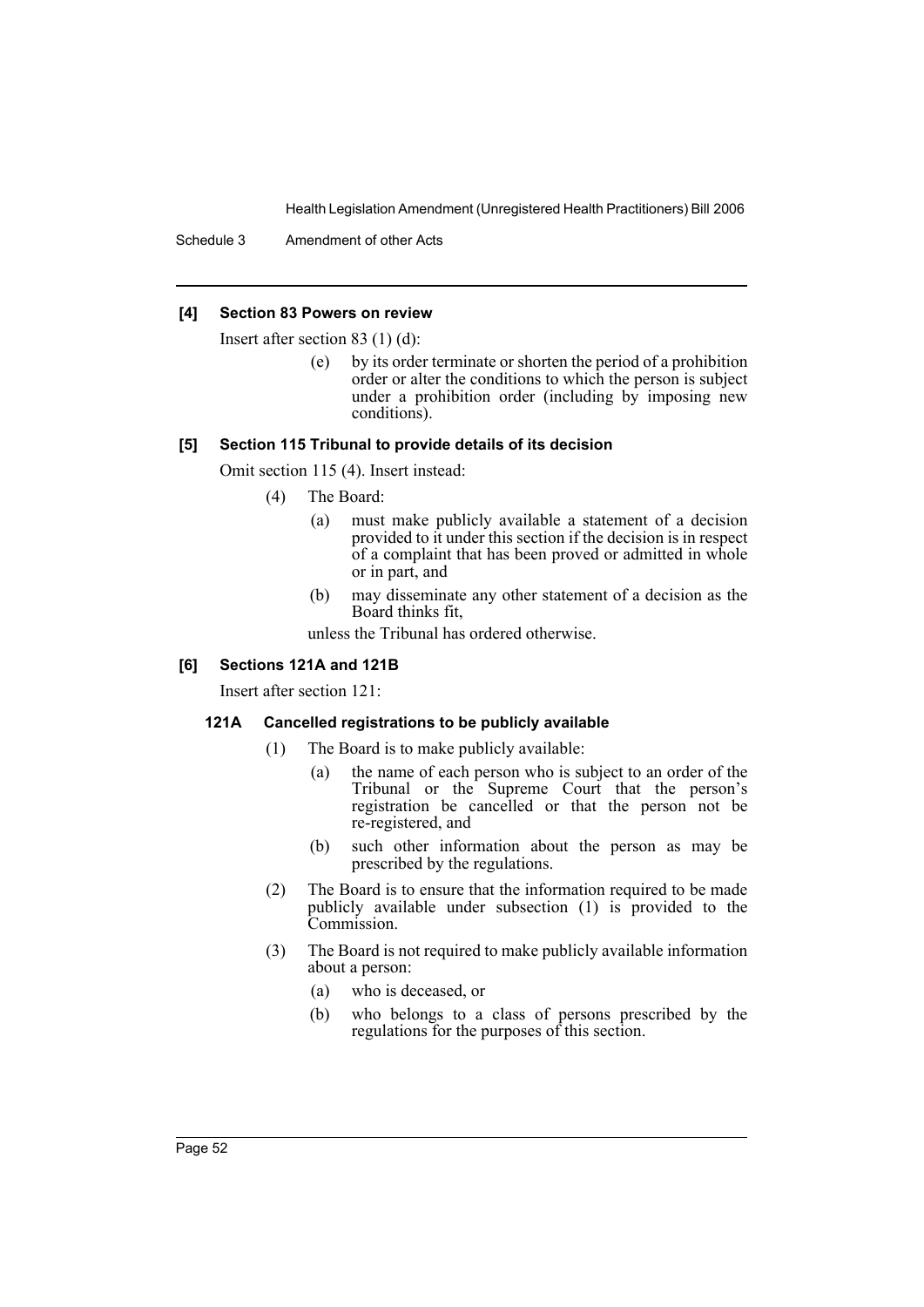### [4] Section 83 Powers on review

Insert after section 83 (1) (d):

> (e) by its order terminate or shorten the period of a prohibition order or alter the conditions to which the person is subject under a prohibition order (including by imposing new conditions).

### [5] Section 115 Tribunal to provide details of its decision

Omit section 115 (4). Insert instead:

> (4) The Board:
>
> (a) must make publicly available a statement of a decision provided to it under this section if the decision is in respect of a complaint that has been proved or admitted in whole or in part, and
>
> (b) may disseminate any other statement of a decision as the Board thinks fit,
>
> unless the Tribunal has ordered otherwise.

### [6] Sections 121A and 121B

Insert after section 121:

#### 121A Cancelled registrations to be publicly available

> (1) The Board is to make publicly available:
>
> (a) the name of each person who is subject to an order of the Tribunal or the Supreme Court that the person's registration be cancelled or that the person not be re-registered, and
>
> (b) such other information about the person as may be prescribed by the regulations.
>
> (2) The Board is to ensure that the information required to be made publicly available under subsection (1) is provided to the Commission.
>
> (3) The Board is not required to make publicly available information about a person:
>
> (a) who is deceased, or
>
> (b) who belongs to a class of persons prescribed by the regulations for the purposes of this section.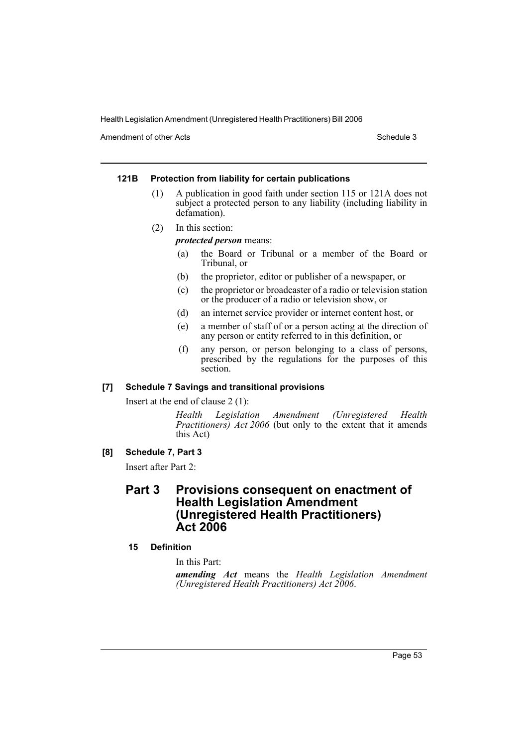#### 121B Protection from liability for certain publications

(1) A publication in good faith under section 115 or 121A does not subject a protected person to any liability (including liability in defamation).

(2) In this section:

***protected person*** means:

(a) the Board or Tribunal or a member of the Board or Tribunal, or

(b) the proprietor, editor or publisher of a newspaper, or

(c) the proprietor or broadcaster of a radio or television station or the producer of a radio or television show, or

(d) an internet service provider or internet content host, or

(e) a member of staff of or a person acting at the direction of any person or entity referred to in this definition, or

(f) any person, or person belonging to a class of persons, prescribed by the regulations for the purposes of this section.

#### [7] Schedule 7 Savings and transitional provisions

Insert at the end of clause 2 (1):

> *Health Legislation Amendment (Unregistered Health Practitioners) Act 2006* (but only to the extent that it amends this Act)

#### [8] Schedule 7, Part 3

Insert after Part 2:

## Part 3 Provisions consequent on enactment of Health Legislation Amendment (Unregistered Health Practitioners) Act 2006

#### 15 Definition

In this Part:

***amending Act*** means the *Health Legislation Amendment (Unregistered Health Practitioners) Act 2006*.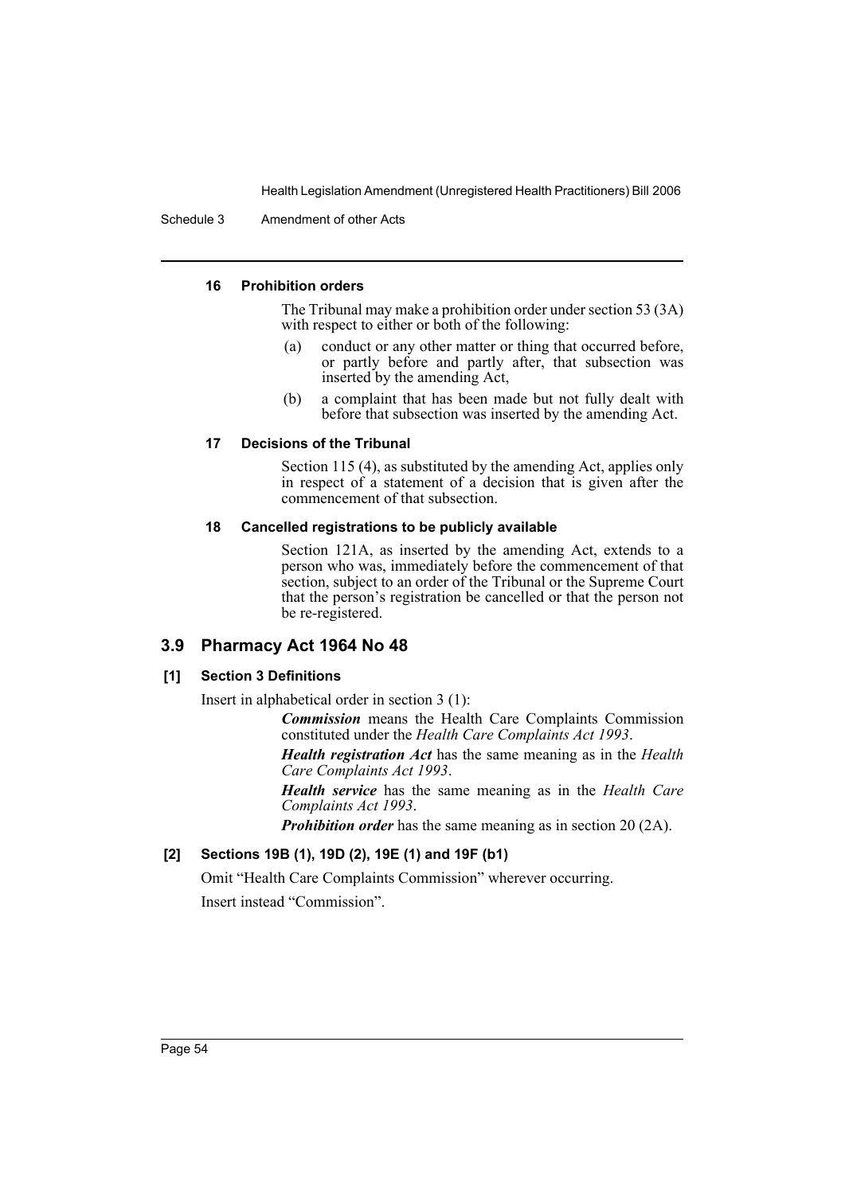#### 16 Prohibition orders

The Tribunal may make a prohibition order under section 53 (3A) with respect to either or both of the following:

(a) conduct or any other matter or thing that occurred before, or partly before and partly after, that subsection was inserted by the amending Act,

(b) a complaint that has been made but not fully dealt with before that subsection was inserted by the amending Act.

#### 17 Decisions of the Tribunal

Section 115 (4), as substituted by the amending Act, applies only in respect of a statement of a decision that is given after the commencement of that subsection.

#### 18 Cancelled registrations to be publicly available

Section 121A, as inserted by the amending Act, extends to a person who was, immediately before the commencement of that section, subject to an order of the Tribunal or the Supreme Court that the person's registration be cancelled or that the person not be re-registered.

## 3.9 Pharmacy Act 1964 No 48

### [1] Section 3 Definitions

Insert in alphabetical order in section 3 (1):

***Commission*** means the Health Care Complaints Commission constituted under the *Health Care Complaints Act 1993*.

***Health registration Act*** has the same meaning as in the *Health Care Complaints Act 1993*.

***Health service*** has the same meaning as in the *Health Care Complaints Act 1993*.

***Prohibition order*** has the same meaning as in section 20 (2A).

### [2] Sections 19B (1), 19D (2), 19E (1) and 19F (b1)

Omit "Health Care Complaints Commission" wherever occurring.

Insert instead "Commission".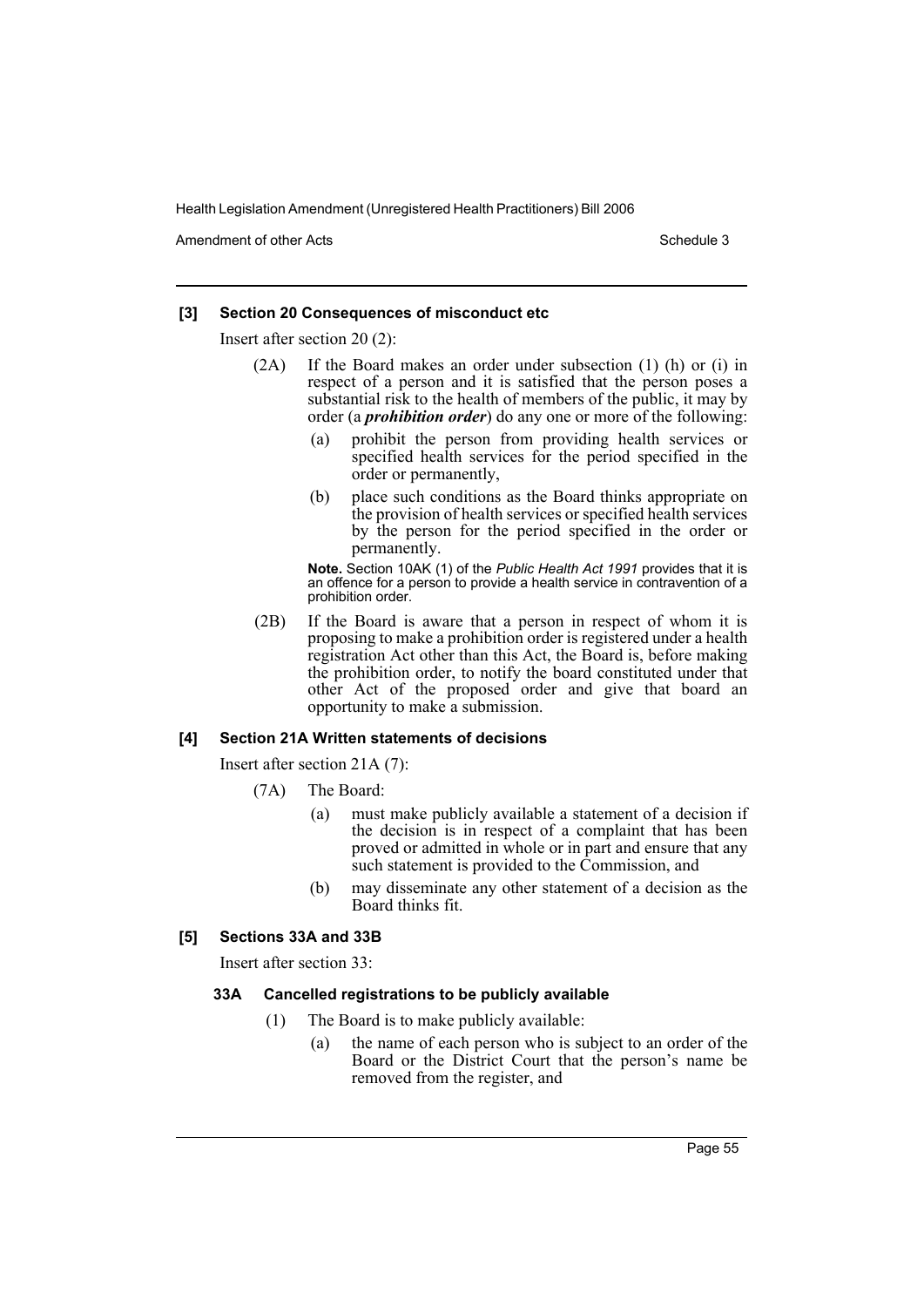#### [3] Section 20 Consequences of misconduct etc

Insert after section 20 (2):

(2A) If the Board makes an order under subsection (1) (h) or (i) in respect of a person and it is satisfied that the person poses a substantial risk to the health of members of the public, it may by order (a ***prohibition order***) do any one or more of the following:

(a) prohibit the person from providing health services or specified health services for the period specified in the order or permanently,

(b) place such conditions as the Board thinks appropriate on the provision of health services or specified health services by the person for the period specified in the order or permanently.

**Note.** Section 10AK (1) of the *Public Health Act 1991* provides that it is an offence for a person to provide a health service in contravention of a prohibition order.

(2B) If the Board is aware that a person in respect of whom it is proposing to make a prohibition order is registered under a health registration Act other than this Act, the Board is, before making the prohibition order, to notify the board constituted under that other Act of the proposed order and give that board an opportunity to make a submission.

#### [4] Section 21A Written statements of decisions

Insert after section 21A (7):

(7A) The Board:

(a) must make publicly available a statement of a decision if the decision is in respect of a complaint that has been proved or admitted in whole or in part and ensure that any such statement is provided to the Commission, and

(b) may disseminate any other statement of a decision as the Board thinks fit.

#### [5] Sections 33A and 33B

Insert after section 33:

##### 33A Cancelled registrations to be publicly available

(1) The Board is to make publicly available:

(a) the name of each person who is subject to an order of the Board or the District Court that the person's name be removed from the register, and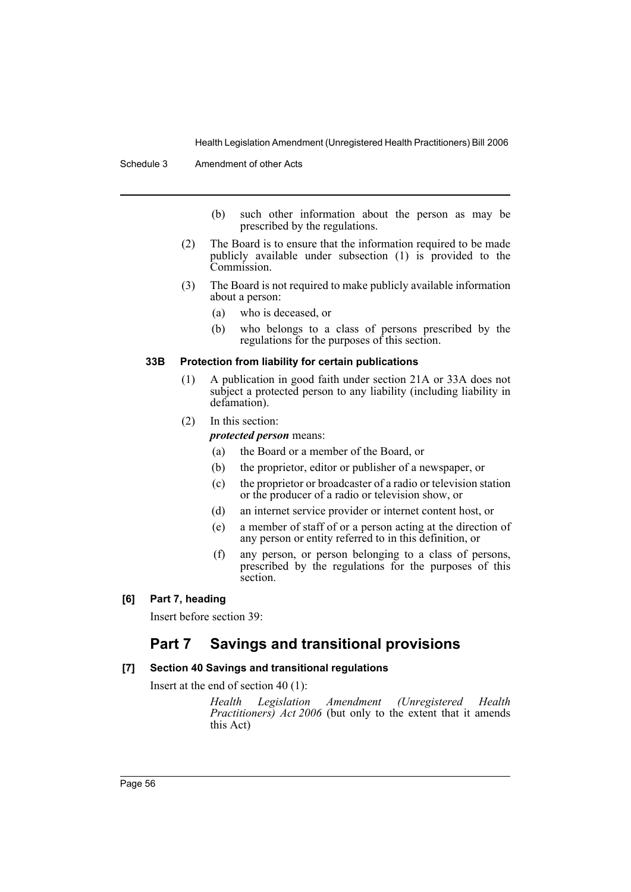(b) such other information about the person as may be prescribed by the regulations.

(2) The Board is to ensure that the information required to be made publicly available under subsection (1) is provided to the Commission.

(3) The Board is not required to make publicly available information about a person:

(a) who is deceased, or

(b) who belongs to a class of persons prescribed by the regulations for the purposes of this section.

#### 33B Protection from liability for certain publications

(1) A publication in good faith under section 21A or 33A does not subject a protected person to any liability (including liability in defamation).

(2) In this section:

***protected person*** means:

(a) the Board or a member of the Board, or

(b) the proprietor, editor or publisher of a newspaper, or

(c) the proprietor or broadcaster of a radio or television station or the producer of a radio or television show, or

(d) an internet service provider or internet content host, or

(e) a member of staff of or a person acting at the direction of any person or entity referred to in this definition, or

(f) any person, or person belonging to a class of persons, prescribed by the regulations for the purposes of this section.

### [6] Part 7, heading

Insert before section 39:

## Part 7 Savings and transitional provisions

### [7] Section 40 Savings and transitional regulations

Insert at the end of section 40 (1):

*Health Legislation Amendment (Unregistered Health Practitioners) Act 2006* (but only to the extent that it amends this Act)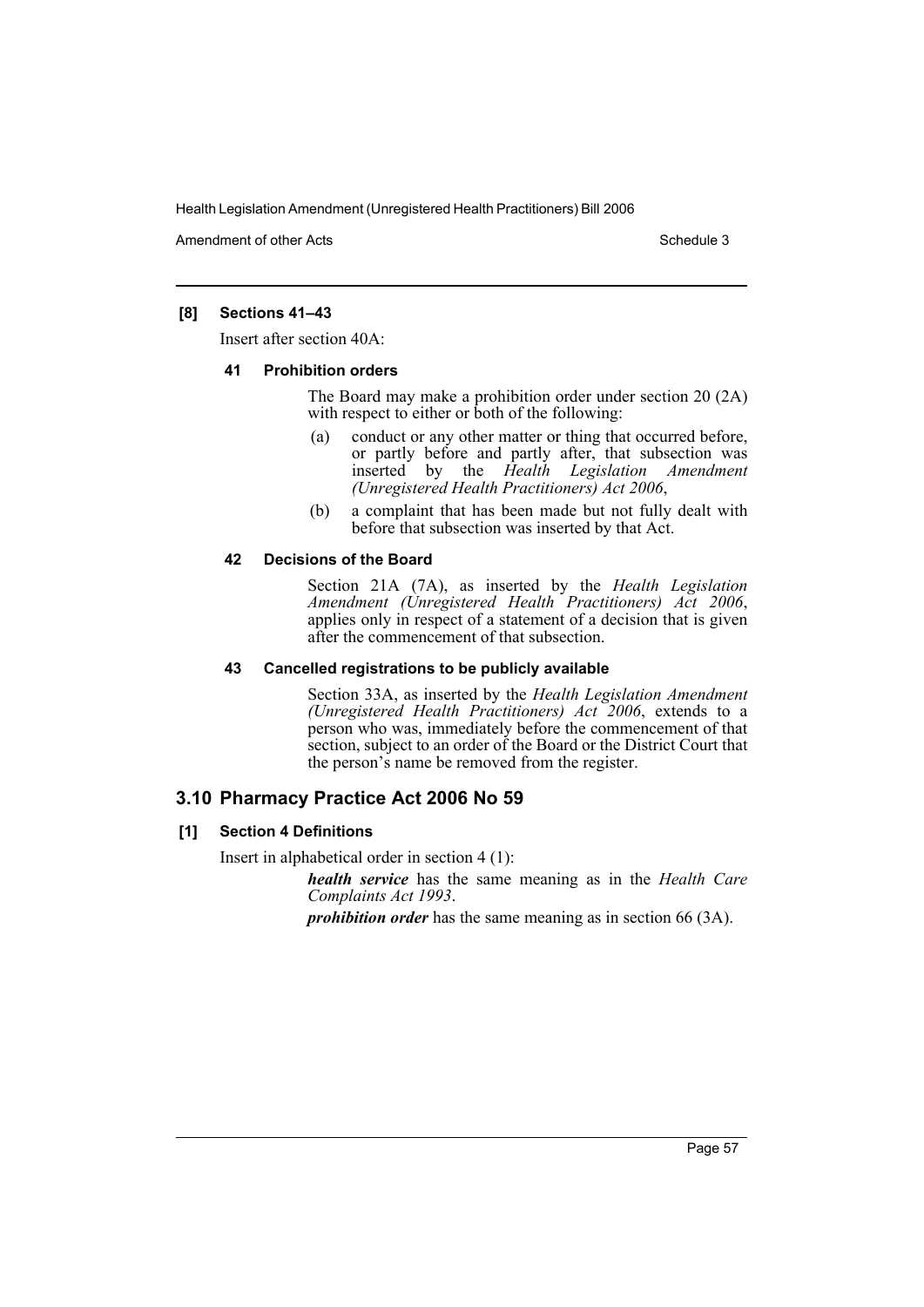### [8] Sections 41–43

Insert after section 40A:

#### 41 Prohibition orders

The Board may make a prohibition order under section 20 (2A) with respect to either or both of the following:

(a) conduct or any other matter or thing that occurred before, or partly before and partly after, that subsection was inserted by the *Health Legislation Amendment (Unregistered Health Practitioners) Act 2006*,

(b) a complaint that has been made but not fully dealt with before that subsection was inserted by that Act.

#### 42 Decisions of the Board

Section 21A (7A), as inserted by the *Health Legislation Amendment (Unregistered Health Practitioners) Act 2006*, applies only in respect of a statement of a decision that is given after the commencement of that subsection.

#### 43 Cancelled registrations to be publicly available

Section 33A, as inserted by the *Health Legislation Amendment (Unregistered Health Practitioners) Act 2006*, extends to a person who was, immediately before the commencement of that section, subject to an order of the Board or the District Court that the person's name be removed from the register.

## 3.10 Pharmacy Practice Act 2006 No 59

### [1] Section 4 Definitions

Insert in alphabetical order in section 4 (1):

***health service*** has the same meaning as in the *Health Care Complaints Act 1993*.

***prohibition order*** has the same meaning as in section 66 (3A).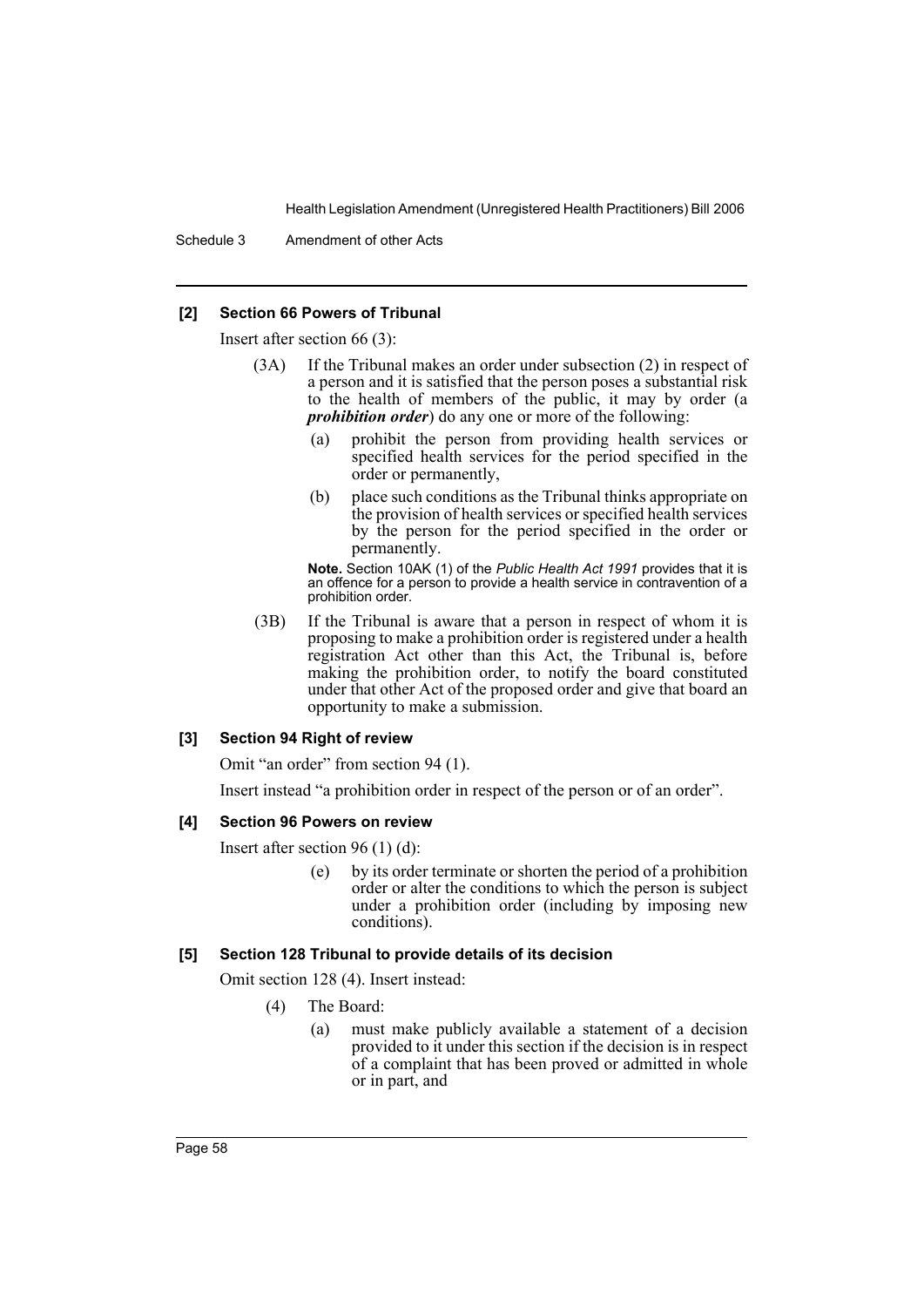#### [2] Section 66 Powers of Tribunal

Insert after section 66 (3):

(3A) If the Tribunal makes an order under subsection (2) in respect of a person and it is satisfied that the person poses a substantial risk to the health of members of the public, it may by order (a ***prohibition order***) do any one or more of the following:

(a) prohibit the person from providing health services or specified health services for the period specified in the order or permanently,

(b) place such conditions as the Tribunal thinks appropriate on the provision of health services or specified health services by the person for the period specified in the order or permanently.

**Note.** Section 10AK (1) of the *Public Health Act 1991* provides that it is an offence for a person to provide a health service in contravention of a prohibition order.

(3B) If the Tribunal is aware that a person in respect of whom it is proposing to make a prohibition order is registered under a health registration Act other than this Act, the Tribunal is, before making the prohibition order, to notify the board constituted under that other Act of the proposed order and give that board an opportunity to make a submission.

#### [3] Section 94 Right of review

Omit "an order" from section 94 (1).

Insert instead "a prohibition order in respect of the person or of an order".

#### [4] Section 96 Powers on review

Insert after section 96 (1) (d):

(e) by its order terminate or shorten the period of a prohibition order or alter the conditions to which the person is subject under a prohibition order (including by imposing new conditions).

#### [5] Section 128 Tribunal to provide details of its decision

Omit section 128 (4). Insert instead:

(4) The Board:

(a) must make publicly available a statement of a decision provided to it under this section if the decision is in respect of a complaint that has been proved or admitted in whole or in part, and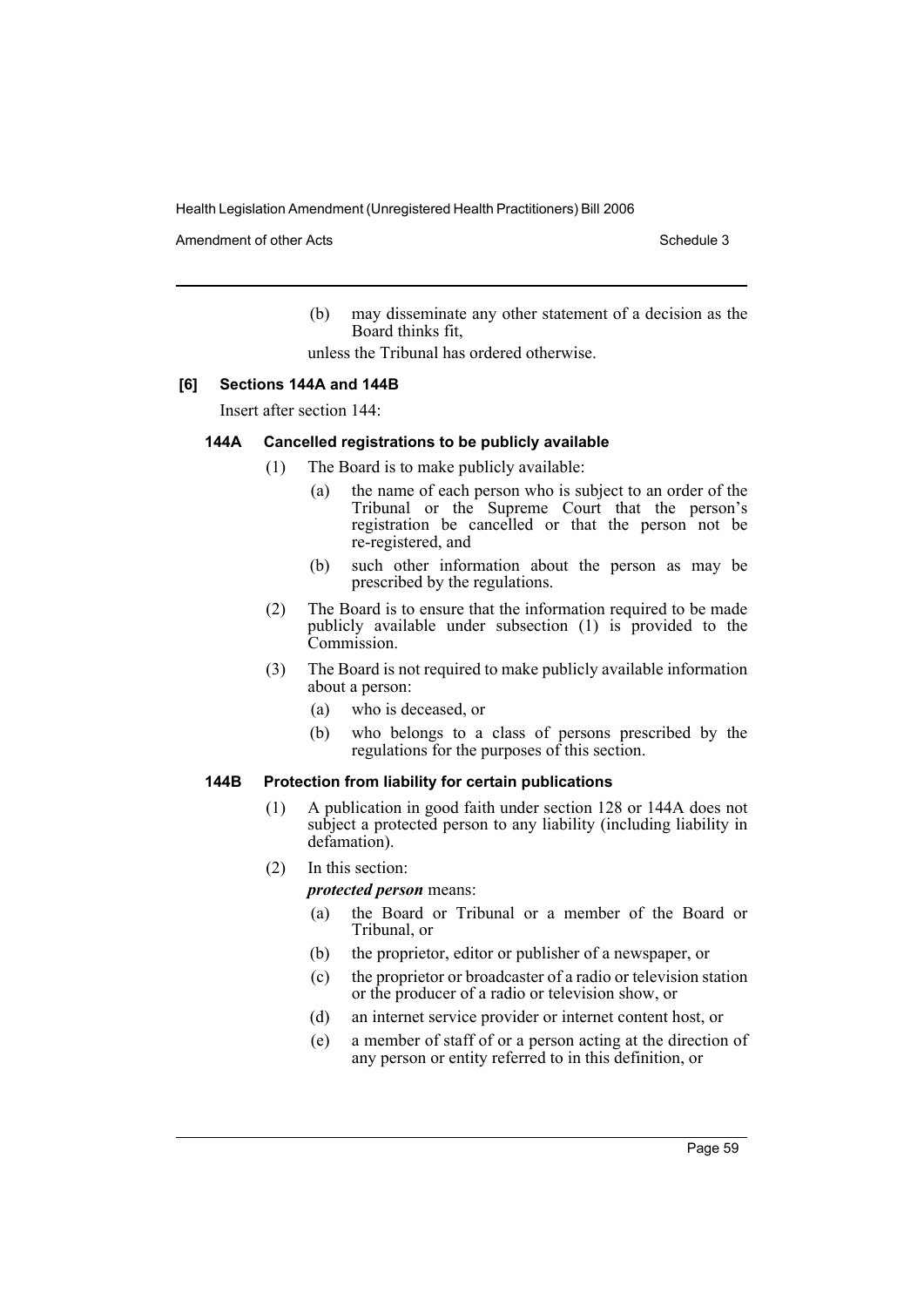(b) may disseminate any other statement of a decision as the Board thinks fit,

unless the Tribunal has ordered otherwise.

**[6] Sections 144A and 144B**

Insert after section 144:

**144A Cancelled registrations to be publicly available**

(1) The Board is to make publicly available:

(a) the name of each person who is subject to an order of the Tribunal or the Supreme Court that the person's registration be cancelled or that the person not be re-registered, and

(b) such other information about the person as may be prescribed by the regulations.

(2) The Board is to ensure that the information required to be made publicly available under subsection (1) is provided to the Commission.

(3) The Board is not required to make publicly available information about a person:

(a) who is deceased, or

(b) who belongs to a class of persons prescribed by the regulations for the purposes of this section.

**144B Protection from liability for certain publications**

(1) A publication in good faith under section 128 or 144A does not subject a protected person to any liability (including liability in defamation).

(2) In this section:

***protected person*** means:

(a) the Board or Tribunal or a member of the Board or Tribunal, or

(b) the proprietor, editor or publisher of a newspaper, or

(c) the proprietor or broadcaster of a radio or television station or the producer of a radio or television show, or

(d) an internet service provider or internet content host, or

(e) a member of staff of or a person acting at the direction of any person or entity referred to in this definition, or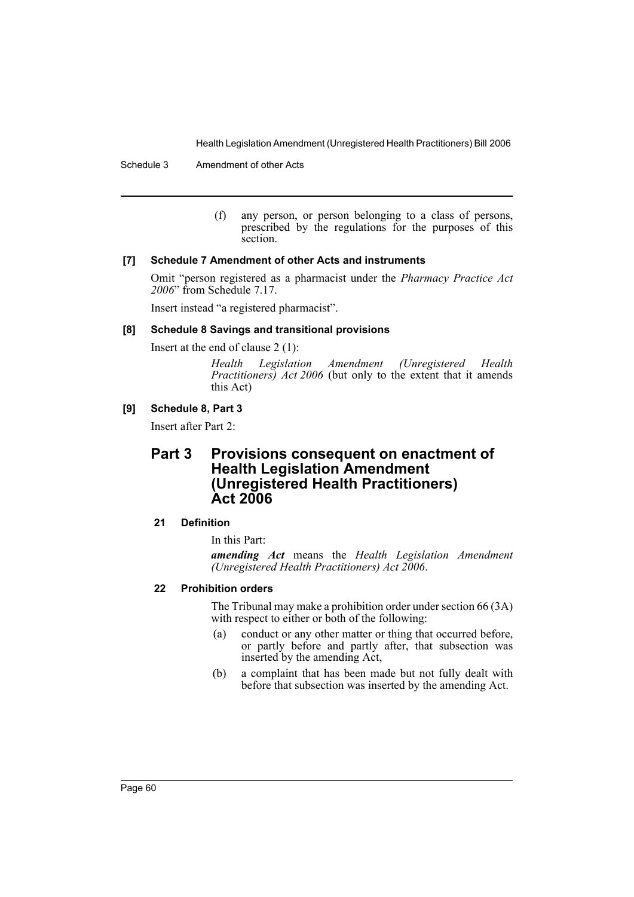(f) any person, or person belonging to a class of persons, prescribed by the regulations for the purposes of this section.

**[7] Schedule 7 Amendment of other Acts and instruments**

Omit "person registered as a pharmacist under the *Pharmacy Practice Act 2006*" from Schedule 7.17.

Insert instead "a registered pharmacist".

**[8] Schedule 8 Savings and transitional provisions**

Insert at the end of clause 2 (1):

*Health Legislation Amendment (Unregistered Health Practitioners) Act 2006* (but only to the extent that it amends this Act)

**[9] Schedule 8, Part 3**

Insert after Part 2:

## Part 3 Provisions consequent on enactment of Health Legislation Amendment (Unregistered Health Practitioners) Act 2006

### 21 Definition

In this Part:

***amending Act*** means the *Health Legislation Amendment (Unregistered Health Practitioners) Act 2006*.

### 22 Prohibition orders

The Tribunal may make a prohibition order under section 66 (3A) with respect to either or both of the following:

(a) conduct or any other matter or thing that occurred before, or partly before and partly after, that subsection was inserted by the amending Act,

(b) a complaint that has been made but not fully dealt with before that subsection was inserted by the amending Act.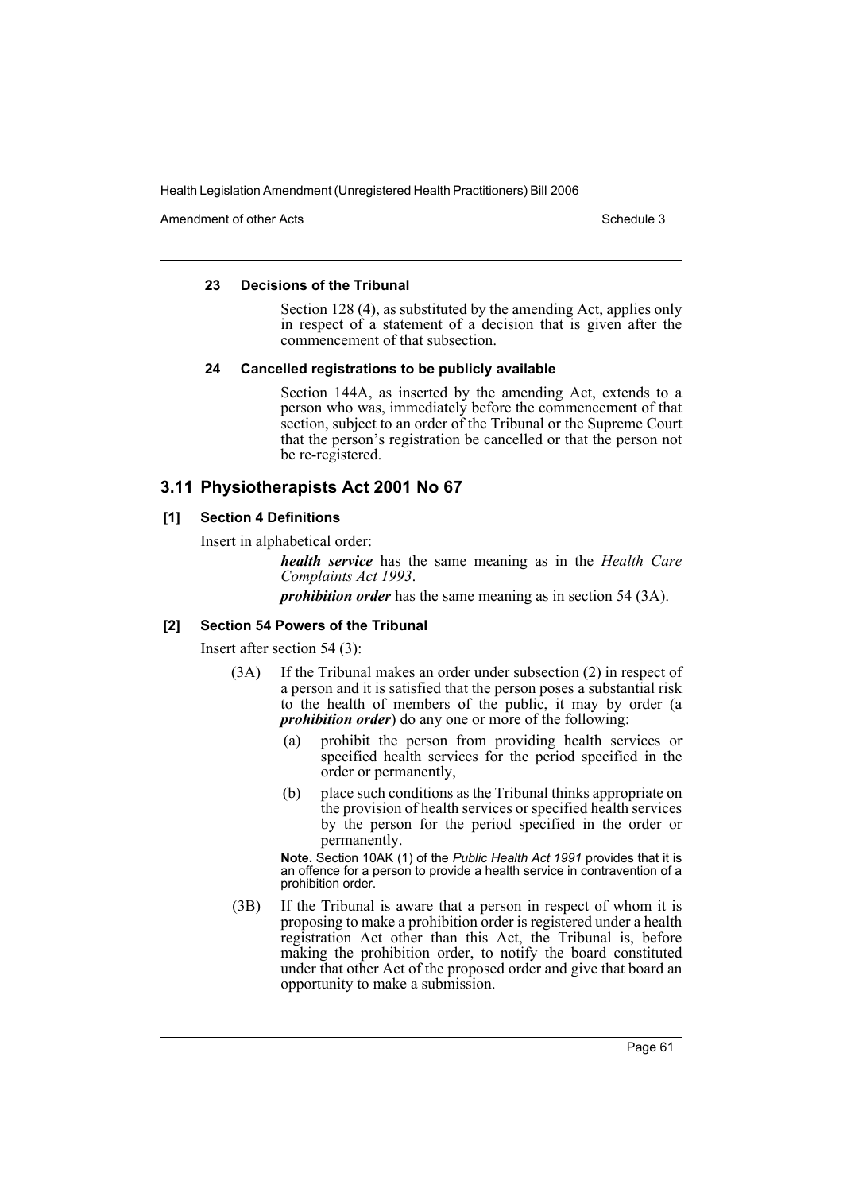#### 23 Decisions of the Tribunal

Section 128 (4), as substituted by the amending Act, applies only in respect of a statement of a decision that is given after the commencement of that subsection.

#### 24 Cancelled registrations to be publicly available

Section 144A, as inserted by the amending Act, extends to a person who was, immediately before the commencement of that section, subject to an order of the Tribunal or the Supreme Court that the person's registration be cancelled or that the person not be re-registered.

## 3.11 Physiotherapists Act 2001 No 67

### [1] Section 4 Definitions

Insert in alphabetical order:

***health service*** has the same meaning as in the *Health Care Complaints Act 1993*.

***prohibition order*** has the same meaning as in section 54 (3A).

### [2] Section 54 Powers of the Tribunal

Insert after section 54 (3):

(3A) If the Tribunal makes an order under subsection (2) in respect of a person and it is satisfied that the person poses a substantial risk to the health of members of the public, it may by order (a ***prohibition order***) do any one or more of the following:

(a) prohibit the person from providing health services or specified health services for the period specified in the order or permanently,

(b) place such conditions as the Tribunal thinks appropriate on the provision of health services or specified health services by the person for the period specified in the order or permanently.

**Note.** Section 10AK (1) of the *Public Health Act 1991* provides that it is an offence for a person to provide a health service in contravention of a prohibition order.

(3B) If the Tribunal is aware that a person in respect of whom it is proposing to make a prohibition order is registered under a health registration Act other than this Act, the Tribunal is, before making the prohibition order, to notify the board constituted under that other Act of the proposed order and give that board an opportunity to make a submission.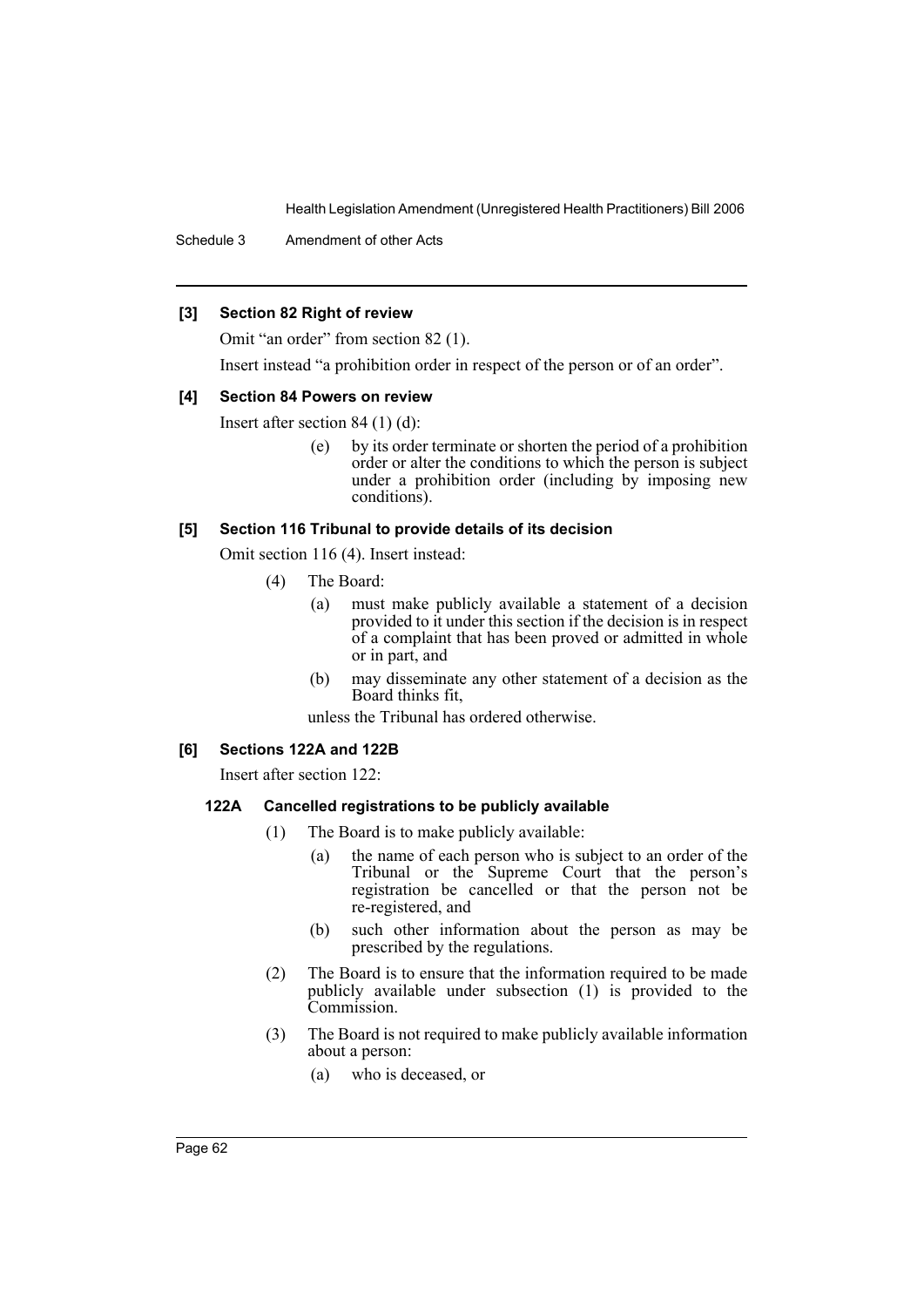#### [3] Section 82 Right of review

Omit "an order" from section 82 (1).

Insert instead "a prohibition order in respect of the person or of an order".

#### [4] Section 84 Powers on review

Insert after section 84 (1) (d):

> (e) by its order terminate or shorten the period of a prohibition order or alter the conditions to which the person is subject under a prohibition order (including by imposing new conditions).

#### [5] Section 116 Tribunal to provide details of its decision

Omit section 116 (4). Insert instead:

> (4) The Board:
>
> (a) must make publicly available a statement of a decision provided to it under this section if the decision is in respect of a complaint that has been proved or admitted in whole or in part, and
>
> (b) may disseminate any other statement of a decision as the Board thinks fit,
>
> unless the Tribunal has ordered otherwise.

#### [6] Sections 122A and 122B

Insert after section 122:

**122A Cancelled registrations to be publicly available**

> (1) The Board is to make publicly available:
>
> (a) the name of each person who is subject to an order of the Tribunal or the Supreme Court that the person's registration be cancelled or that the person not be re-registered, and
>
> (b) such other information about the person as may be prescribed by the regulations.
>
> (2) The Board is to ensure that the information required to be made publicly available under subsection (1) is provided to the Commission.
>
> (3) The Board is not required to make publicly available information about a person:
>
> (a) who is deceased, or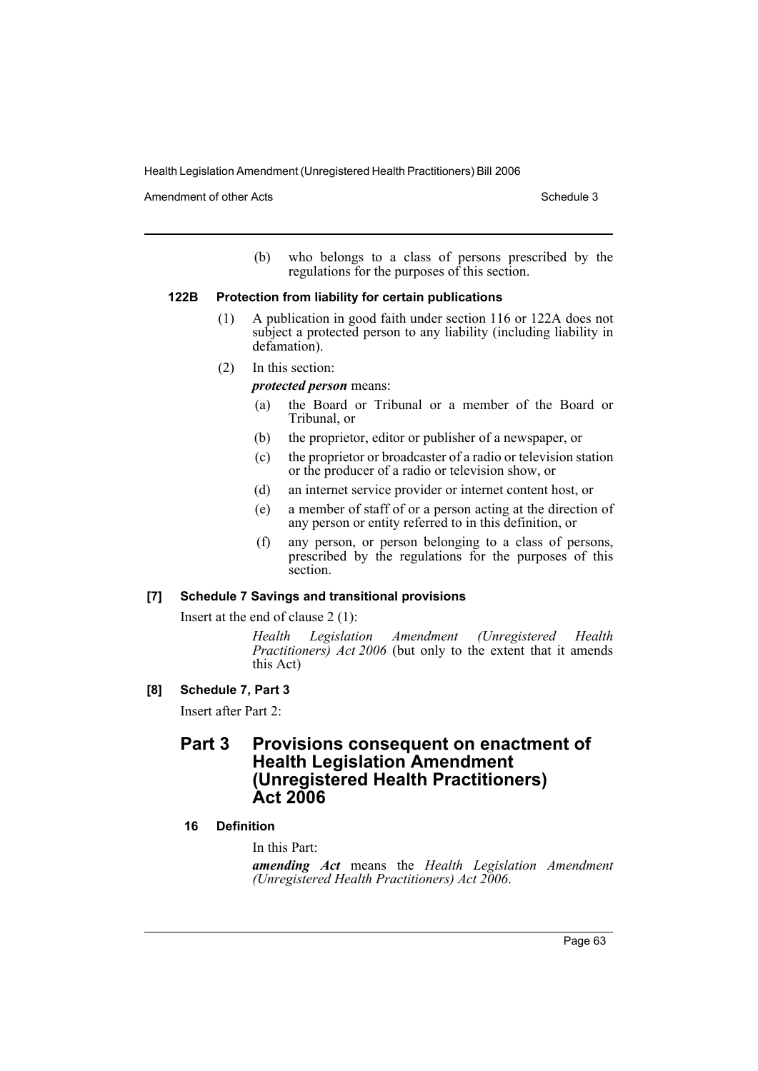(b) who belongs to a class of persons prescribed by the regulations for the purposes of this section.

#### 122B Protection from liability for certain publications

(1) A publication in good faith under section 116 or 122A does not subject a protected person to any liability (including liability in defamation).

(2) In this section:

***protected person*** means:

(a) the Board or Tribunal or a member of the Board or Tribunal, or

(b) the proprietor, editor or publisher of a newspaper, or

(c) the proprietor or broadcaster of a radio or television station or the producer of a radio or television show, or

(d) an internet service provider or internet content host, or

(e) a member of staff of or a person acting at the direction of any person or entity referred to in this definition, or

(f) any person, or person belonging to a class of persons, prescribed by the regulations for the purposes of this section.

#### [7] Schedule 7 Savings and transitional provisions

Insert at the end of clause 2 (1):

*Health Legislation Amendment (Unregistered Health Practitioners) Act 2006* (but only to the extent that it amends this Act)

#### [8] Schedule 7, Part 3

Insert after Part 2:

## Part 3 Provisions consequent on enactment of Health Legislation Amendment (Unregistered Health Practitioners) Act 2006

#### 16 Definition

In this Part:

***amending Act*** means the *Health Legislation Amendment (Unregistered Health Practitioners) Act 2006*.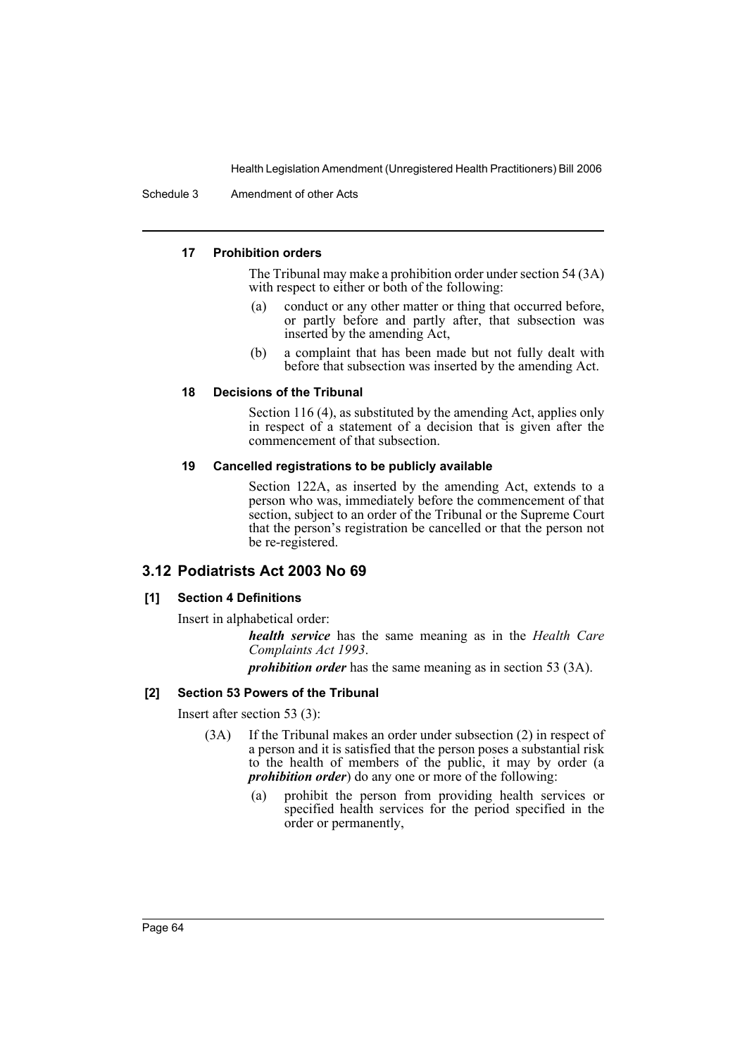#### 17 Prohibition orders

The Tribunal may make a prohibition order under section 54 (3A) with respect to either or both of the following:

(a) conduct or any other matter or thing that occurred before, or partly before and partly after, that subsection was inserted by the amending Act,

(b) a complaint that has been made but not fully dealt with before that subsection was inserted by the amending Act.

#### 18 Decisions of the Tribunal

Section 116 (4), as substituted by the amending Act, applies only in respect of a statement of a decision that is given after the commencement of that subsection.

#### 19 Cancelled registrations to be publicly available

Section 122A, as inserted by the amending Act, extends to a person who was, immediately before the commencement of that section, subject to an order of the Tribunal or the Supreme Court that the person's registration be cancelled or that the person not be re-registered.

## 3.12 Podiatrists Act 2003 No 69

### [1] Section 4 Definitions

Insert in alphabetical order:

***health service*** has the same meaning as in the *Health Care Complaints Act 1993*.

***prohibition order*** has the same meaning as in section 53 (3A).

### [2] Section 53 Powers of the Tribunal

Insert after section 53 (3):

(3A) If the Tribunal makes an order under subsection (2) in respect of a person and it is satisfied that the person poses a substantial risk to the health of members of the public, it may by order (a ***prohibition order***) do any one or more of the following:

(a) prohibit the person from providing health services or specified health services for the period specified in the order or permanently,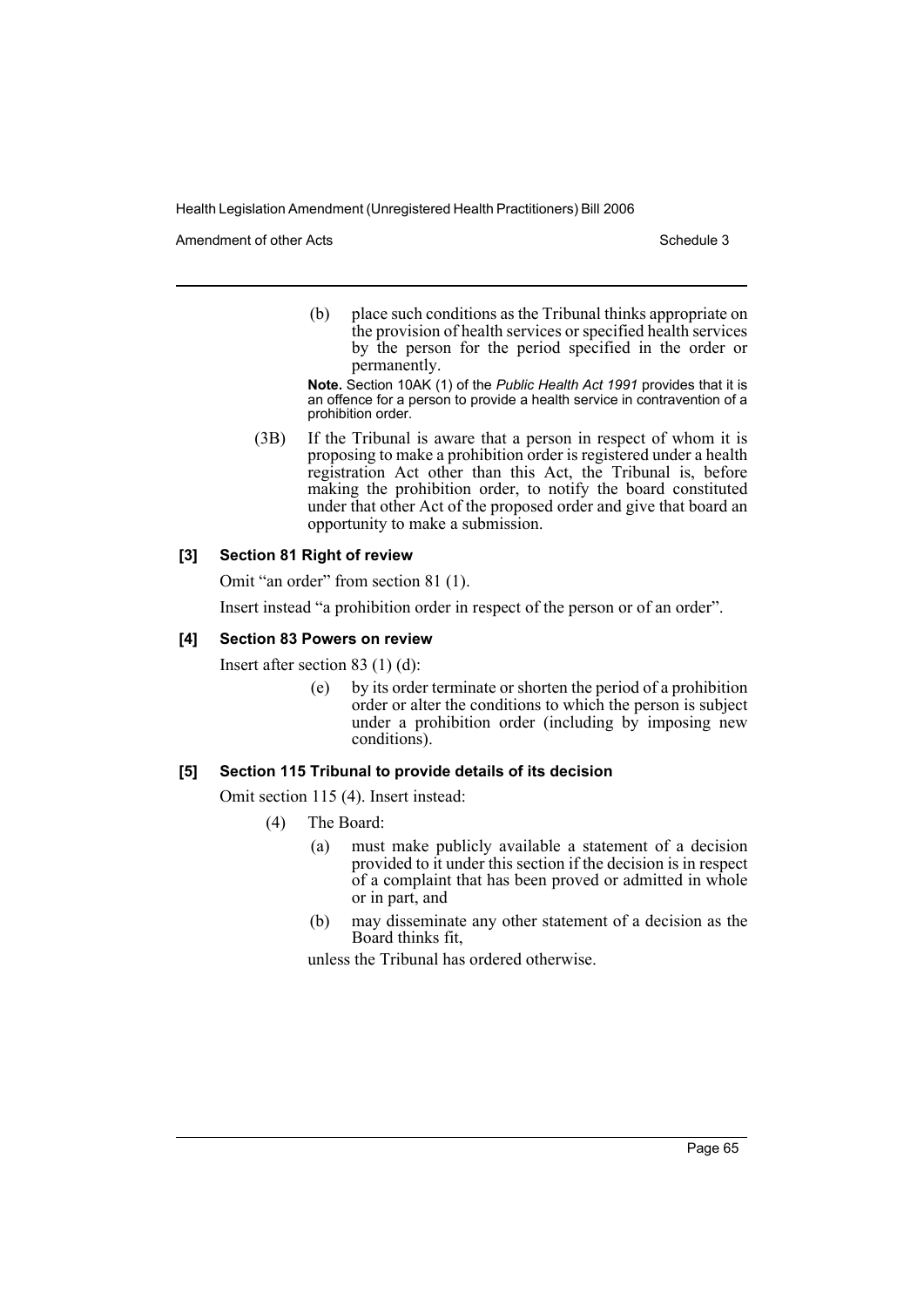(b) place such conditions as the Tribunal thinks appropriate on the provision of health services or specified health services by the person for the period specified in the order or permanently.

**Note.** Section 10AK (1) of the *Public Health Act 1991* provides that it is an offence for a person to provide a health service in contravention of a prohibition order.

(3B) If the Tribunal is aware that a person in respect of whom it is proposing to make a prohibition order is registered under a health registration Act other than this Act, the Tribunal is, before making the prohibition order, to notify the board constituted under that other Act of the proposed order and give that board an opportunity to make a submission.

#### [3] Section 81 Right of review

Omit "an order" from section 81 (1).

Insert instead "a prohibition order in respect of the person or of an order".

#### [4] Section 83 Powers on review

Insert after section 83 (1) (d):

(e) by its order terminate or shorten the period of a prohibition order or alter the conditions to which the person is subject under a prohibition order (including by imposing new conditions).

#### [5] Section 115 Tribunal to provide details of its decision

Omit section 115 (4). Insert instead:

(4) The Board:

(a) must make publicly available a statement of a decision provided to it under this section if the decision is in respect of a complaint that has been proved or admitted in whole or in part, and

(b) may disseminate any other statement of a decision as the Board thinks fit,

unless the Tribunal has ordered otherwise.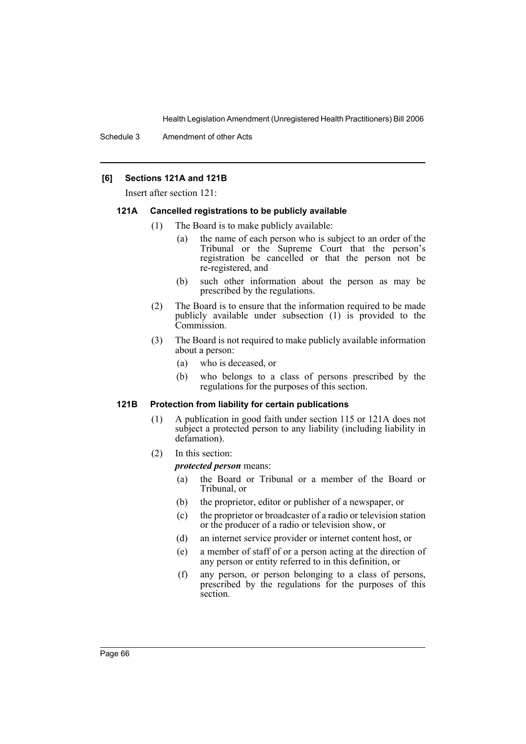### [6] Sections 121A and 121B

Insert after section 121:

#### 121A Cancelled registrations to be publicly available

(1) The Board is to make publicly available:

- (a) the name of each person who is subject to an order of the Tribunal or the Supreme Court that the person's registration be cancelled or that the person not be re-registered, and
- (b) such other information about the person as may be prescribed by the regulations.

(2) The Board is to ensure that the information required to be made publicly available under subsection (1) is provided to the Commission.

(3) The Board is not required to make publicly available information about a person:

- (a) who is deceased, or
- (b) who belongs to a class of persons prescribed by the regulations for the purposes of this section.

#### 121B Protection from liability for certain publications

(1) A publication in good faith under section 115 or 121A does not subject a protected person to any liability (including liability in defamation).

(2) In this section:

***protected person*** means:

- (a) the Board or Tribunal or a member of the Board or Tribunal, or
- (b) the proprietor, editor or publisher of a newspaper, or
- (c) the proprietor or broadcaster of a radio or television station or the producer of a radio or television show, or
- (d) an internet service provider or internet content host, or
- (e) a member of staff of or a person acting at the direction of any person or entity referred to in this definition, or
- (f) any person, or person belonging to a class of persons, prescribed by the regulations for the purposes of this section.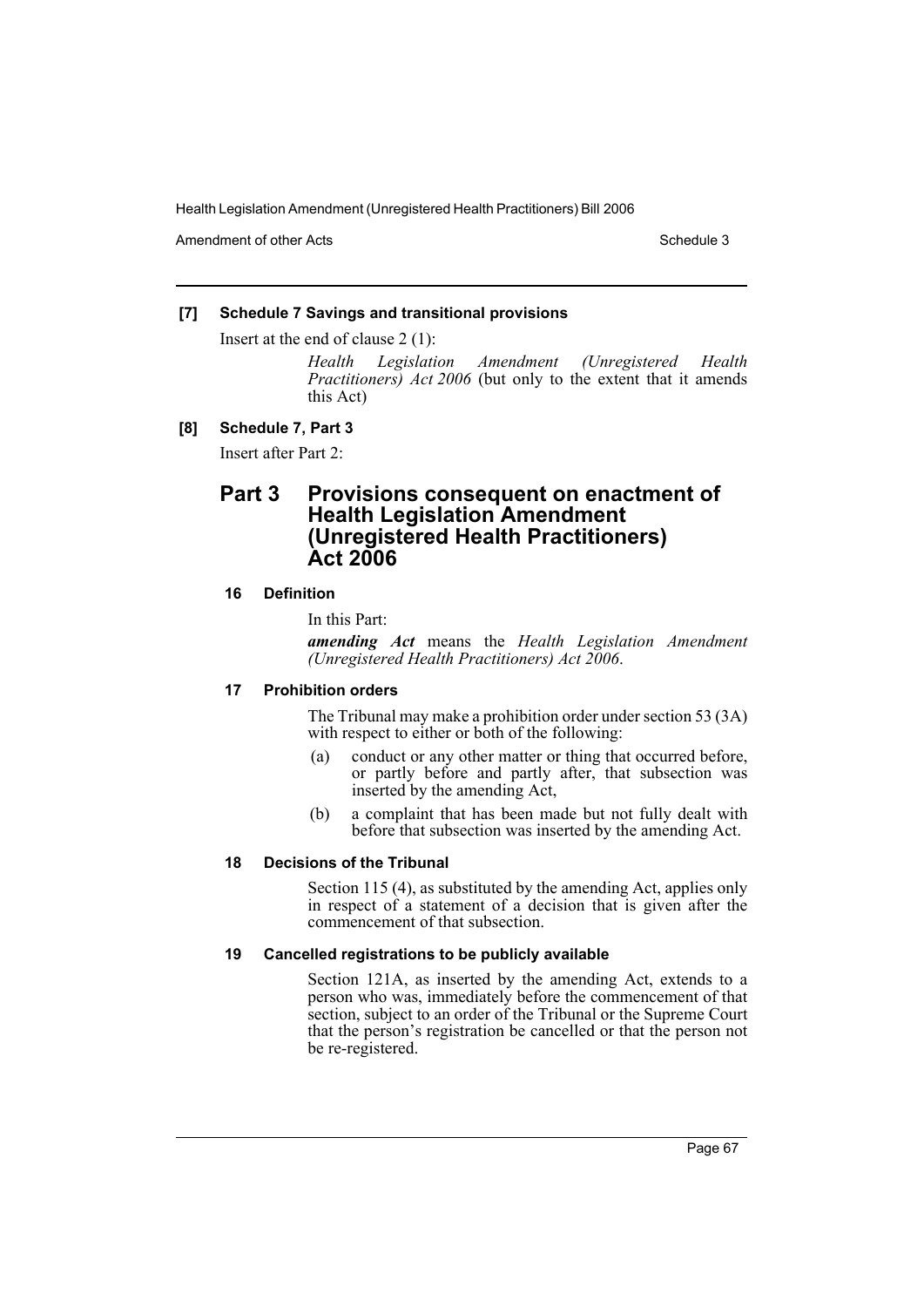**[7] Schedule 7 Savings and transitional provisions**

Insert at the end of clause 2 (1):

> *Health Legislation Amendment (Unregistered Health Practitioners) Act 2006* (but only to the extent that it amends this Act)

**[8] Schedule 7, Part 3**

Insert after Part 2:

## Part 3 Provisions consequent on enactment of Health Legislation Amendment (Unregistered Health Practitioners) Act 2006

### 16 Definition

In this Part:

***amending Act*** means the *Health Legislation Amendment (Unregistered Health Practitioners) Act 2006*.

### 17 Prohibition orders

The Tribunal may make a prohibition order under section 53 (3A) with respect to either or both of the following:

(a) conduct or any other matter or thing that occurred before, or partly before and partly after, that subsection was inserted by the amending Act,

(b) a complaint that has been made but not fully dealt with before that subsection was inserted by the amending Act.

### 18 Decisions of the Tribunal

Section 115 (4), as substituted by the amending Act, applies only in respect of a statement of a decision that is given after the commencement of that subsection.

### 19 Cancelled registrations to be publicly available

Section 121A, as inserted by the amending Act, extends to a person who was, immediately before the commencement of that section, subject to an order of the Tribunal or the Supreme Court that the person's registration be cancelled or that the person not be re-registered.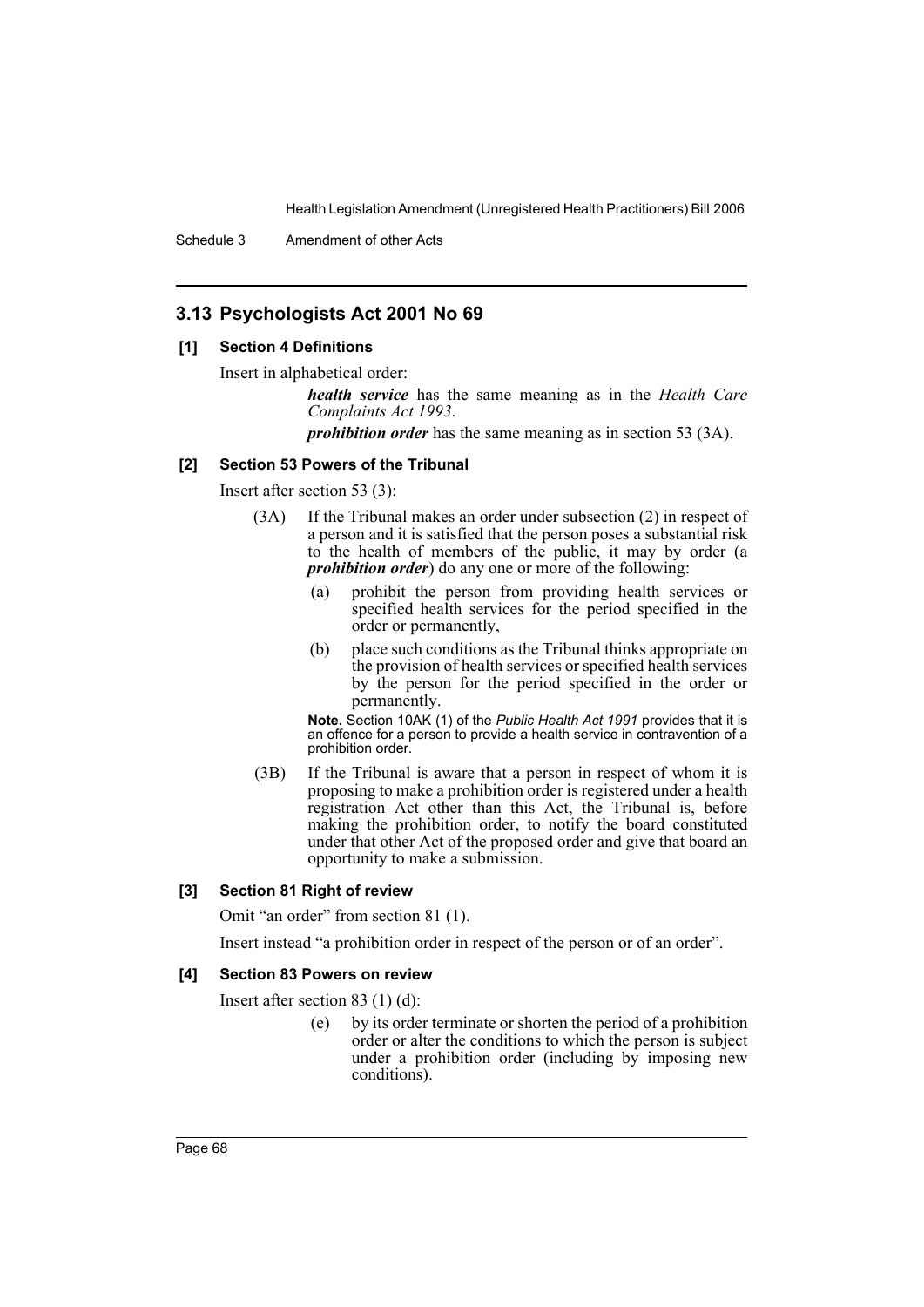## 3.13 Psychologists Act 2001 No 69

### [1] Section 4 Definitions

Insert in alphabetical order:

> ***health service*** has the same meaning as in the *Health Care Complaints Act 1993*.
>
> ***prohibition order*** has the same meaning as in section 53 (3A).

### [2] Section 53 Powers of the Tribunal

Insert after section 53 (3):

> (3A) If the Tribunal makes an order under subsection (2) in respect of a person and it is satisfied that the person poses a substantial risk to the health of members of the public, it may by order (a ***prohibition order***) do any one or more of the following:
>
> (a) prohibit the person from providing health services or specified health services for the period specified in the order or permanently,
>
> (b) place such conditions as the Tribunal thinks appropriate on the provision of health services or specified health services by the person for the period specified in the order or permanently.
>
> **Note.** Section 10AK (1) of the *Public Health Act 1991* provides that it is an offence for a person to provide a health service in contravention of a prohibition order.
>
> (3B) If the Tribunal is aware that a person in respect of whom it is proposing to make a prohibition order is registered under a health registration Act other than this Act, the Tribunal is, before making the prohibition order, to notify the board constituted under that other Act of the proposed order and give that board an opportunity to make a submission.

### [3] Section 81 Right of review

Omit "an order" from section 81 (1).

Insert instead "a prohibition order in respect of the person or of an order".

### [4] Section 83 Powers on review

Insert after section 83 (1) (d):

> (e) by its order terminate or shorten the period of a prohibition order or alter the conditions to which the person is subject under a prohibition order (including by imposing new conditions).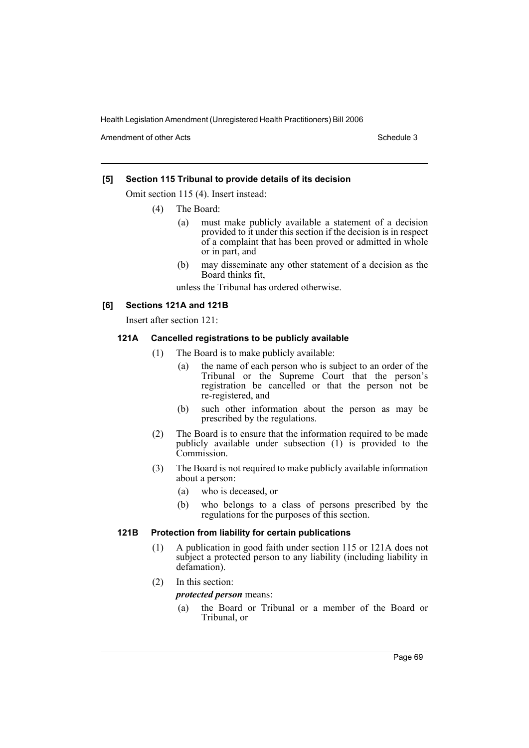### [5] Section 115 Tribunal to provide details of its decision

Omit section 115 (4). Insert instead:

(4) The Board:

(a) must make publicly available a statement of a decision provided to it under this section if the decision is in respect of a complaint that has been proved or admitted in whole or in part, and

(b) may disseminate any other statement of a decision as the Board thinks fit,

unless the Tribunal has ordered otherwise.

### [6] Sections 121A and 121B

Insert after section 121:

#### 121A Cancelled registrations to be publicly available

(1) The Board is to make publicly available:

(a) the name of each person who is subject to an order of the Tribunal or the Supreme Court that the person's registration be cancelled or that the person not be re-registered, and

(b) such other information about the person as may be prescribed by the regulations.

(2) The Board is to ensure that the information required to be made publicly available under subsection (1) is provided to the Commission.

(3) The Board is not required to make publicly available information about a person:

(a) who is deceased, or

(b) who belongs to a class of persons prescribed by the regulations for the purposes of this section.

#### 121B Protection from liability for certain publications

(1) A publication in good faith under section 115 or 121A does not subject a protected person to any liability (including liability in defamation).

(2) In this section:

***protected person*** means:

(a) the Board or Tribunal or a member of the Board or Tribunal, or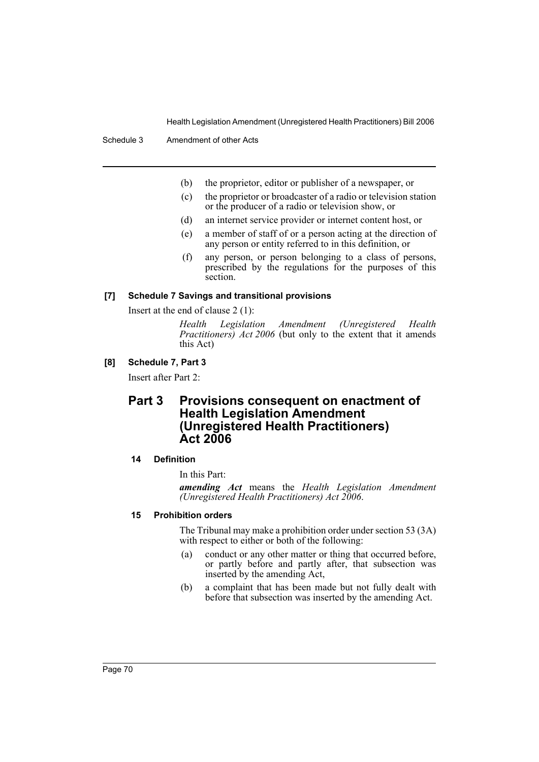(b) the proprietor, editor or publisher of a newspaper, or

(c) the proprietor or broadcaster of a radio or television station or the producer of a radio or television show, or

(d) an internet service provider or internet content host, or

(e) a member of staff of or a person acting at the direction of any person or entity referred to in this definition, or

(f) any person, or person belonging to a class of persons, prescribed by the regulations for the purposes of this section.

#### [7] Schedule 7 Savings and transitional provisions

Insert at the end of clause 2 (1):

*Health Legislation Amendment (Unregistered Health Practitioners) Act 2006* (but only to the extent that it amends this Act)

#### [8] Schedule 7, Part 3

Insert after Part 2:

## Part 3 Provisions consequent on enactment of Health Legislation Amendment (Unregistered Health Practitioners) Act 2006

#### 14 Definition

In this Part:

***amending Act*** means the *Health Legislation Amendment (Unregistered Health Practitioners) Act 2006*.

#### 15 Prohibition orders

The Tribunal may make a prohibition order under section 53 (3A) with respect to either or both of the following:

(a) conduct or any other matter or thing that occurred before, or partly before and partly after, that subsection was inserted by the amending Act,

(b) a complaint that has been made but not fully dealt with before that subsection was inserted by the amending Act.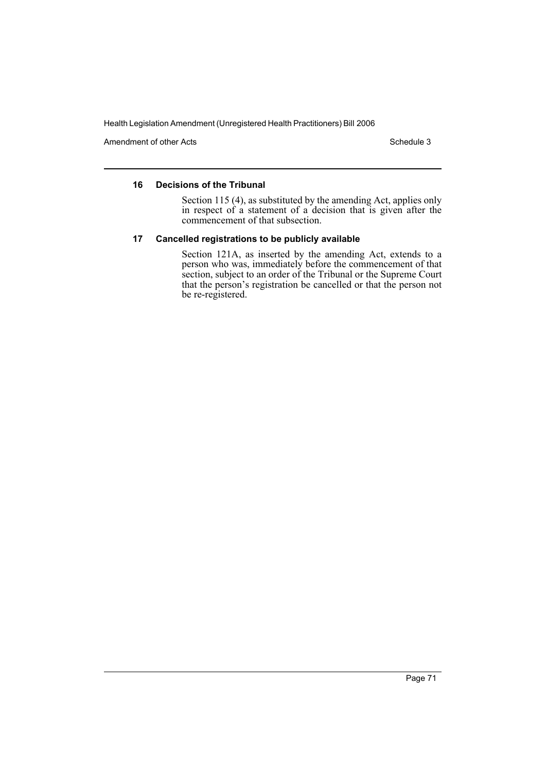### 16 Decisions of the Tribunal

Section 115 (4), as substituted by the amending Act, applies only in respect of a statement of a decision that is given after the commencement of that subsection.

### 17 Cancelled registrations to be publicly available

Section 121A, as inserted by the amending Act, extends to a person who was, immediately before the commencement of that section, subject to an order of the Tribunal or the Supreme Court that the person's registration be cancelled or that the person not be re-registered.